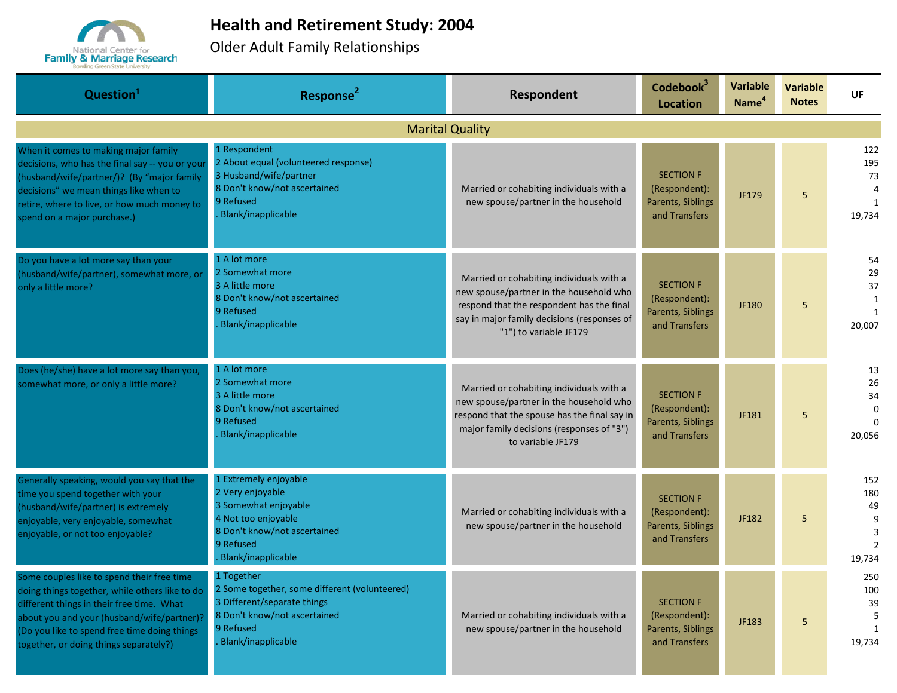# Health and Retirement Study: 2004

Older Adult Family Relationships

| Question[1] | Response[2] | Respondent | Codebook[3] Location | Variable Name[4] | Variable Notes | UF |
|---|---|---|---|---|---|---|
| **Marital Quality** | | | | | | |
| When it comes to making major family decisions, who has the final say -- you or your (husband/wife/partner/)? (By "major family decisions" we mean things like when to retire, where to live, or how much money to spend on a major purchase.) | 1 Respondent<br>2 About equal (volunteered response)<br>3 Husband/wife/partner<br>8 Don't know/not ascertained<br>9 Refused<br>. Blank/inapplicable | Married or cohabiting individuals with a new spouse/partner in the household | SECTION F (Respondent): Parents, Siblings and Transfers | JF179 | 5 | 122<br>195<br>73<br>4<br>1<br>19,734 |
| Do you have a lot more say than your (husband/wife/partner), somewhat more, or only a little more? | 1 A lot more<br>2 Somewhat more<br>3 A little more<br>8 Don't know/not ascertained<br>9 Refused<br>. Blank/inapplicable | Married or cohabiting individuals with a new spouse/partner in the household who respond that the respondent has the final say in major family decisions (responses of "1") to variable JF179 | SECTION F (Respondent): Parents, Siblings and Transfers | JF180 | 5 | 54<br>29<br>37<br>1<br>1<br>20,007 |
| Does (he/she) have a lot more say than you, somewhat more, or only a little more? | 1 A lot more<br>2 Somewhat more<br>3 A little more<br>8 Don't know/not ascertained<br>9 Refused<br>. Blank/inapplicable | Married or cohabiting individuals with a new spouse/partner in the household who respond that the spouse has the final say in major family decisions (responses of "3") to variable JF179 | SECTION F (Respondent): Parents, Siblings and Transfers | JF181 | 5 | 13<br>26<br>34<br>0<br>0<br>20,056 |
| Generally speaking, would you say that the time you spend together with your (husband/wife/partner) is extremely enjoyable, very enjoyable, somewhat enjoyable, or not too enjoyable? | 1 Extremely enjoyable<br>2 Very enjoyable<br>3 Somewhat enjoyable<br>4 Not too enjoyable<br>8 Don't know/not ascertained<br>9 Refused<br>. Blank/inapplicable | Married or cohabiting individuals with a new spouse/partner in the household | SECTION F (Respondent): Parents, Siblings and Transfers | JF182 | 5 | 152<br>180<br>49<br>9<br>3<br>2<br>19,734 |
| Some couples like to spend their free time doing things together, while others like to do different things in their free time. What about you and your (husband/wife/partner)? (Do you like to spend free time doing things together, or doing things separately?) | 1 Together<br>2 Some together, some different (volunteered)<br>3 Different/separate things<br>8 Don't know/not ascertained<br>9 Refused<br>. Blank/inapplicable | Married or cohabiting individuals with a new spouse/partner in the household | SECTION F (Respondent): Parents, Siblings and Transfers | JF183 | 5 | 250<br>100<br>39<br>5<br>1<br>19,734 |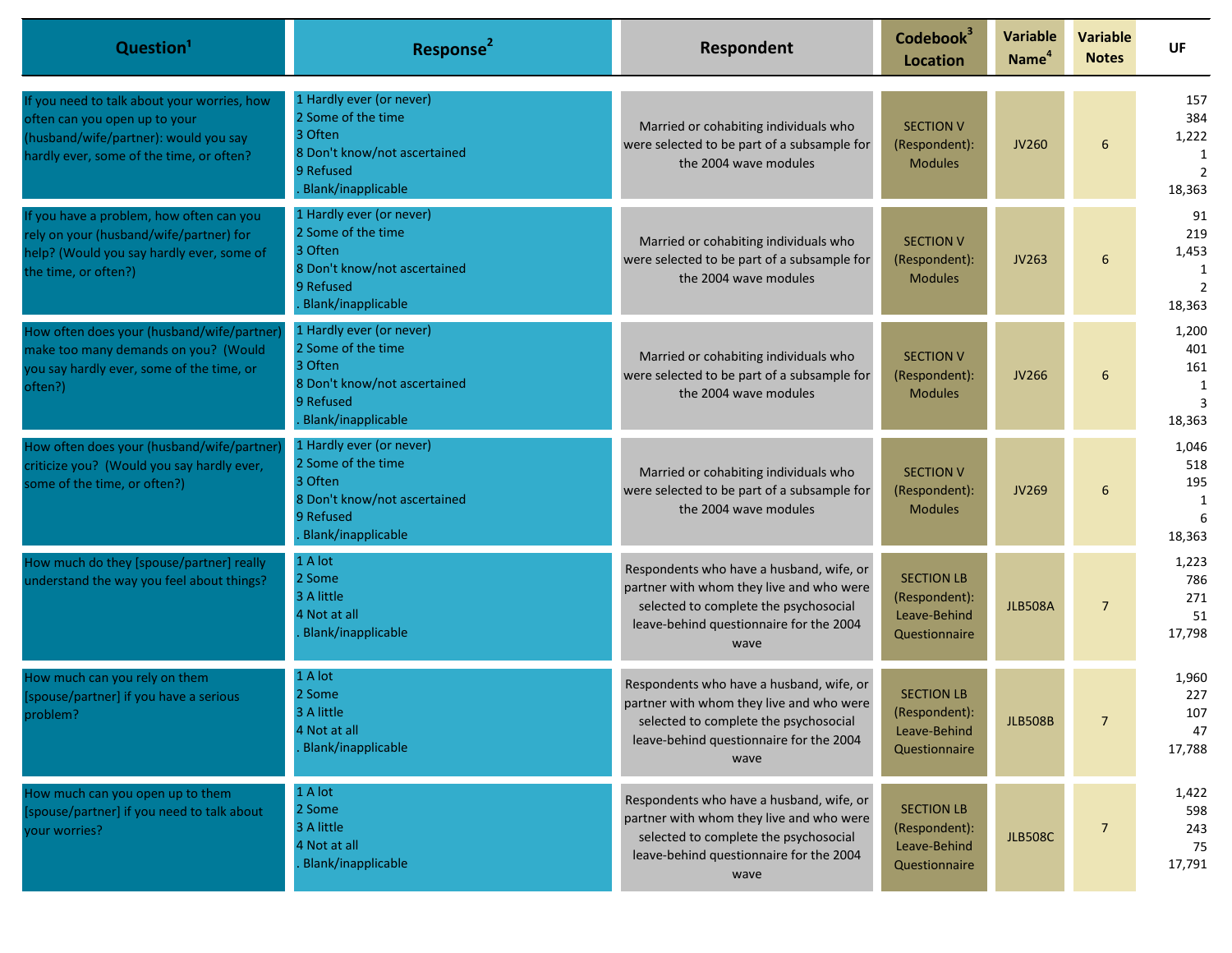| Question[1] | Response[2] | Respondent | Codebook[3] Location | Variable Name[4] | Variable Notes | UF |
|---|---|---|---|---|---|---|
| If you need to talk about your worries, how often can you open up to your (husband/wife/partner): would you say hardly ever, some of the time, or often? | 1 Hardly ever (or never)<br>2 Some of the time<br>3 Often<br>8 Don't know/not ascertained<br>9 Refused<br>. Blank/inapplicable | Married or cohabiting individuals who were selected to be part of a subsample for the 2004 wave modules | SECTION V (Respondent): Modules | JV260 | 6 | 157<br>384<br>1,222<br>1<br>2<br>18,363 |
| If you have a problem, how often can you rely on your (husband/wife/partner) for help? (Would you say hardly ever, some of the time, or often?) | 1 Hardly ever (or never)<br>2 Some of the time<br>3 Often<br>8 Don't know/not ascertained<br>9 Refused<br>. Blank/inapplicable | Married or cohabiting individuals who were selected to be part of a subsample for the 2004 wave modules | SECTION V (Respondent): Modules | JV263 | 6 | 91<br>219<br>1,453<br>1<br>2<br>18,363 |
| How often does your (husband/wife/partner) make too many demands on you? (Would you say hardly ever, some of the time, or often?) | 1 Hardly ever (or never)<br>2 Some of the time<br>3 Often<br>8 Don't know/not ascertained<br>9 Refused<br>. Blank/inapplicable | Married or cohabiting individuals who were selected to be part of a subsample for the 2004 wave modules | SECTION V (Respondent): Modules | JV266 | 6 | 1,200<br>401<br>161<br>1<br>3<br>18,363 |
| How often does your (husband/wife/partner) criticize you? (Would you say hardly ever, some of the time, or often?) | 1 Hardly ever (or never)<br>2 Some of the time<br>3 Often<br>8 Don't know/not ascertained<br>9 Refused<br>. Blank/inapplicable | Married or cohabiting individuals who were selected to be part of a subsample for the 2004 wave modules | SECTION V (Respondent): Modules | JV269 | 6 | 1,046<br>518<br>195<br>1<br>6<br>18,363 |
| How much do they [spouse/partner] really understand the way you feel about things? | 1 A lot<br>2 Some<br>3 A little<br>4 Not at all<br>. Blank/inapplicable | Respondents who have a husband, wife, or partner with whom they live and who were selected to complete the psychosocial leave-behind questionnaire for the 2004 wave | SECTION LB (Respondent): Leave-Behind Questionnaire | JLB508A | 7 | 1,223<br>786<br>271<br>51<br>17,798 |
| How much can you rely on them [spouse/partner] if you have a serious problem? | 1 A lot<br>2 Some<br>3 A little<br>4 Not at all<br>. Blank/inapplicable | Respondents who have a husband, wife, or partner with whom they live and who were selected to complete the psychosocial leave-behind questionnaire for the 2004 wave | SECTION LB (Respondent): Leave-Behind Questionnaire | JLB508B | 7 | 1,960<br>227<br>107<br>47<br>17,788 |
| How much can you open up to them [spouse/partner] if you need to talk about your worries? | 1 A lot<br>2 Some<br>3 A little<br>4 Not at all<br>. Blank/inapplicable | Respondents who have a husband, wife, or partner with whom they live and who were selected to complete the psychosocial leave-behind questionnaire for the 2004 wave | SECTION LB (Respondent): Leave-Behind Questionnaire | JLB508C | 7 | 1,422<br>598<br>243<br>75<br>17,791 |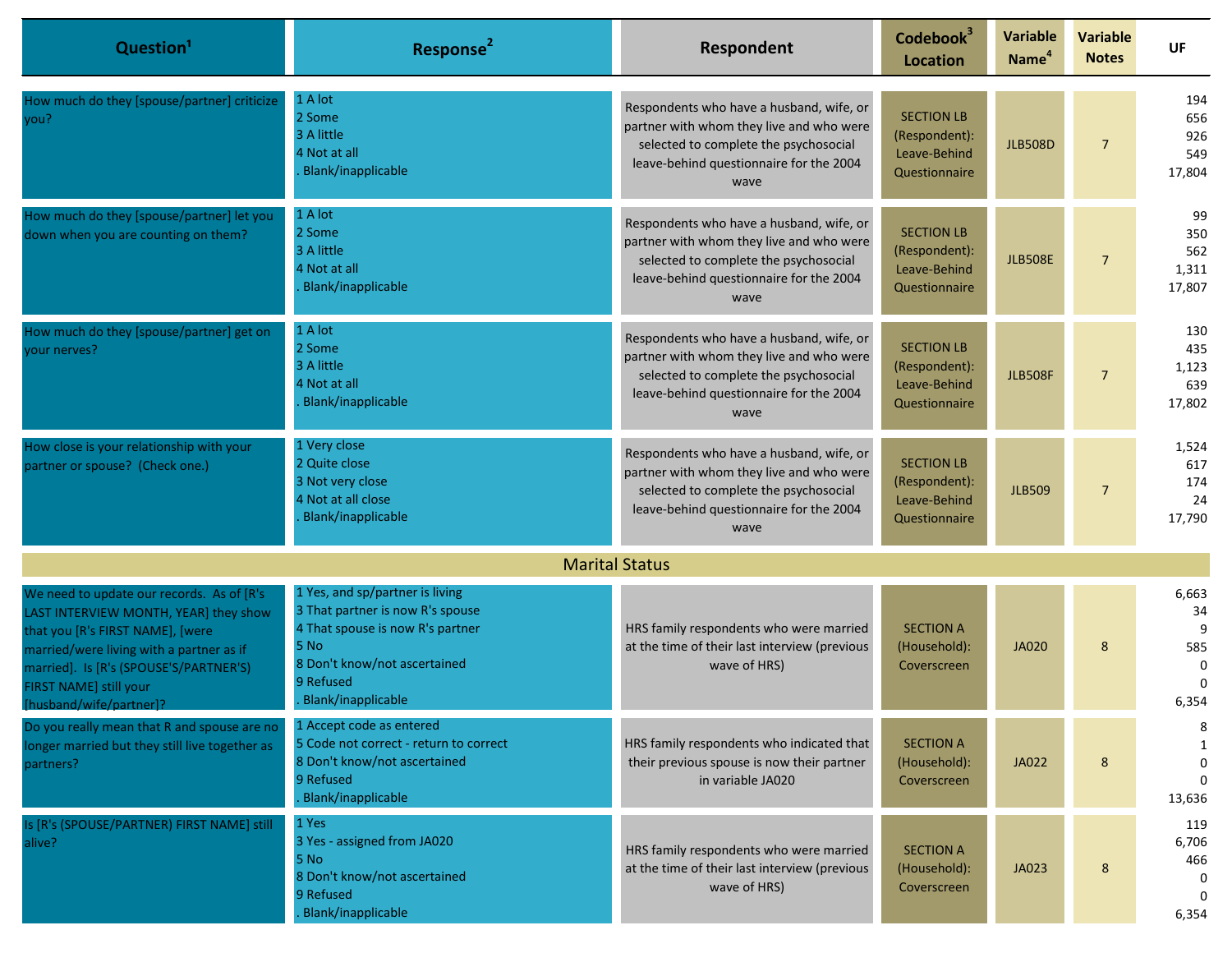| Question[1] | Response[2] | Respondent | Codebook[3] Location | Variable Name[4] | Variable Notes | UF |
|---|---|---|---|---|---|---|
| How much do they [spouse/partner] criticize you? | 1 A lot<br>2 Some<br>3 A little<br>4 Not at all<br>. Blank/inapplicable | Respondents who have a husband, wife, or partner with whom they live and who were selected to complete the psychosocial leave-behind questionnaire for the 2004 wave | SECTION LB (Respondent): Leave-Behind Questionnaire | JLB508D | 7 | 194<br>656<br>926<br>549<br>17,804 |
| How much do they [spouse/partner] let you down when you are counting on them? | 1 A lot<br>2 Some<br>3 A little<br>4 Not at all<br>. Blank/inapplicable | Respondents who have a husband, wife, or partner with whom they live and who were selected to complete the psychosocial leave-behind questionnaire for the 2004 wave | SECTION LB (Respondent): Leave-Behind Questionnaire | JLB508E | 7 | 99<br>350<br>562<br>1,311<br>17,807 |
| How much do they [spouse/partner] get on your nerves? | 1 A lot<br>2 Some<br>3 A little<br>4 Not at all<br>. Blank/inapplicable | Respondents who have a husband, wife, or partner with whom they live and who were selected to complete the psychosocial leave-behind questionnaire for the 2004 wave | SECTION LB (Respondent): Leave-Behind Questionnaire | JLB508F | 7 | 130<br>435<br>1,123<br>639<br>17,802 |
| How close is your relationship with your partner or spouse? (Check one.) | 1 Very close<br>2 Quite close<br>3 Not very close<br>4 Not at all close<br>. Blank/inapplicable | Respondents who have a husband, wife, or partner with whom they live and who were selected to complete the psychosocial leave-behind questionnaire for the 2004 wave | SECTION LB (Respondent): Leave-Behind Questionnaire | JLB509 | 7 | 1,524<br>617<br>174<br>24<br>17,790 |
| **Marital Status** | | | | | | |
| We need to update our records. As of [R's LAST INTERVIEW MONTH, YEAR] they show that you [R's FIRST NAME], [were married/were living with a partner as if married]. Is [R's (SPOUSE'S/PARTNER'S) FIRST NAME] still your [husband/wife/partner]? | 1 Yes, and sp/partner is living<br>3 That partner is now R's spouse<br>4 That spouse is now R's partner<br>5 No<br>8 Don't know/not ascertained<br>9 Refused<br>. Blank/inapplicable | HRS family respondents who were married at the time of their last interview (previous wave of HRS) | SECTION A (Household): Coverscreen | JA020 | 8 | 6,663<br>34<br>9<br>585<br>0<br>0<br>6,354 |
| Do you really mean that R and spouse are no longer married but they still live together as partners? | 1 Accept code as entered<br>5 Code not correct - return to correct<br>8 Don't know/not ascertained<br>9 Refused<br>. Blank/inapplicable | HRS family respondents who indicated that their previous spouse is now their partner in variable JA020 | SECTION A (Household): Coverscreen | JA022 | 8 | 8<br>1<br>0<br>0<br>13,636 |
| Is [R's (SPOUSE/PARTNER) FIRST NAME] still alive? | 1 Yes<br>3 Yes - assigned from JA020<br>5 No<br>8 Don't know/not ascertained<br>9 Refused<br>. Blank/inapplicable | HRS family respondents who were married at the time of their last interview (previous wave of HRS) | SECTION A (Household): Coverscreen | JA023 | 8 | 119<br>6,706<br>466<br>0<br>0<br>6,354 |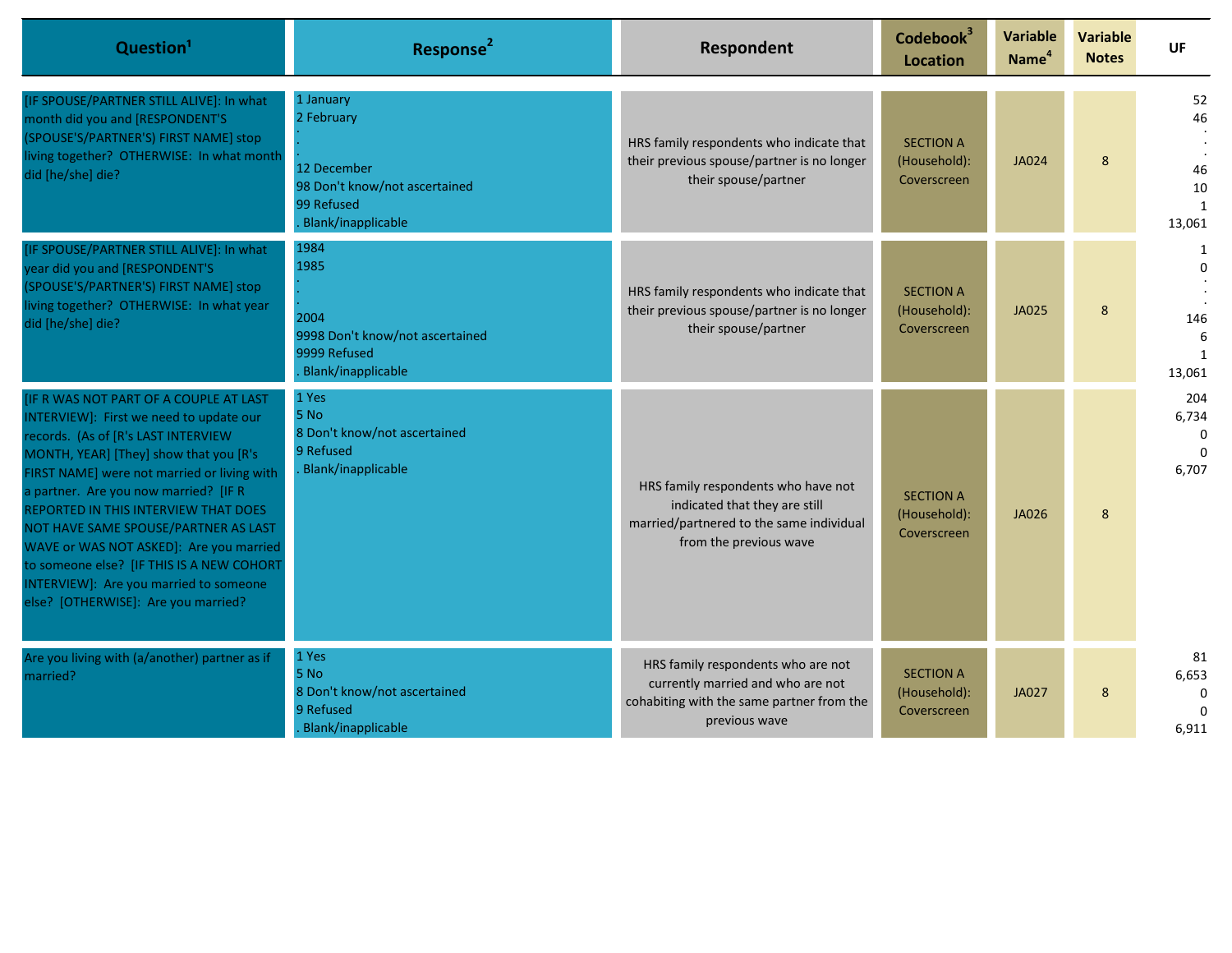| Question[1] | Response[2] | Respondent | Codebook[3] Location | Variable Name[4] | Variable Notes | UF |
|---|---|---|---|---|---|---|
| [IF SPOUSE/PARTNER STILL ALIVE]: In what month did you and [RESPONDENT'S (SPOUSE'S/PARTNER'S) FIRST NAME] stop living together? OTHERWISE: In what month did [he/she] die? | 1 January<br>2 February<br>.<br>.<br>12 December<br>98 Don't know/not ascertained<br>99 Refused<br>. Blank/inapplicable | HRS family respondents who indicate that their previous spouse/partner is no longer their spouse/partner | SECTION A (Household): Coverscreen | JA024 | 8 | 52<br>46<br>.<br>.<br>46<br>10<br>1<br>13,061 |
| [IF SPOUSE/PARTNER STILL ALIVE]: In what year did you and [RESPONDENT'S (SPOUSE'S/PARTNER'S) FIRST NAME] stop living together? OTHERWISE: In what year did [he/she] die? | 1984<br>1985<br>.<br>.<br>2004<br>9998 Don't know/not ascertained<br>9999 Refused<br>. Blank/inapplicable | HRS family respondents who indicate that their previous spouse/partner is no longer their spouse/partner | SECTION A (Household): Coverscreen | JA025 | 8 | 1<br>0<br>.<br>.<br>146<br>6<br>1<br>13,061 |
| [IF R WAS NOT PART OF A COUPLE AT LAST INTERVIEW]: First we need to update our records. (As of [R's LAST INTERVIEW MONTH, YEAR] [They] show that you [R's FIRST NAME] were not married or living with a partner. Are you now married? [IF R REPORTED IN THIS INTERVIEW THAT DOES NOT HAVE SAME SPOUSE/PARTNER AS LAST WAVE or WAS NOT ASKED]: Are you married to someone else? [IF THIS IS A NEW COHORT INTERVIEW]: Are you married to someone else? [OTHERWISE]: Are you married? | 1 Yes<br>5 No<br>8 Don't know/not ascertained<br>9 Refused<br>. Blank/inapplicable | HRS family respondents who have not indicated that they are still married/partnered to the same individual from the previous wave | SECTION A (Household): Coverscreen | JA026 | 8 | 204<br>6,734<br>0<br>0<br>6,707 |
| Are you living with (a/another) partner as if married? | 1 Yes<br>5 No<br>8 Don't know/not ascertained<br>9 Refused<br>. Blank/inapplicable | HRS family respondents who are not currently married and who are not cohabiting with the same partner from the previous wave | SECTION A (Household): Coverscreen | JA027 | 8 | 81<br>6,653<br>0<br>0<br>6,911 |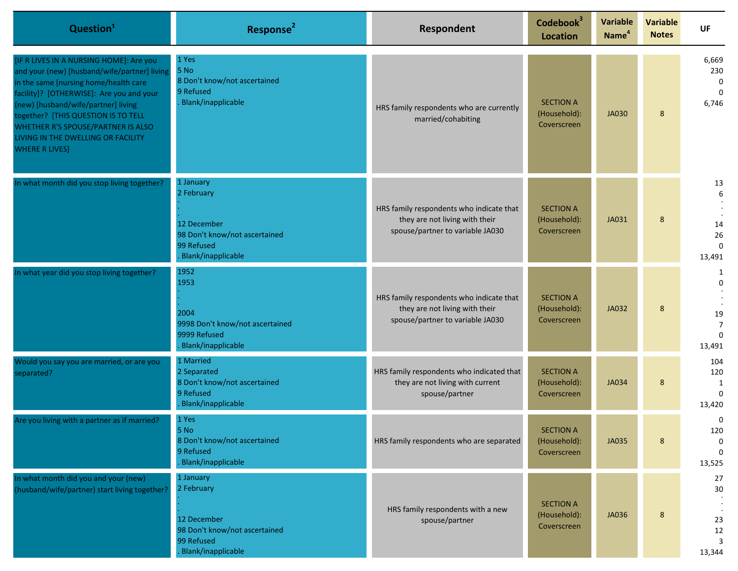| Question[1] | Response[2] | Respondent | Codebook[3] Location | Variable Name[4] | Variable Notes | UF |
|---|---|---|---|---|---|---|
| [IF R LIVES IN A NURSING HOME]: Are you and your (new) [husband/wife/partner] living in the same [nursing home/health care facility]? [OTHERWISE]: Are you and your (new) [husband/wife/partner] living together? [THIS QUESTION IS TO TELL WHETHER R'S SPOUSE/PARTNER IS ALSO LIVING IN THE DWELLING OR FACILITY WHERE R LIVES] | 1 Yes<br>5 No<br>8 Don't know/not ascertained<br>9 Refused<br>. Blank/inapplicable | HRS family respondents who are currently married/cohabiting | SECTION A (Household): Coverscreen | JA030 | 8 | 6,669<br>230<br>0<br>0<br>6,746 |
| In what month did you stop living together? | 1 January<br>2 February<br>.<br>.<br>12 December<br>98 Don't know/not ascertained<br>99 Refused<br>. Blank/inapplicable | HRS family respondents who indicate that they are not living with their spouse/partner to variable JA030 | SECTION A (Household): Coverscreen | JA031 | 8 | 13<br>6<br>.<br>.<br>14<br>26<br>0<br>13,491 |
| In what year did you stop living together? | 1952<br>1953<br>.<br>.<br>2004<br>9998 Don't know/not ascertained<br>9999 Refused<br>. Blank/inapplicable | HRS family respondents who indicate that they are not living with their spouse/partner to variable JA030 | SECTION A (Household): Coverscreen | JA032 | 8 | 1<br>0<br>.<br>.<br>19<br>7<br>0<br>13,491 |
| Would you say you are married, or are you separated? | 1 Married<br>2 Separated<br>8 Don't know/not ascertained<br>9 Refused<br>. Blank/inapplicable | HRS family respondents who indicated that they are not living with current spouse/partner | SECTION A (Household): Coverscreen | JA034 | 8 | 104<br>120<br>1<br>0<br>13,420 |
| Are you living with a partner as if married? | 1 Yes<br>5 No<br>8 Don't know/not ascertained<br>9 Refused<br>. Blank/inapplicable | HRS family respondents who are separated | SECTION A (Household): Coverscreen | JA035 | 8 | 0<br>120<br>0<br>0<br>13,525 |
| In what month did you and your (new) (husband/wife/partner) start living together? | 1 January<br>2 February<br>.<br>.<br>12 December<br>98 Don't know/not ascertained<br>99 Refused<br>. Blank/inapplicable | HRS family respondents with a new spouse/partner | SECTION A (Household): Coverscreen | JA036 | 8 | 27<br>30<br>.<br>.<br>23<br>12<br>3<br>13,344 |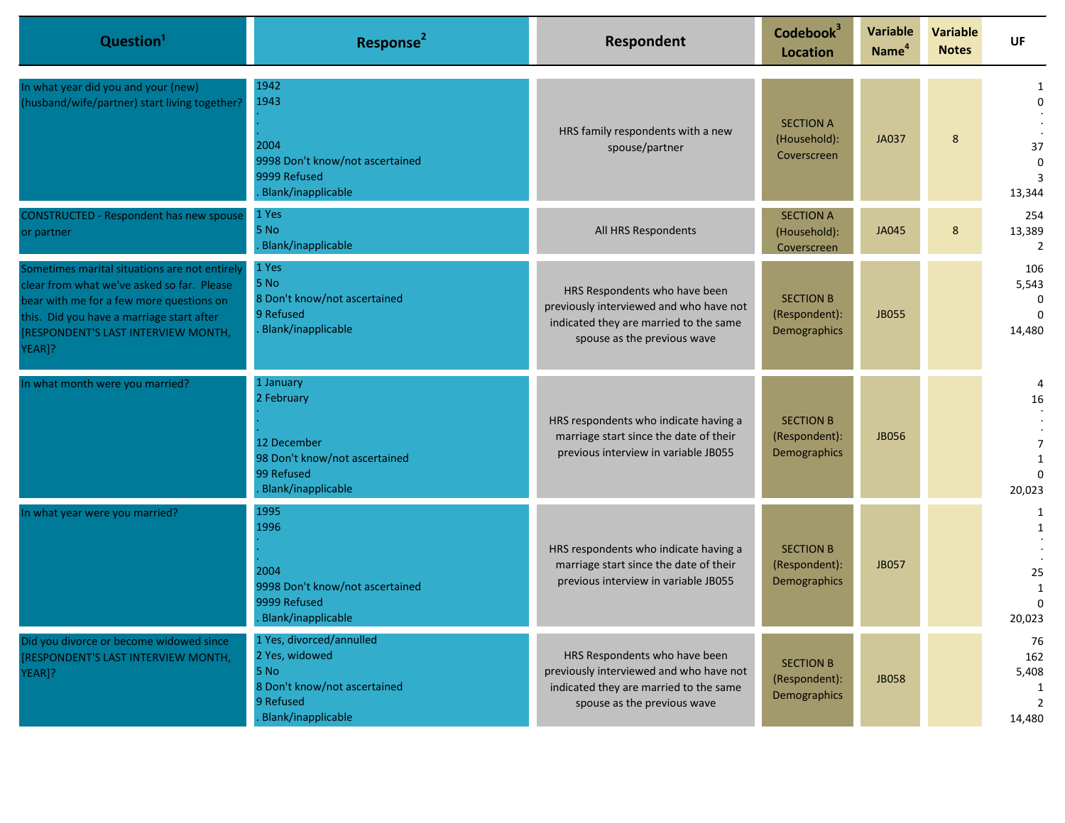| Question[1] | Response[2] | Respondent | Codebook[3] Location | Variable Name[4] | Variable Notes | UF |
|---|---|---|---|---|---|---|
| In what year did you and your (new) (husband/wife/partner) start living together? | 1942<br>1943<br>.<br>.<br>2004<br>9998 Don't know/not ascertained<br>9999 Refused<br>. Blank/inapplicable | HRS family respondents with a new spouse/partner | SECTION A (Household): Coverscreen | JA037 | 8 | 1<br>0<br>.<br>.<br>37<br>0<br>3<br>13,344 |
| CONSTRUCTED - Respondent has new spouse or partner | 1 Yes<br>5 No<br>. Blank/inapplicable | All HRS Respondents | SECTION A (Household): Coverscreen | JA045 | 8 | 254<br>13,389<br>2 |
| Sometimes marital situations are not entirely clear from what we've asked so far. Please bear with me for a few more questions on this. Did you have a marriage start after [RESPONDENT'S LAST INTERVIEW MONTH, YEAR]? | 1 Yes<br>5 No<br>8 Don't know/not ascertained<br>9 Refused<br>. Blank/inapplicable | HRS Respondents who have been previously interviewed and who have not indicated they are married to the same spouse as the previous wave | SECTION B (Respondent): Demographics | JB055 | | 106<br>5,543<br>0<br>0<br>14,480 |
| In what month were you married? | 1 January<br>2 February<br>.<br>.<br>12 December<br>98 Don't know/not ascertained<br>99 Refused<br>. Blank/inapplicable | HRS respondents who indicate having a marriage start since the date of their previous interview in variable JB055 | SECTION B (Respondent): Demographics | JB056 | | 4<br>16<br>.<br>.<br>7<br>1<br>0<br>20,023 |
| In what year were you married? | 1995<br>1996<br>.<br>.<br>2004<br>9998 Don't know/not ascertained<br>9999 Refused<br>. Blank/inapplicable | HRS respondents who indicate having a marriage start since the date of their previous interview in variable JB055 | SECTION B (Respondent): Demographics | JB057 | | 1<br>1<br>.<br>.<br>25<br>1<br>0<br>20,023 |
| Did you divorce or become widowed since [RESPONDENT'S LAST INTERVIEW MONTH, YEAR]? | 1 Yes, divorced/annulled<br>2 Yes, widowed<br>5 No<br>8 Don't know/not ascertained<br>9 Refused<br>. Blank/inapplicable | HRS Respondents who have been previously interviewed and who have not indicated they are married to the same spouse as the previous wave | SECTION B (Respondent): Demographics | JB058 | | 76<br>162<br>5,408<br>1<br>2<br>14,480 |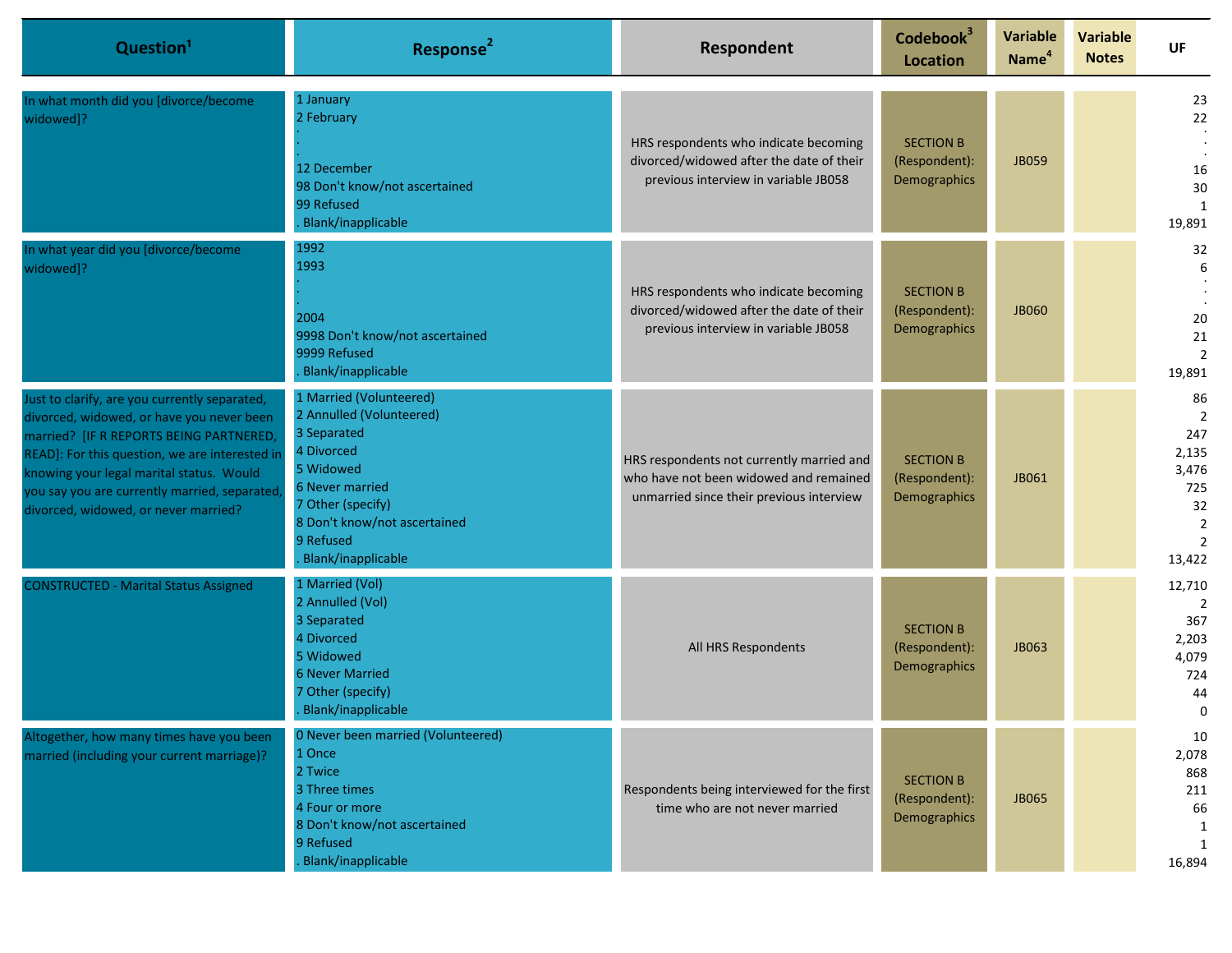| Question[1] | Response[2] | Respondent | Codebook[3] Location | Variable Name[4] | Variable Notes | UF |
|---|---|---|---|---|---|---|
| In what month did you [divorce/become widowed]? | 1 January<br>2 February<br>.<br>.<br>12 December<br>98 Don't know/not ascertained<br>99 Refused<br>. Blank/inapplicable | HRS respondents who indicate becoming divorced/widowed after the date of their previous interview in variable JB058 | SECTION B (Respondent): Demographics | JB059 | | 23<br>22<br>.<br>.<br>16<br>30<br>1<br>19,891 |
| In what year did you [divorce/become widowed]? | 1992<br>1993<br>.<br>.<br>2004<br>9998 Don't know/not ascertained<br>9999 Refused<br>. Blank/inapplicable | HRS respondents who indicate becoming divorced/widowed after the date of their previous interview in variable JB058 | SECTION B (Respondent): Demographics | JB060 | | 32<br>6<br>.<br>.<br>20<br>21<br>2<br>19,891 |
| Just to clarify, are you currently separated, divorced, widowed, or have you never been married? [IF R REPORTS BEING PARTNERED, READ]: For this question, we are interested in knowing your legal marital status. Would you say you are currently married, separated, divorced, widowed, or never married? | 1 Married (Volunteered)<br>2 Annulled (Volunteered)<br>3 Separated<br>4 Divorced<br>5 Widowed<br>6 Never married<br>7 Other (specify)<br>8 Don't know/not ascertained<br>9 Refused<br>. Blank/inapplicable | HRS respondents not currently married and who have not been widowed and remained unmarried since their previous interview | SECTION B (Respondent): Demographics | JB061 | | 86<br>2<br>247<br>2,135<br>3,476<br>725<br>32<br>2<br>2<br>13,422 |
| CONSTRUCTED - Marital Status Assigned | 1 Married (Vol)<br>2 Annulled (Vol)<br>3 Separated<br>4 Divorced<br>5 Widowed<br>6 Never Married<br>7 Other (specify)<br>. Blank/inapplicable | All HRS Respondents | SECTION B (Respondent): Demographics | JB063 | | 12,710<br>2<br>367<br>2,203<br>4,079<br>724<br>44<br>0 |
| Altogether, how many times have you been married (including your current marriage)? | 0 Never been married (Volunteered)<br>1 Once<br>2 Twice<br>3 Three times<br>4 Four or more<br>8 Don't know/not ascertained<br>9 Refused<br>. Blank/inapplicable | Respondents being interviewed for the first time who are not never married | SECTION B (Respondent): Demographics | JB065 | | 10<br>2,078<br>868<br>211<br>66<br>1<br>1<br>16,894 |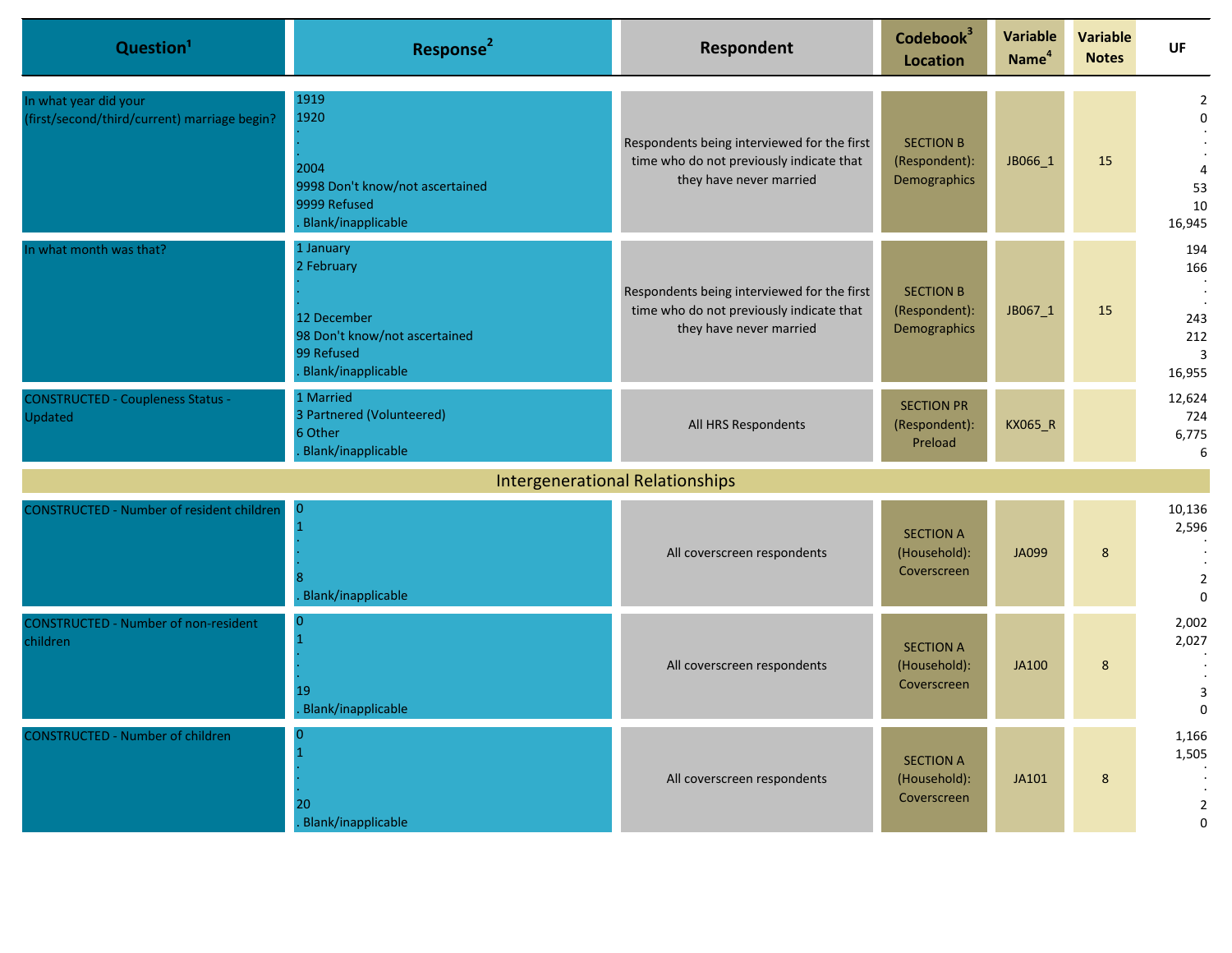| Question[1] | Response[2] | Respondent | Codebook[3] Location | Variable Name[4] | Variable Notes | UF |
|---|---|---|---|---|---|---|
| In what year did your (first/second/third/current) marriage begin? | 1919<br>1920<br>.<br>.<br>2004<br>9998 Don't know/not ascertained<br>9999 Refused<br>. Blank/inapplicable | Respondents being interviewed for the first time who do not previously indicate that they have never married | SECTION B (Respondent): Demographics | JB066_1 | 15 | 2<br>0<br>.<br>.<br>4<br>53<br>10<br>16,945 |
| In what month was that? | 1 January<br>2 February<br>.<br>.<br>12 December<br>98 Don't know/not ascertained<br>99 Refused<br>. Blank/inapplicable | Respondents being interviewed for the first time who do not previously indicate that they have never married | SECTION B (Respondent): Demographics | JB067_1 | 15 | 194<br>166<br>.<br>.<br>243<br>212<br>3<br>16,955 |
| CONSTRUCTED - Coupleness Status - Updated | 1 Married<br>3 Partnered (Volunteered)<br>6 Other<br>. Blank/inapplicable | All HRS Respondents | SECTION PR (Respondent): Preload | KX065_R | | 12,624<br>724<br>6,775<br>6 |
| **Intergenerational Relationships** | | | | | | |
| CONSTRUCTED - Number of resident children | 0<br>1<br>.<br>.<br>8<br>. Blank/inapplicable | All coverscreen respondents | SECTION A (Household): Coverscreen | JA099 | 8 | 10,136<br>2,596<br>.<br>.<br>2<br>0 |
| CONSTRUCTED - Number of non-resident children | 0<br>1<br>.<br>.<br>19<br>. Blank/inapplicable | All coverscreen respondents | SECTION A (Household): Coverscreen | JA100 | 8 | 2,002<br>2,027<br>.<br>.<br>3<br>0 |
| CONSTRUCTED - Number of children | 0<br>1<br>.<br>.<br>20<br>. Blank/inapplicable | All coverscreen respondents | SECTION A (Household): Coverscreen | JA101 | 8 | 1,166<br>1,505<br>.<br>.<br>2<br>0 |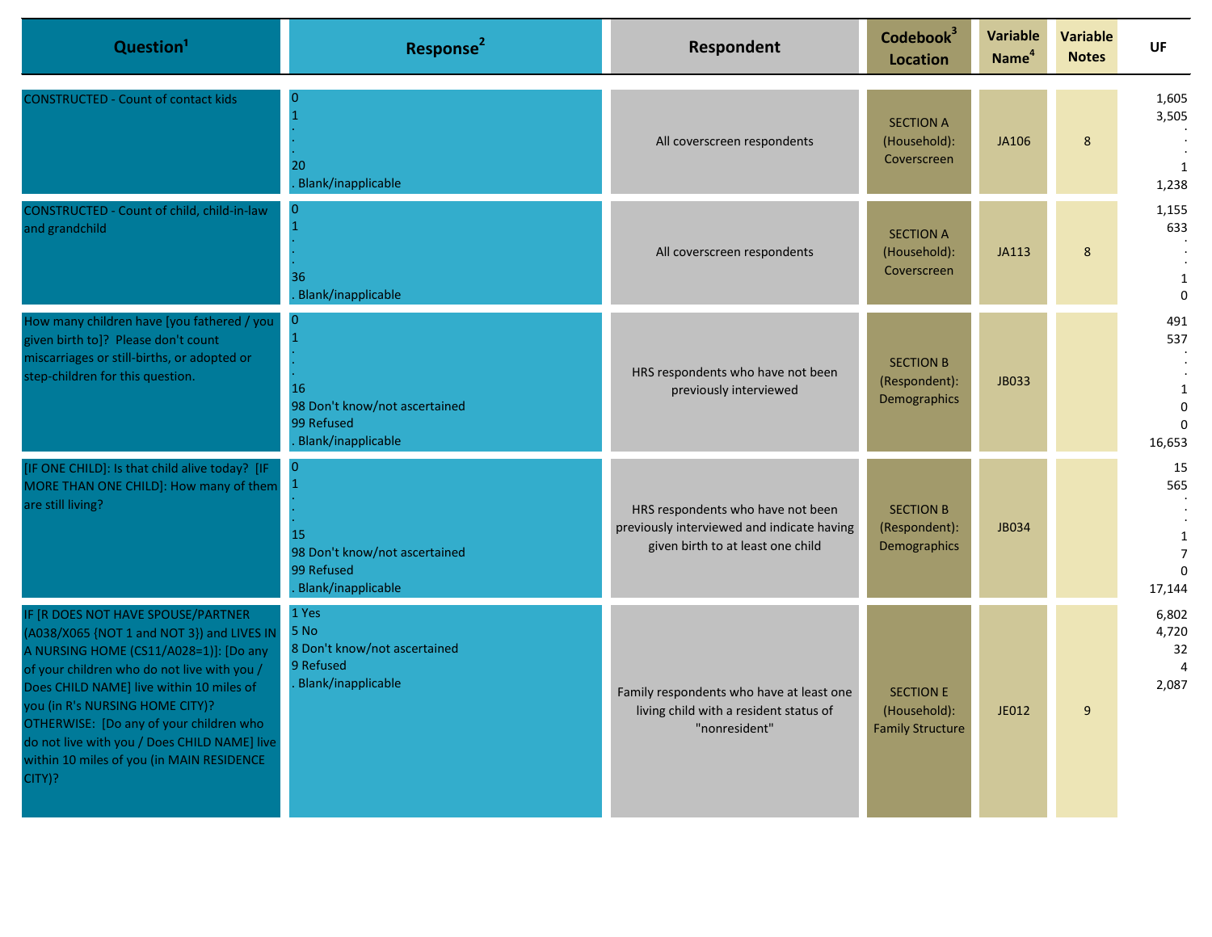| Question[1] | Response[2] | Respondent | Codebook[3] Location | Variable Name[4] | Variable Notes | UF |
|---|---|---|---|---|---|---|
| CONSTRUCTED - Count of contact kids | 0<br>1<br>.<br>.<br>20<br>. Blank/inapplicable | All coverscreen respondents | SECTION A (Household): Coverscreen | JA106 | 8 | 1,605<br>3,505<br>.<br>.<br>1<br>1,238 |
| CONSTRUCTED - Count of child, child-in-law and grandchild | 0<br>1<br>.<br>.<br>36<br>. Blank/inapplicable | All coverscreen respondents | SECTION A (Household): Coverscreen | JA113 | 8 | 1,155<br>633<br>.<br>.<br>1<br>0 |
| How many children have [you fathered / you given birth to]? Please don't count miscarriages or still-births, or adopted or step-children for this question. | 0<br>1<br>.<br>.<br>16<br>98 Don't know/not ascertained<br>99 Refused<br>. Blank/inapplicable | HRS respondents who have not been previously interviewed | SECTION B (Respondent): Demographics | JB033 | | 491<br>537<br>.<br>.<br>1<br>0<br>0<br>16,653 |
| [IF ONE CHILD]: Is that child alive today? [IF MORE THAN ONE CHILD]: How many of them are still living? | 0<br>1<br>.<br>.<br>15<br>98 Don't know/not ascertained<br>99 Refused<br>. Blank/inapplicable | HRS respondents who have not been previously interviewed and indicate having given birth to at least one child | SECTION B (Respondent): Demographics | JB034 | | 15<br>565<br>.<br>.<br>1<br>7<br>0<br>17,144 |
| IF [R DOES NOT HAVE SPOUSE/PARTNER (A038/X065 {NOT 1 and NOT 3}) and LIVES IN A NURSING HOME (CS11/A028=1)]: [Do any of your children who do not live with you / Does CHILD NAME] live within 10 miles of you (in R's NURSING HOME CITY)? OTHERWISE: [Do any of your children who do not live with you / Does CHILD NAME] live within 10 miles of you (in MAIN RESIDENCE CITY)? | 1 Yes<br>5 No<br>8 Don't know/not ascertained<br>9 Refused<br>. Blank/inapplicable | Family respondents who have at least one living child with a resident status of "nonresident" | SECTION E (Household): Family Structure | JE012 | 9 | 6,802<br>4,720<br>32<br>4<br>2,087 |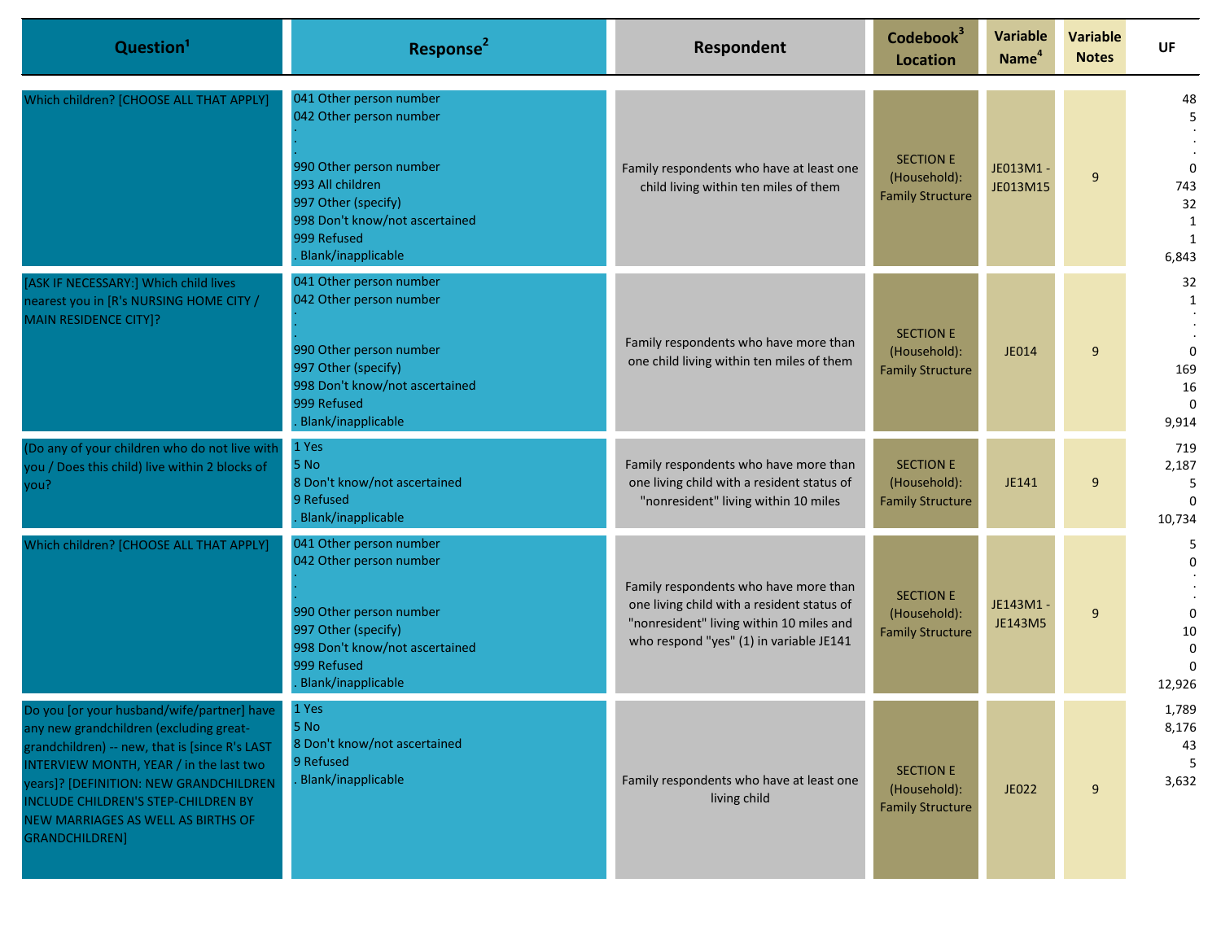| Question[1] | Response[2] | Respondent | Codebook[3] Location | Variable Name[4] | Variable Notes | UF |
|---|---|---|---|---|---|---|
| Which children? [CHOOSE ALL THAT APPLY] | 041 Other person number<br>042 Other person number<br>.<br>.<br>990 Other person number<br>993 All children<br>997 Other (specify)<br>998 Don't know/not ascertained<br>999 Refused<br>. Blank/inapplicable | Family respondents who have at least one child living within ten miles of them | SECTION E (Household): Family Structure | JE013M1 - JE013M15 | 9 | 48<br>5<br>.<br>.<br>0<br>743<br>32<br>1<br>1<br>6,843 |
| [ASK IF NECESSARY:] Which child lives nearest you in [R's NURSING HOME CITY / MAIN RESIDENCE CITY]? | 041 Other person number<br>042 Other person number<br>.<br>.<br>990 Other person number<br>997 Other (specify)<br>998 Don't know/not ascertained<br>999 Refused<br>. Blank/inapplicable | Family respondents who have more than one child living within ten miles of them | SECTION E (Household): Family Structure | JE014 | 9 | 32<br>1<br>.<br>.<br>0<br>169<br>16<br>0<br>9,914 |
| (Do any of your children who do not live with you / Does this child) live within 2 blocks of you? | 1 Yes<br>5 No<br>8 Don't know/not ascertained<br>9 Refused<br>. Blank/inapplicable | Family respondents who have more than one living child with a resident status of "nonresident" living within 10 miles | SECTION E (Household): Family Structure | JE141 | 9 | 719<br>2,187<br>5<br>0<br>10,734 |
| Which children? [CHOOSE ALL THAT APPLY] | 041 Other person number<br>042 Other person number<br>.<br>.<br>990 Other person number<br>997 Other (specify)<br>998 Don't know/not ascertained<br>999 Refused<br>. Blank/inapplicable | Family respondents who have more than one living child with a resident status of "nonresident" living within 10 miles and who respond "yes" (1) in variable JE141 | SECTION E (Household): Family Structure | JE143M1 - JE143M5 | 9 | 5<br>0<br>.<br>.<br>0<br>10<br>0<br>0<br>12,926 |
| Do you [or your husband/wife/partner] have any new grandchildren (excluding great-grandchildren) -- new, that is [since R's LAST INTERVIEW MONTH, YEAR / in the last two years]? [DEFINITION: NEW GRANDCHILDREN INCLUDE CHILDREN'S STEP-CHILDREN BY NEW MARRIAGES AS WELL AS BIRTHS OF GRANDCHILDREN] | 1 Yes<br>5 No<br>8 Don't know/not ascertained<br>9 Refused<br>. Blank/inapplicable | Family respondents who have at least one living child | SECTION E (Household): Family Structure | JE022 | 9 | 1,789<br>8,176<br>43<br>5<br>3,632 |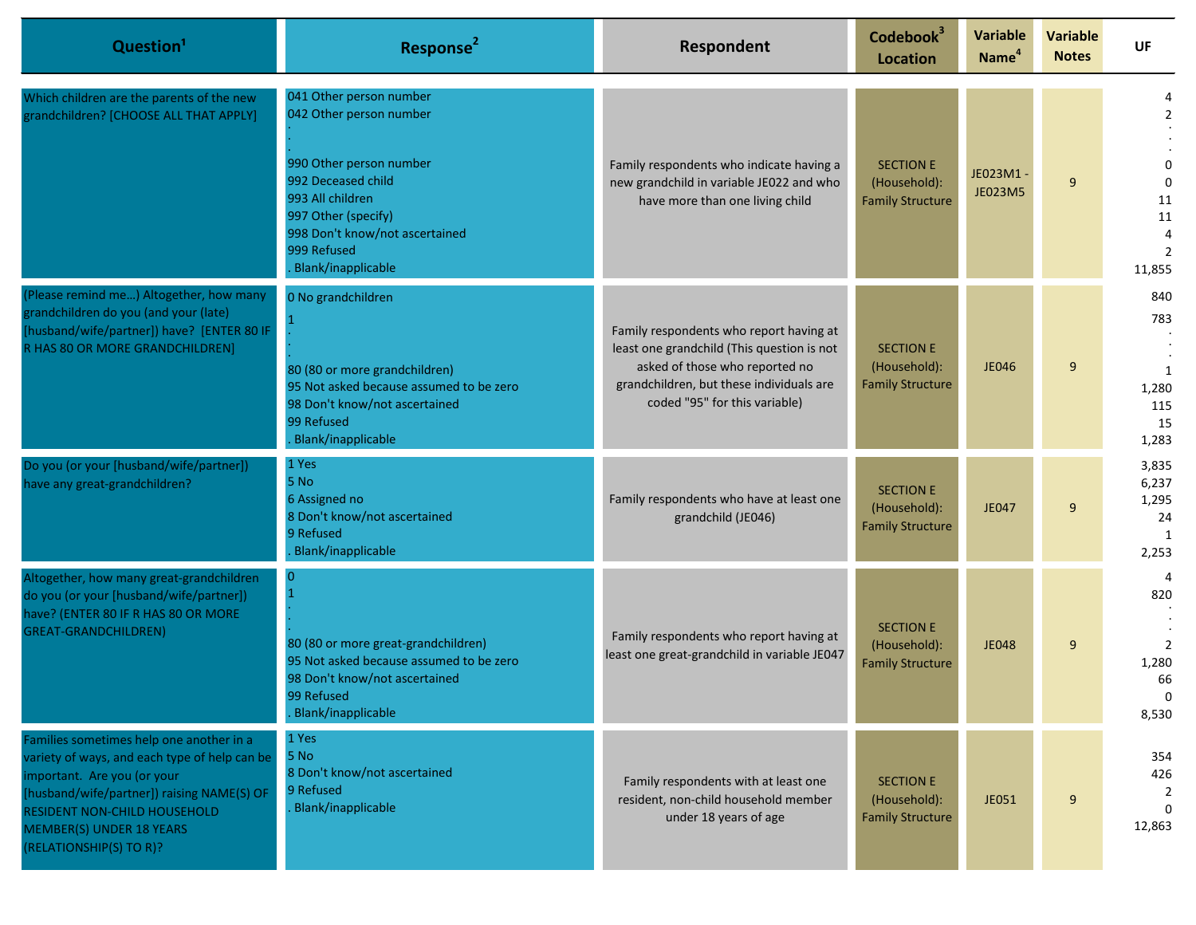| Question[1] | Response[2] | Respondent | Codebook[3] Location | Variable Name[4] | Variable Notes | UF |
|---|---|---|---|---|---|---|
| Which children are the parents of the new grandchildren? [CHOOSE ALL THAT APPLY] | 041 Other person number<br>042 Other person number<br>.<br>.<br>990 Other person number<br>992 Deceased child<br>993 All children<br>997 Other (specify)<br>998 Don't know/not ascertained<br>999 Refused<br>. Blank/inapplicable | Family respondents who indicate having a new grandchild in variable JE022 and who have more than one living child | SECTION E (Household): Family Structure | JE023M1 - JE023M5 | 9 | 4<br>2<br>.<br>.<br>0<br>0<br>11<br>11<br>4<br>2<br>11,855 |
| (Please remind me…) Altogether, how many grandchildren do you (and your (late) [husband/wife/partner]) have? [ENTER 80 IF R HAS 80 OR MORE GRANDCHILDREN] | 0 No grandchildren<br>1<br>.<br>.<br>80 (80 or more grandchildren)<br>95 Not asked because assumed to be zero<br>98 Don't know/not ascertained<br>99 Refused<br>. Blank/inapplicable | Family respondents who report having at least one grandchild (This question is not asked of those who reported no grandchildren, but these individuals are coded "95" for this variable) | SECTION E (Household): Family Structure | JE046 | 9 | 840<br>783<br>.<br>.<br>1<br>1,280<br>115<br>15<br>1,283 |
| Do you (or your [husband/wife/partner]) have any great-grandchildren? | 1 Yes<br>5 No<br>6 Assigned no<br>8 Don't know/not ascertained<br>9 Refused<br>. Blank/inapplicable | Family respondents who have at least one grandchild (JE046) | SECTION E (Household): Family Structure | JE047 | 9 | 3,835<br>6,237<br>1,295<br>24<br>1<br>2,253 |
| Altogether, how many great-grandchildren do you (or your [husband/wife/partner]) have? (ENTER 80 IF R HAS 80 OR MORE GREAT-GRANDCHILDREN) | 0<br>1<br>.<br>.<br>80 (80 or more great-grandchildren)<br>95 Not asked because assumed to be zero<br>98 Don't know/not ascertained<br>99 Refused<br>. Blank/inapplicable | Family respondents who report having at least one great-grandchild in variable JE047 | SECTION E (Household): Family Structure | JE048 | 9 | 4<br>820<br>.<br>.<br>2<br>1,280<br>66<br>0<br>8,530 |
| Families sometimes help one another in a variety of ways, and each type of help can be important. Are you (or your [husband/wife/partner]) raising NAME(S) OF RESIDENT NON-CHILD HOUSEHOLD MEMBER(S) UNDER 18 YEARS (RELATIONSHIP(S) TO R)? | 1 Yes<br>5 No<br>8 Don't know/not ascertained<br>9 Refused<br>. Blank/inapplicable | Family respondents with at least one resident, non-child household member under 18 years of age | SECTION E (Household): Family Structure | JE051 | 9 | 354<br>426<br>2<br>0<br>12,863 |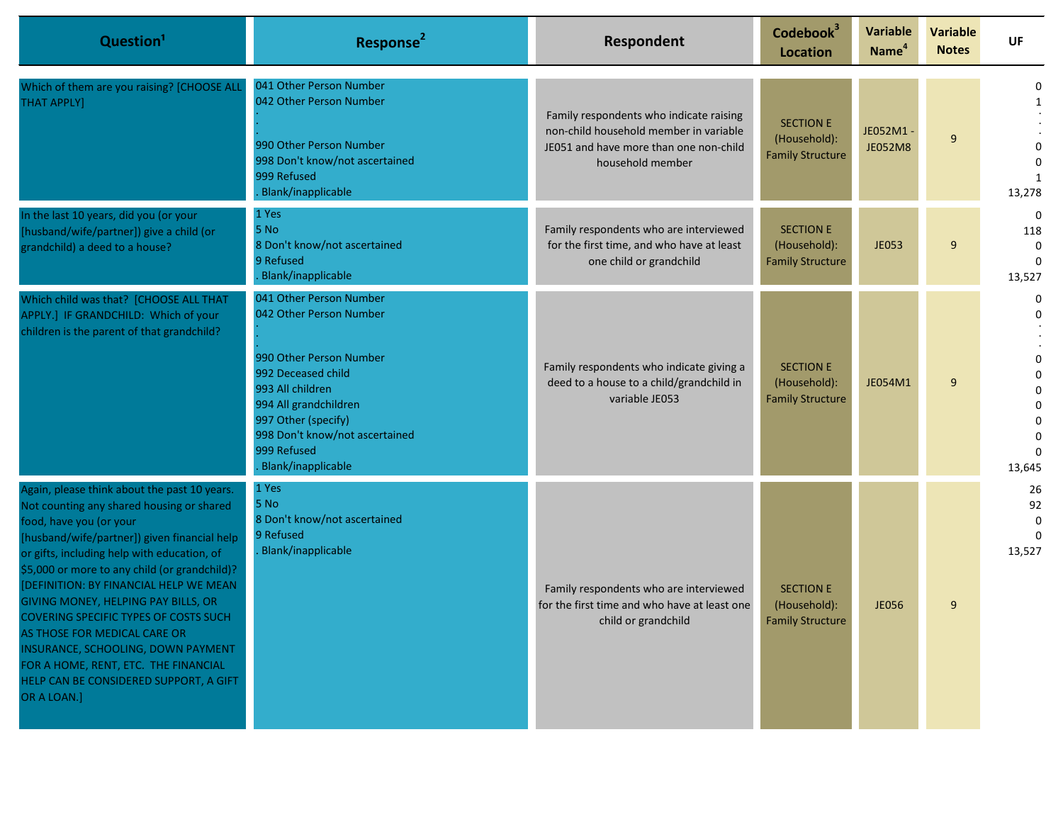| Question[1] | Response[2] | Respondent | Codebook[3] Location | Variable Name[4] | Variable Notes | UF |
|---|---|---|---|---|---|---|
| Which of them are you raising? [CHOOSE ALL THAT APPLY] | 041 Other Person Number<br>042 Other Person Number<br>.<br>.<br>990 Other Person Number<br>998 Don't know/not ascertained<br>999 Refused<br>. Blank/inapplicable | Family respondents who indicate raising non-child household member in variable JE051 and have more than one non-child household member | SECTION E (Household): Family Structure | JE052M1 - JE052M8 | 9 | 0<br>1<br>.<br>.<br>0<br>0<br>1<br>13,278 |
| In the last 10 years, did you (or your [husband/wife/partner]) give a child (or grandchild) a deed to a house? | 1 Yes<br>5 No<br>8 Don't know/not ascertained<br>9 Refused<br>. Blank/inapplicable | Family respondents who are interviewed for the first time, and who have at least one child or grandchild | SECTION E (Household): Family Structure | JE053 | 9 | 0<br>118<br>0<br>0<br>13,527 |
| Which child was that? [CHOOSE ALL THAT APPLY.] IF GRANDCHILD: Which of your children is the parent of that grandchild? | 041 Other Person Number<br>042 Other Person Number<br>.<br>.<br>990 Other Person Number<br>992 Deceased child<br>993 All children<br>994 All grandchildren<br>997 Other (specify)<br>998 Don't know/not ascertained<br>999 Refused<br>. Blank/inapplicable | Family respondents who indicate giving a deed to a house to a child/grandchild in variable JE053 | SECTION E (Household): Family Structure | JE054M1 | 9 | 0<br>0<br>.<br>.<br>0<br>0<br>0<br>0<br>0<br>0<br>0<br>13,645 |
| Again, please think about the past 10 years. Not counting any shared housing or shared food, have you (or your [husband/wife/partner]) given financial help or gifts, including help with education, of $5,000 or more to any child (or grandchild)? [DEFINITION: BY FINANCIAL HELP WE MEAN GIVING MONEY, HELPING PAY BILLS, OR COVERING SPECIFIC TYPES OF COSTS SUCH AS THOSE FOR MEDICAL CARE OR INSURANCE, SCHOOLING, DOWN PAYMENT FOR A HOME, RENT, ETC. THE FINANCIAL HELP CAN BE CONSIDERED SUPPORT, A GIFT OR A LOAN.] | 1 Yes<br>5 No<br>8 Don't know/not ascertained<br>9 Refused<br>. Blank/inapplicable | Family respondents who are interviewed for the first time and who have at least one child or grandchild | SECTION E (Household): Family Structure | JE056 | 9 | 26<br>92<br>0<br>0<br>13,527 |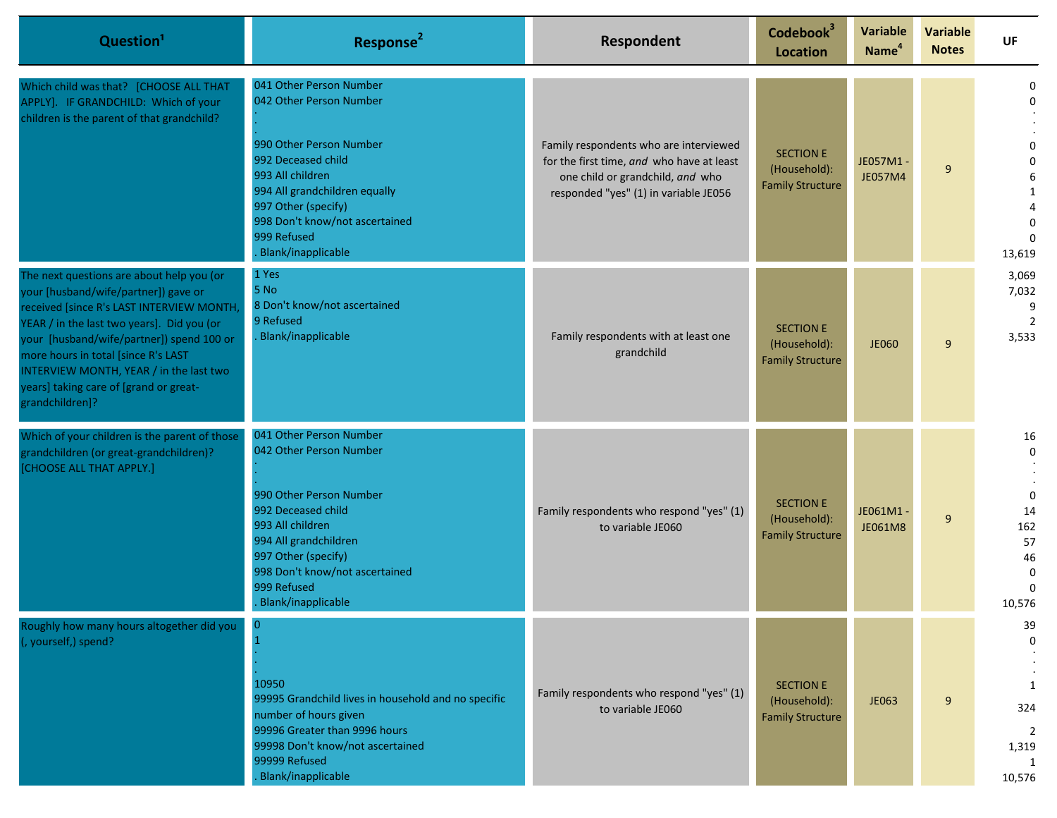| Question[1] | Response[2] | Respondent | Codebook[3] Location | Variable Name[4] | Variable Notes | UF |
|---|---|---|---|---|---|---|
| Which child was that? [CHOOSE ALL THAT APPLY]. IF GRANDCHILD: Which of your children is the parent of that grandchild? | 041 Other Person Number<br>042 Other Person Number<br>.<br>.<br>990 Other Person Number<br>992 Deceased child<br>993 All children<br>994 All grandchildren equally<br>997 Other (specify)<br>998 Don't know/not ascertained<br>999 Refused<br>. Blank/inapplicable | Family respondents who are interviewed for the first time, *and* who have at least one child or grandchild, *and* who responded "yes" (1) in variable JE056 | SECTION E (Household): Family Structure | JE057M1 - JE057M4 | 9 | 0<br>0<br>.<br>.<br>0<br>0<br>6<br>1<br>4<br>0<br>0<br>13,619 |
| The next questions are about help you (or your [husband/wife/partner]) gave or received [since R's LAST INTERVIEW MONTH, YEAR / in the last two years]. Did you (or your [husband/wife/partner]) spend 100 or more hours in total [since R's LAST INTERVIEW MONTH, YEAR / in the last two years] taking care of [grand or great-grandchildren]? | 1 Yes<br>5 No<br>8 Don't know/not ascertained<br>9 Refused<br>. Blank/inapplicable | Family respondents with at least one grandchild | SECTION E (Household): Family Structure | JE060 | 9 | 3,069<br>7,032<br>9<br>2<br>3,533 |
| Which of your children is the parent of those grandchildren (or great-grandchildren)? [CHOOSE ALL THAT APPLY.] | 041 Other Person Number<br>042 Other Person Number<br>.<br>.<br>990 Other Person Number<br>992 Deceased child<br>993 All children<br>994 All grandchildren<br>997 Other (specify)<br>998 Don't know/not ascertained<br>999 Refused<br>. Blank/inapplicable | Family respondents who respond "yes" (1) to variable JE060 | SECTION E (Household): Family Structure | JE061M1 - JE061M8 | 9 | 16<br>0<br>.<br>.<br>0<br>14<br>162<br>57<br>46<br>0<br>0<br>10,576 |
| Roughly how many hours altogether did you (, yourself,) spend? | 0<br>1<br>.<br>.<br>10950<br>99995 Grandchild lives in household and no specific number of hours given<br>99996 Greater than 9996 hours<br>99998 Don't know/not ascertained<br>99999 Refused<br>. Blank/inapplicable | Family respondents who respond "yes" (1) to variable JE060 | SECTION E (Household): Family Structure | JE063 | 9 | 39<br>0<br>.<br>.<br>1<br>324<br>2<br>1,319<br>1<br>10,576 |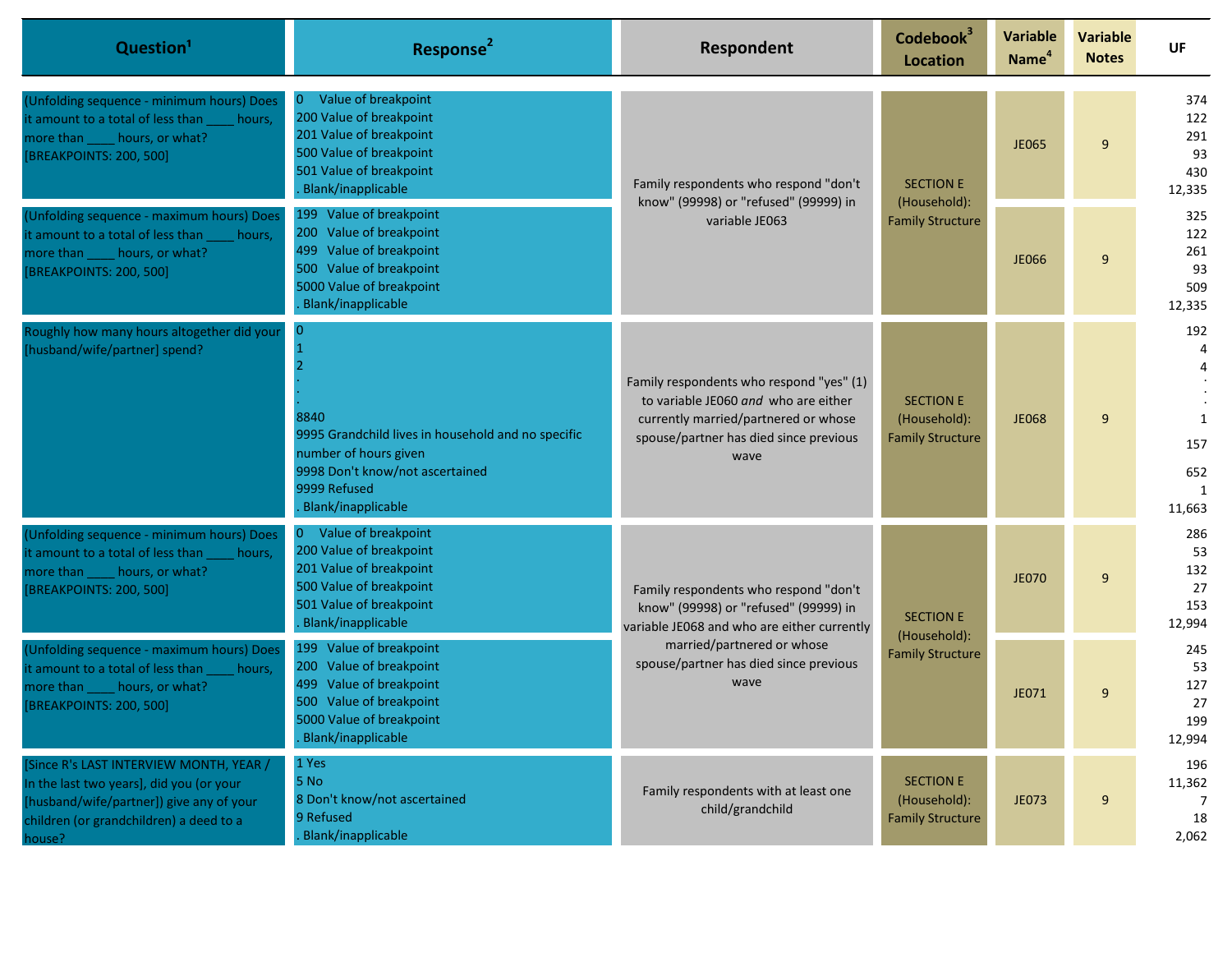| Question[1] | Response[2] | Respondent | Codebook[3] Location | Variable Name[4] | Variable Notes | UF |
|---|---|---|---|---|---|---|
| (Unfolding sequence - minimum hours) Does it amount to a total of less than ____ hours, more than ____ hours, or what? [BREAKPOINTS: 200, 500] | 0 Value of breakpoint<br>200 Value of breakpoint<br>201 Value of breakpoint<br>500 Value of breakpoint<br>501 Value of breakpoint<br>. Blank/inapplicable | Family respondents who respond "don't know" (99998) or "refused" (99999) in variable JE063 | SECTION E (Household): Family Structure | JE065 | 9 | 374<br>122<br>291<br>93<br>430<br>12,335 |
| (Unfolding sequence - maximum hours) Does it amount to a total of less than ____ hours, more than ____ hours, or what? [BREAKPOINTS: 200, 500] | 199 Value of breakpoint<br>200 Value of breakpoint<br>499 Value of breakpoint<br>500 Value of breakpoint<br>5000 Value of breakpoint<br>. Blank/inapplicable | | | JE066 | 9 | 325<br>122<br>261<br>93<br>509<br>12,335 |
| Roughly how many hours altogether did your [husband/wife/partner] spend? | 0<br>1<br>2<br>.<br>.<br>8840<br>9995 Grandchild lives in household and no specific number of hours given<br>9998 Don't know/not ascertained<br>9999 Refused<br>. Blank/inapplicable | Family respondents who respond "yes" (1) to variable JE060 *and* who are either currently married/partnered or whose spouse/partner has died since previous wave | SECTION E (Household): Family Structure | JE068 | 9 | 192<br>4<br>4<br>.<br>.<br>1<br>157<br>652<br>1<br>11,663 |
| (Unfolding sequence - minimum hours) Does it amount to a total of less than ____ hours, more than ____ hours, or what? [BREAKPOINTS: 200, 500] | 0 Value of breakpoint<br>200 Value of breakpoint<br>201 Value of breakpoint<br>500 Value of breakpoint<br>501 Value of breakpoint<br>. Blank/inapplicable | Family respondents who respond "don't know" (99998) or "refused" (99999) in variable JE068 and who are either currently married/partnered or whose spouse/partner has died since previous wave | SECTION E (Household): Family Structure | JE070 | 9 | 286<br>53<br>132<br>27<br>153<br>12,994 |
| (Unfolding sequence - maximum hours) Does it amount to a total of less than ____ hours, more than ____ hours, or what? [BREAKPOINTS: 200, 500] | 199 Value of breakpoint<br>200 Value of breakpoint<br>499 Value of breakpoint<br>500 Value of breakpoint<br>5000 Value of breakpoint<br>. Blank/inapplicable | | | JE071 | 9 | 245<br>53<br>127<br>27<br>199<br>12,994 |
| [Since R's LAST INTERVIEW MONTH, YEAR / In the last two years], did you (or your [husband/wife/partner]) give any of your children (or grandchildren) a deed to a house? | 1 Yes<br>5 No<br>8 Don't know/not ascertained<br>9 Refused<br>. Blank/inapplicable | Family respondents with at least one child/grandchild | SECTION E (Household): Family Structure | JE073 | 9 | 196<br>11,362<br>7<br>18<br>2,062 |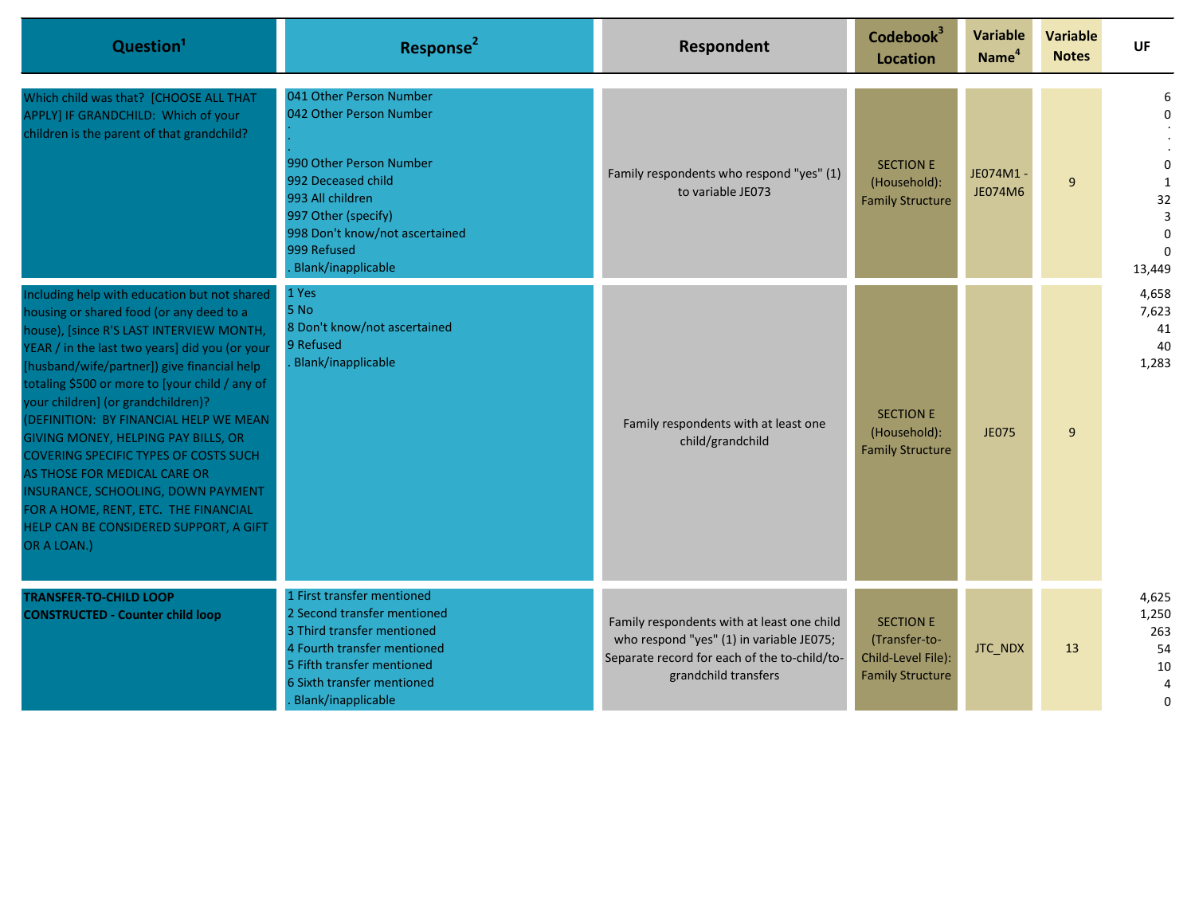| Question[1] | Response[2] | Respondent | Codebook[3] Location | Variable Name[4] | Variable Notes | UF |
|---|---|---|---|---|---|---|
| Which child was that? [CHOOSE ALL THAT APPLY] IF GRANDCHILD: Which of your children is the parent of that grandchild? | 041 Other Person Number<br>042 Other Person Number<br>.<br>.<br>.<br>990 Other Person Number<br>992 Deceased child<br>993 All children<br>997 Other (specify)<br>998 Don't know/not ascertained<br>999 Refused<br>. Blank/inapplicable | Family respondents who respond "yes" (1) to variable JE073 | SECTION E (Household): Family Structure | JE074M1 - JE074M6 | 9 | 6<br>0<br>.<br>.<br>.<br>0<br>1<br>32<br>3<br>0<br>0<br>13,449 |
| Including help with education but not shared housing or shared food (or any deed to a house), [since R'S LAST INTERVIEW MONTH, YEAR / in the last two years] did you (or your [husband/wife/partner]) give financial help totaling $500 or more to [your child / any of your children] (or grandchildren)? (DEFINITION: BY FINANCIAL HELP WE MEAN GIVING MONEY, HELPING PAY BILLS, OR COVERING SPECIFIC TYPES OF COSTS SUCH AS THOSE FOR MEDICAL CARE OR INSURANCE, SCHOOLING, DOWN PAYMENT FOR A HOME, RENT, ETC. THE FINANCIAL HELP CAN BE CONSIDERED SUPPORT, A GIFT OR A LOAN.) | 1 Yes<br>5 No<br>8 Don't know/not ascertained<br>9 Refused<br>. Blank/inapplicable | Family respondents with at least one child/grandchild | SECTION E (Household): Family Structure | JE075 | 9 | 4,658<br>7,623<br>41<br>40<br>1,283 |
| **TRANSFER-TO-CHILD LOOP**<br>**CONSTRUCTED - Counter child loop** | 1 First transfer mentioned<br>2 Second transfer mentioned<br>3 Third transfer mentioned<br>4 Fourth transfer mentioned<br>5 Fifth transfer mentioned<br>6 Sixth transfer mentioned<br>. Blank/inapplicable | Family respondents with at least one child who respond "yes" (1) in variable JE075; Separate record for each of the to-child/to-grandchild transfers | SECTION E (Transfer-to-Child-Level File): Family Structure | JTC_NDX | 13 | 4,625<br>1,250<br>263<br>54<br>10<br>4<br>0 |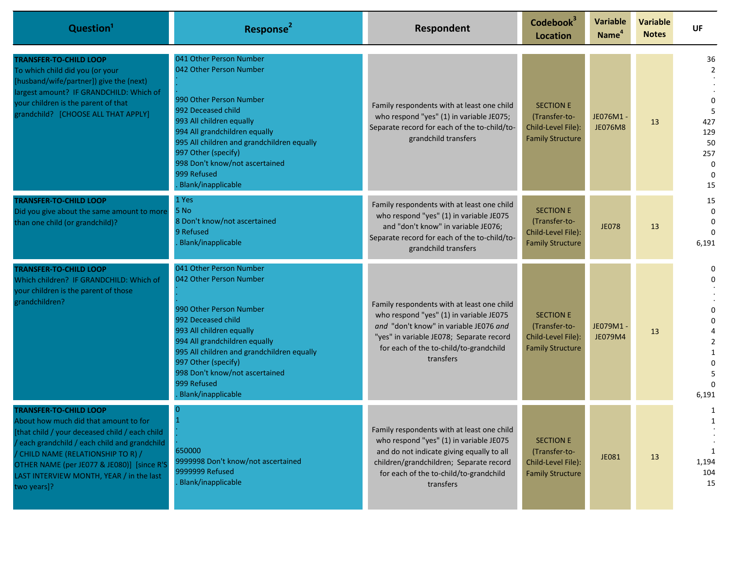| Question[1] | Response[2] | Respondent | Codebook[3] Location | Variable Name[4] | Variable Notes | UF |
|---|---|---|---|---|---|---|
| **TRANSFER-TO-CHILD LOOP**<br>To which child did you (or your [husband/wife/partner]) give the (next) largest amount? IF GRANDCHILD: Which of your children is the parent of that grandchild? [CHOOSE ALL THAT APPLY] | 041 Other Person Number<br>042 Other Person Number<br>.<br>.<br>990 Other Person Number<br>992 Deceased child<br>993 All children equally<br>994 All grandchildren equally<br>995 All children and grandchildren equally<br>997 Other (specify)<br>998 Don't know/not ascertained<br>999 Refused<br>. Blank/inapplicable | Family respondents with at least one child who respond "yes" (1) in variable JE075; Separate record for each of the to-child/to-grandchild transfers | SECTION E (Transfer-to-Child-Level File): Family Structure | JE076M1 - JE076M8 | 13 | 36<br>2<br>.<br>.<br>0<br>5<br>427<br>129<br>50<br>257<br>0<br>0<br>15 |
| **TRANSFER-TO-CHILD LOOP**<br>Did you give about the same amount to more than one child (or grandchild)? | 1 Yes<br>5 No<br>8 Don't know/not ascertained<br>9 Refused<br>. Blank/inapplicable | Family respondents with at least one child who respond "yes" (1) in variable JE075 and "don't know" in variable JE076; Separate record for each of the to-child/to-grandchild transfers | SECTION E (Transfer-to-Child-Level File): Family Structure | JE078 | 13 | 15<br>0<br>0<br>0<br>6,191 |
| **TRANSFER-TO-CHILD LOOP**<br>Which children? IF GRANDCHILD: Which of your children is the parent of those grandchildren? | 041 Other Person Number<br>042 Other Person Number<br>.<br>.<br>990 Other Person Number<br>992 Deceased child<br>993 All children equally<br>994 All grandchildren equally<br>995 All children and grandchildren equally<br>997 Other (specify)<br>998 Don't know/not ascertained<br>999 Refused<br>. Blank/inapplicable | Family respondents with at least one child who respond "yes" (1) in variable JE075 *and* "don't know" in variable JE076 *and* "yes" in variable JE078; Separate record for each of the to-child/to-grandchild transfers | SECTION E (Transfer-to-Child-Level File): Family Structure | JE079M1 - JE079M4 | 13 | 0<br>0<br>.<br>.<br>0<br>0<br>4<br>2<br>1<br>0<br>5<br>0<br>6,191 |
| **TRANSFER-TO-CHILD LOOP**<br>About how much did that amount to for [that child / your deceased child / each child / each grandchild / each child and grandchild / CHILD NAME (RELATIONSHIP TO R) / OTHER NAME (per JE077 & JE080)] [since R'S LAST INTERVIEW MONTH, YEAR / in the last two years]? | 0<br>1<br>.<br>.<br>650000<br>9999998 Don't know/not ascertained<br>9999999 Refused<br>. Blank/inapplicable | Family respondents with at least one child who respond "yes" (1) in variable JE075 and do not indicate giving equally to all children/grandchildren; Separate record for each of the to-child/to-grandchild transfers | SECTION E (Transfer-to-Child-Level File): Family Structure | JE081 | 13 | 1<br>1<br>.<br>.<br>1<br>1,194<br>104<br>15 |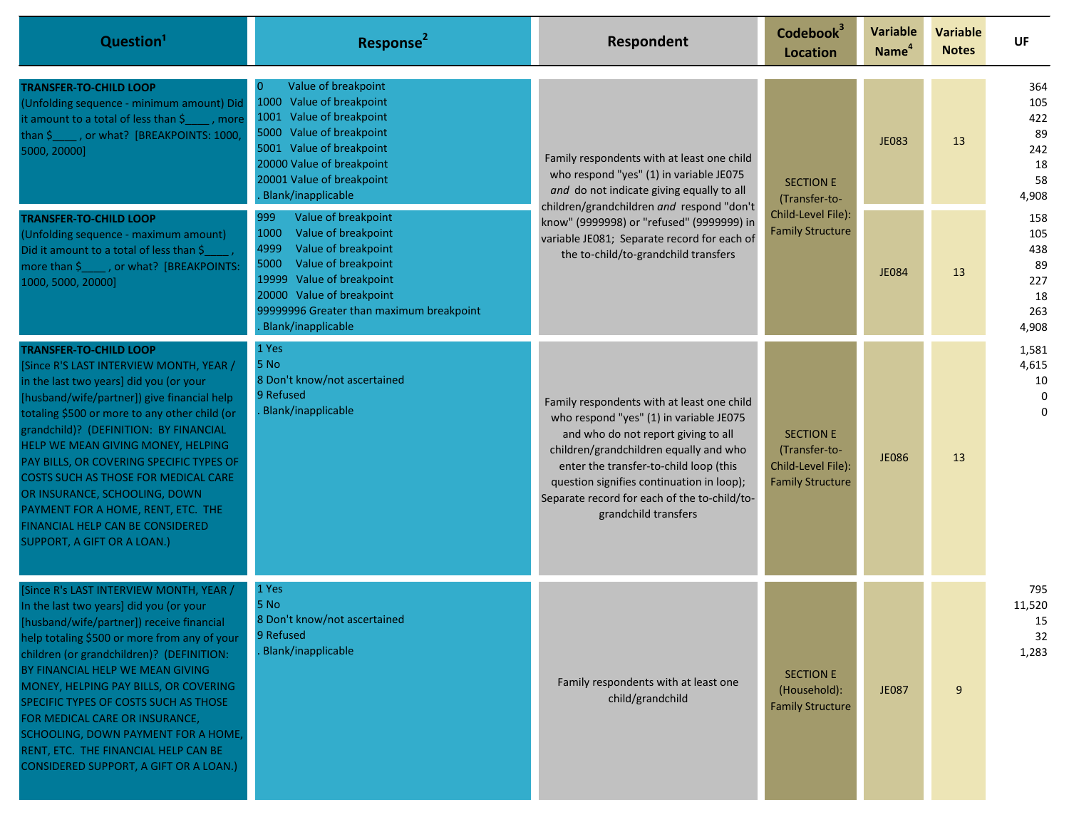| Question[1] | Response[2] | Respondent | Codebook[3] Location | Variable Name[4] | Variable Notes | UF |
|---|---|---|---|---|---|---|
| **TRANSFER-TO-CHILD LOOP** (Unfolding sequence - minimum amount) Did it amount to a total of less than $____ , more than $____ , or what? [BREAKPOINTS: 1000, 5000, 20000] | 0 Value of breakpoint<br>1000 Value of breakpoint<br>1001 Value of breakpoint<br>5000 Value of breakpoint<br>5001 Value of breakpoint<br>20000 Value of breakpoint<br>20001 Value of breakpoint<br>. Blank/inapplicable | Family respondents with at least one child who respond "yes" (1) in variable JE075 *and* do not indicate giving equally to all children/grandchildren *and* respond "don't know" (9999998) or "refused" (9999999) in variable JE081; Separate record for each of the to-child/to-grandchild transfers | SECTION E (Transfer-to-Child-Level File): Family Structure | JE083 | 13 | 364<br>105<br>422<br>89<br>242<br>18<br>58<br>4,908 |
| **TRANSFER-TO-CHILD LOOP** (Unfolding sequence - maximum amount) Did it amount to a total of less than $____ , more than $____ , or what? [BREAKPOINTS: 1000, 5000, 20000] | 999 Value of breakpoint<br>1000 Value of breakpoint<br>4999 Value of breakpoint<br>5000 Value of breakpoint<br>19999 Value of breakpoint<br>20000 Value of breakpoint<br>99999996 Greater than maximum breakpoint<br>. Blank/inapplicable | | | JE084 | 13 | 158<br>105<br>438<br>89<br>227<br>18<br>263<br>4,908 |
| **TRANSFER-TO-CHILD LOOP** [Since R'S LAST INTERVIEW MONTH, YEAR / in the last two years] did you (or your [husband/wife/partner]) give financial help totaling $500 or more to any other child (or grandchild)? (DEFINITION: BY FINANCIAL HELP WE MEAN GIVING MONEY, HELPING PAY BILLS, OR COVERING SPECIFIC TYPES OF COSTS SUCH AS THOSE FOR MEDICAL CARE OR INSURANCE, SCHOOLING, DOWN PAYMENT FOR A HOME, RENT, ETC. THE FINANCIAL HELP CAN BE CONSIDERED SUPPORT, A GIFT OR A LOAN.) | 1 Yes<br>5 No<br>8 Don't know/not ascertained<br>9 Refused<br>. Blank/inapplicable | Family respondents with at least one child who respond "yes" (1) in variable JE075 and who do not report giving to all children/grandchildren equally and who enter the transfer-to-child loop (this question signifies continuation in loop); Separate record for each of the to-child/to-grandchild transfers | SECTION E (Transfer-to-Child-Level File): Family Structure | JE086 | 13 | 1,581<br>4,615<br>10<br>0<br>0 |
| [Since R's LAST INTERVIEW MONTH, YEAR / In the last two years] did you (or your [husband/wife/partner]) receive financial help totaling $500 or more from any of your children (or grandchildren)? (DEFINITION: BY FINANCIAL HELP WE MEAN GIVING MONEY, HELPING PAY BILLS, OR COVERING SPECIFIC TYPES OF COSTS SUCH AS THOSE FOR MEDICAL CARE OR INSURANCE, SCHOOLING, DOWN PAYMENT FOR A HOME, RENT, ETC. THE FINANCIAL HELP CAN BE CONSIDERED SUPPORT, A GIFT OR A LOAN.) | 1 Yes<br>5 No<br>8 Don't know/not ascertained<br>9 Refused<br>. Blank/inapplicable | Family respondents with at least one child/grandchild | SECTION E (Household): Family Structure | JE087 | 9 | 795<br>11,520<br>15<br>32<br>1,283 |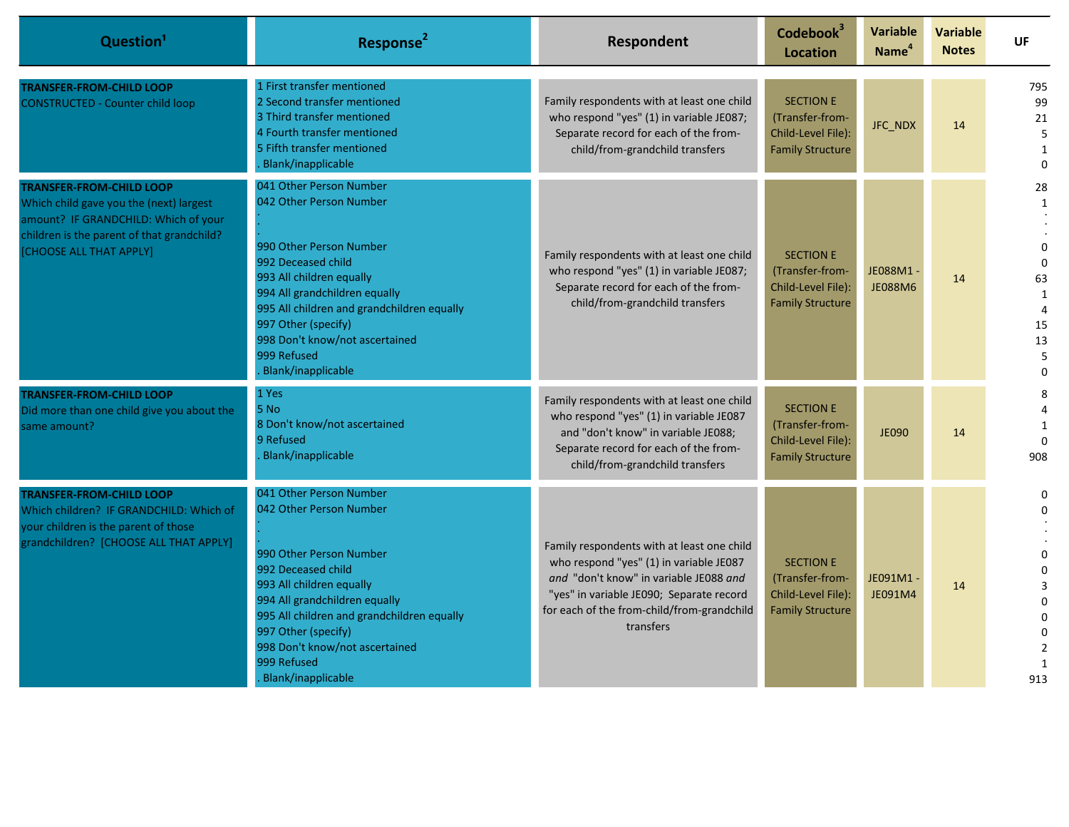| Question[1] | Response[2] | Respondent | Codebook[3] Location | Variable Name[4] | Variable Notes | UF |
|---|---|---|---|---|---|---|
| **TRANSFER-FROM-CHILD LOOP**<br>CONSTRUCTED - Counter child loop | 1 First transfer mentioned<br>2 Second transfer mentioned<br>3 Third transfer mentioned<br>4 Fourth transfer mentioned<br>5 Fifth transfer mentioned<br>. Blank/inapplicable | Family respondents with at least one child who respond "yes" (1) in variable JE087; Separate record for each of the from-child/from-grandchild transfers | SECTION E (Transfer-from-Child-Level File): Family Structure | JFC_NDX | 14 | 795<br>99<br>21<br>5<br>1<br>0 |
| **TRANSFER-FROM-CHILD LOOP**<br>Which child gave you the (next) largest amount? IF GRANDCHILD: Which of your children is the parent of that grandchild? [CHOOSE ALL THAT APPLY] | 041 Other Person Number<br>042 Other Person Number<br>.<br>.<br>990 Other Person Number<br>992 Deceased child<br>993 All children equally<br>994 All grandchildren equally<br>995 All children and grandchildren equally<br>997 Other (specify)<br>998 Don't know/not ascertained<br>999 Refused<br>. Blank/inapplicable | Family respondents with at least one child who respond "yes" (1) in variable JE087; Separate record for each of the from-child/from-grandchild transfers | SECTION E (Transfer-from-Child-Level File): Family Structure | JE088M1 - JE088M6 | 14 | 28<br>1<br>.<br>.<br>0<br>0<br>63<br>1<br>4<br>15<br>13<br>5<br>0 |
| **TRANSFER-FROM-CHILD LOOP**<br>Did more than one child give you about the same amount? | 1 Yes<br>5 No<br>8 Don't know/not ascertained<br>9 Refused<br>. Blank/inapplicable | Family respondents with at least one child who respond "yes" (1) in variable JE087 and "don't know" in variable JE088; Separate record for each of the from-child/from-grandchild transfers | SECTION E (Transfer-from-Child-Level File): Family Structure | JE090 | 14 | 8<br>4<br>1<br>0<br>908 |
| **TRANSFER-FROM-CHILD LOOP**<br>Which children? IF GRANDCHILD: Which of your children is the parent of those grandchildren? [CHOOSE ALL THAT APPLY] | 041 Other Person Number<br>042 Other Person Number<br>.<br>.<br>990 Other Person Number<br>992 Deceased child<br>993 All children equally<br>994 All grandchildren equally<br>995 All children and grandchildren equally<br>997 Other (specify)<br>998 Don't know/not ascertained<br>999 Refused<br>. Blank/inapplicable | Family respondents with at least one child who respond "yes" (1) in variable JE087 *and* "don't know" in variable JE088 *and* "yes" in variable JE090; Separate record for each of the from-child/from-grandchild transfers | SECTION E (Transfer-from-Child-Level File): Family Structure | JE091M1 - JE091M4 | 14 | 0<br>0<br>.<br>.<br>0<br>0<br>3<br>0<br>0<br>0<br>2<br>1<br>913 |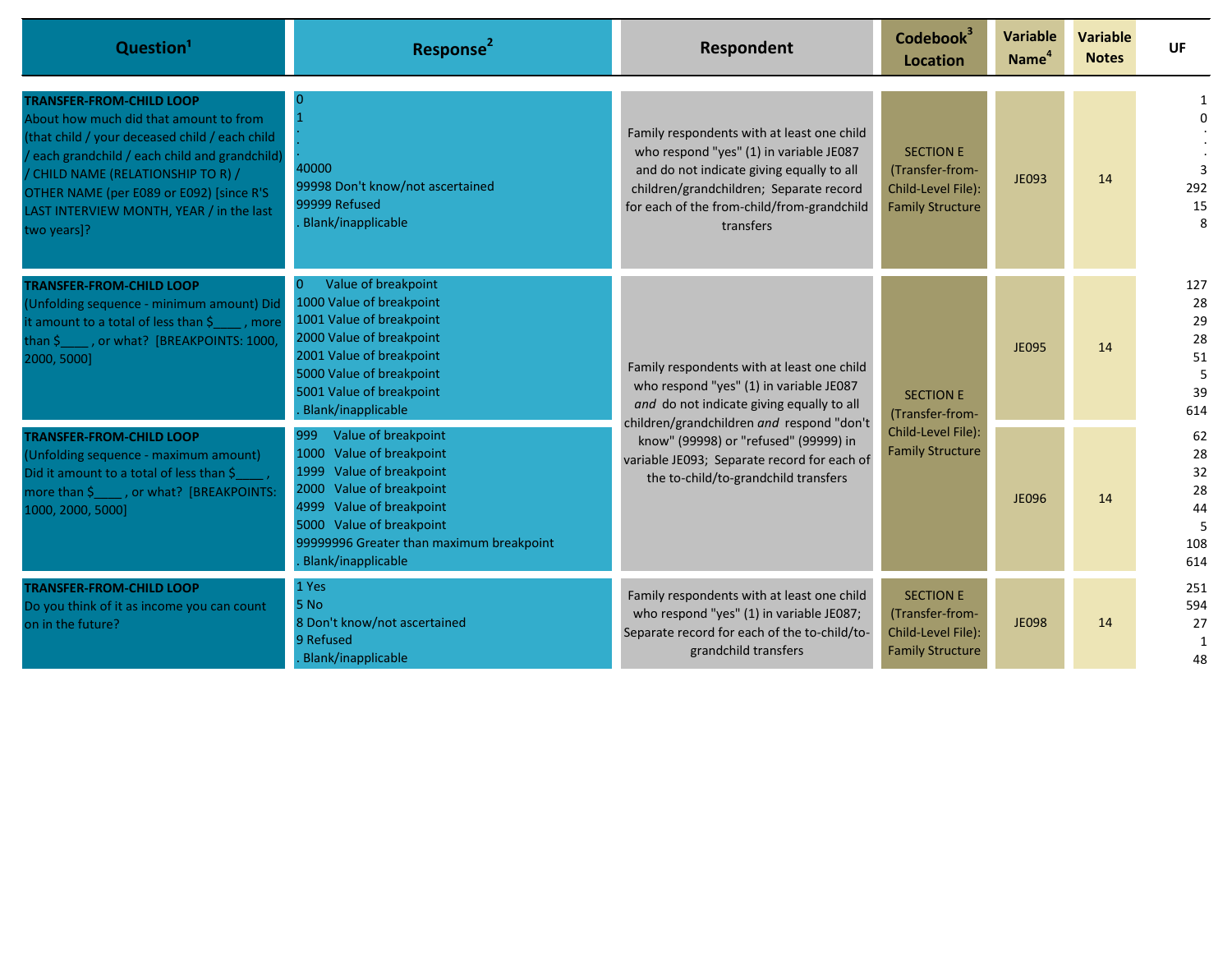| Question[1] | Response[2] | Respondent | Codebook[3] Location | Variable Name[4] | Variable Notes | UF |
|---|---|---|---|---|---|---|
| **TRANSFER-FROM-CHILD LOOP** About how much did that amount to from (that child / your deceased child / each child / each grandchild / each child and grandchild) / CHILD NAME (RELATIONSHIP TO R) / OTHER NAME (per E089 or E092) [since R'S LAST INTERVIEW MONTH, YEAR / in the last two years]? | 0<br>1<br>.<br>.<br>40000<br>99998 Don't know/not ascertained<br>99999 Refused<br>. Blank/inapplicable | Family respondents with at least one child who respond "yes" (1) in variable JE087 and do not indicate giving equally to all children/grandchildren; Separate record for each of the from-child/from-grandchild transfers | SECTION E (Transfer-from-Child-Level File): Family Structure | JE093 | 14 | 1<br>0<br>.<br>.<br>3<br>292<br>15<br>8 |
| **TRANSFER-FROM-CHILD LOOP** (Unfolding sequence - minimum amount) Did it amount to a total of less than $____ , more than $____ , or what? [BREAKPOINTS: 1000, 2000, 5000] | 0 Value of breakpoint<br>1000 Value of breakpoint<br>1001 Value of breakpoint<br>2000 Value of breakpoint<br>2001 Value of breakpoint<br>5000 Value of breakpoint<br>5001 Value of breakpoint<br>. Blank/inapplicable | Family respondents with at least one child who respond "yes" (1) in variable JE087 *and* do not indicate giving equally to all children/grandchildren *and* respond "don't know" (99998) or "refused" (99999) in variable JE093; Separate record for each of the to-child/to-grandchild transfers | SECTION E (Transfer-from-Child-Level File): Family Structure | JE095 | 14 | 127<br>28<br>29<br>28<br>51<br>5<br>39<br>614 |
| **TRANSFER-FROM-CHILD LOOP** (Unfolding sequence - maximum amount) Did it amount to a total of less than $____ , more than $____ , or what? [BREAKPOINTS: 1000, 2000, 5000] | 999 Value of breakpoint<br>1000 Value of breakpoint<br>1999 Value of breakpoint<br>2000 Value of breakpoint<br>4999 Value of breakpoint<br>5000 Value of breakpoint<br>99999996 Greater than maximum breakpoint<br>. Blank/inapplicable | | | JE096 | 14 | 62<br>28<br>32<br>28<br>44<br>5<br>108<br>614 |
| **TRANSFER-FROM-CHILD LOOP** Do you think of it as income you can count on in the future? | 1 Yes<br>5 No<br>8 Don't know/not ascertained<br>9 Refused<br>. Blank/inapplicable | Family respondents with at least one child who respond "yes" (1) in variable JE087; Separate record for each of the to-child/to-grandchild transfers | SECTION E (Transfer-from-Child-Level File): Family Structure | JE098 | 14 | 251<br>594<br>27<br>1<br>48 |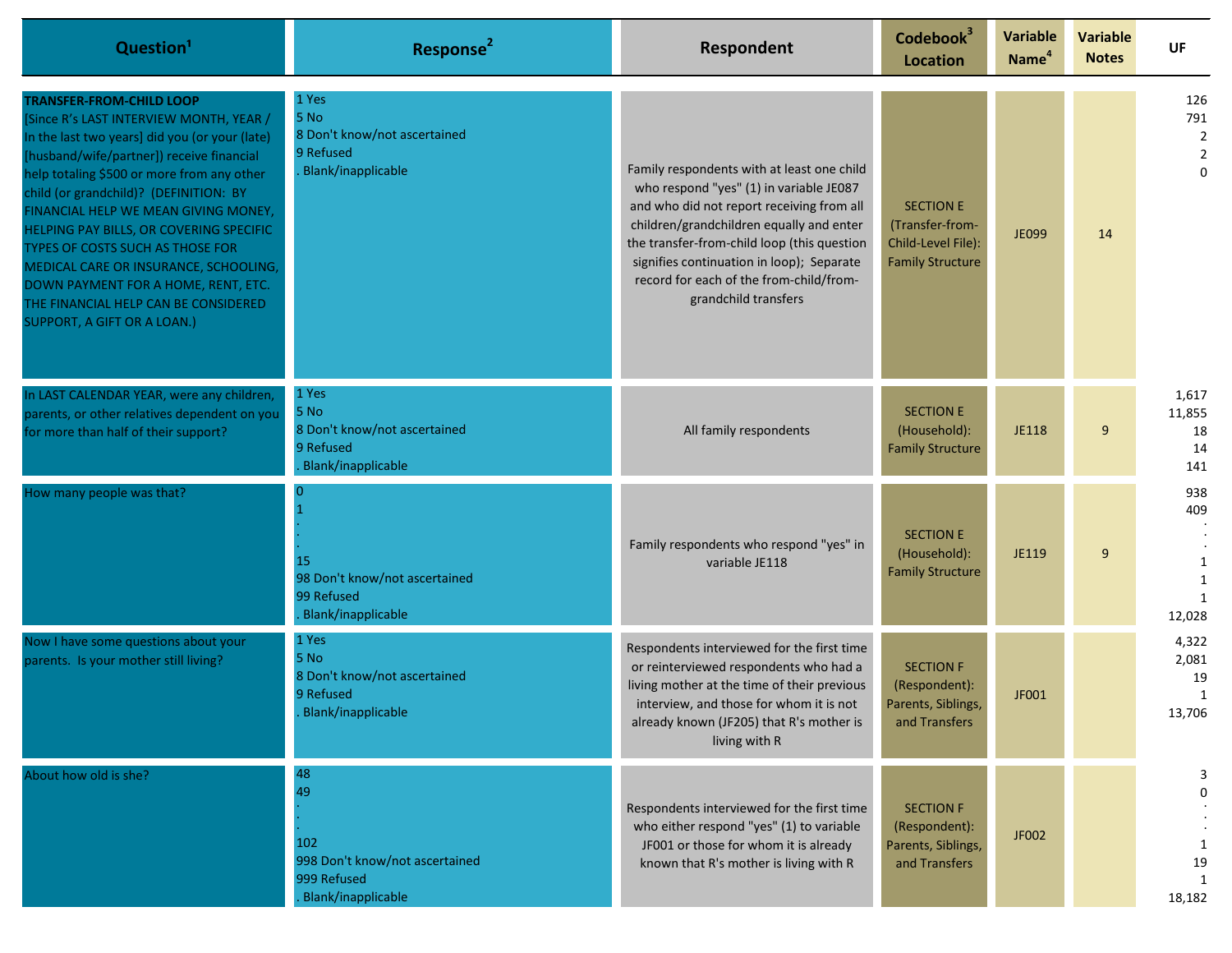| Question[1] | Response[2] | Respondent | Codebook[3] Location | Variable Name[4] | Variable Notes | UF |
|---|---|---|---|---|---|---|
| **TRANSFER-FROM-CHILD LOOP** [Since R's LAST INTERVIEW MONTH, YEAR / In the last two years] did you (or your (late) [husband/wife/partner]) receive financial help totaling $500 or more from any other child (or grandchild)? (DEFINITION: BY FINANCIAL HELP WE MEAN GIVING MONEY, HELPING PAY BILLS, OR COVERING SPECIFIC TYPES OF COSTS SUCH AS THOSE FOR MEDICAL CARE OR INSURANCE, SCHOOLING, DOWN PAYMENT FOR A HOME, RENT, ETC. THE FINANCIAL HELP CAN BE CONSIDERED SUPPORT, A GIFT OR A LOAN.) | 1 Yes<br>5 No<br>8 Don't know/not ascertained<br>9 Refused<br>. Blank/inapplicable | Family respondents with at least one child who respond "yes" (1) in variable JE087 and who did not report receiving from all children/grandchildren equally and enter the transfer-from-child loop (this question signifies continuation in loop); Separate record for each of the from-child/from-grandchild transfers | SECTION E (Transfer-from-Child-Level File): Family Structure | JE099 | 14 | 126<br>791<br>2<br>2<br>0 |
| In LAST CALENDAR YEAR, were any children, parents, or other relatives dependent on you for more than half of their support? | 1 Yes<br>5 No<br>8 Don't know/not ascertained<br>9 Refused<br>. Blank/inapplicable | All family respondents | SECTION E (Household): Family Structure | JE118 | 9 | 1,617<br>11,855<br>18<br>14<br>141 |
| How many people was that? | 0<br>1<br>.<br>.<br>.<br>15<br>98 Don't know/not ascertained<br>99 Refused<br>. Blank/inapplicable | Family respondents who respond "yes" in variable JE118 | SECTION E (Household): Family Structure | JE119 | 9 | 938<br>409<br>.<br>.<br>.<br>1<br>1<br>1<br>12,028 |
| Now I have some questions about your parents. Is your mother still living? | 1 Yes<br>5 No<br>8 Don't know/not ascertained<br>9 Refused<br>. Blank/inapplicable | Respondents interviewed for the first time or reinterviewed respondents who had a living mother at the time of their previous interview, and those for whom it is not already known (JF205) that R's mother is living with R | SECTION F (Respondent): Parents, Siblings, and Transfers | JF001 | | 4,322<br>2,081<br>19<br>1<br>13,706 |
| About how old is she? | 48<br>49<br>.<br>.<br>.<br>102<br>998 Don't know/not ascertained<br>999 Refused<br>. Blank/inapplicable | Respondents interviewed for the first time who either respond "yes" (1) to variable JF001 or those for whom it is already known that R's mother is living with R | SECTION F (Respondent): Parents, Siblings, and Transfers | JF002 | | 3<br>0<br>.<br>.<br>.<br>1<br>19<br>1<br>18,182 |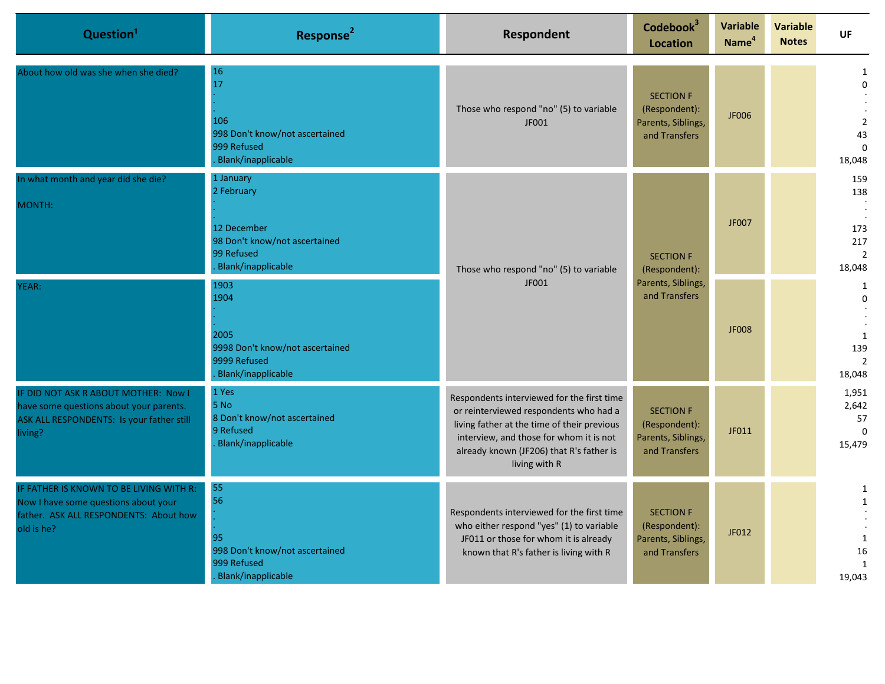| Question[1] | Response[2] | Respondent | Codebook[3] Location | Variable Name[4] | Variable Notes | UF |
|---|---|---|---|---|---|---|
| About how old was she when she died? | 16<br>17<br>.<br>.<br>106<br>998 Don't know/not ascertained<br>999 Refused<br>. Blank/inapplicable | Those who respond "no" (5) to variable JF001 | SECTION F (Respondent): Parents, Siblings, and Transfers | JF006 | | 1<br>0<br>.<br>.<br>2<br>43<br>0<br>18,048 |
| In what month and year did she die?<br><br>MONTH: | 1 January<br>2 February<br>.<br>.<br>12 December<br>98 Don't know/not ascertained<br>99 Refused<br>. Blank/inapplicable | Those who respond "no" (5) to variable JF001 | SECTION F (Respondent): Parents, Siblings, and Transfers | JF007 | | 159<br>138<br>.<br>.<br>173<br>217<br>2<br>18,048 |
| YEAR: | 1903<br>1904<br>.<br>.<br>2005<br>9998 Don't know/not ascertained<br>9999 Refused<br>. Blank/inapplicable | | | JF008 | | 1<br>0<br>.<br>.<br>1<br>139<br>2<br>18,048 |
| IF DID NOT ASK R ABOUT MOTHER: Now I have some questions about your parents. ASK ALL RESPONDENTS: Is your father still living? | 1 Yes<br>5 No<br>8 Don't know/not ascertained<br>9 Refused<br>. Blank/inapplicable | Respondents interviewed for the first time or reinterviewed respondents who had a living father at the time of their previous interview, and those for whom it is not already known (JF206) that R's father is living with R | SECTION F (Respondent): Parents, Siblings, and Transfers | JF011 | | 1,951<br>2,642<br>57<br>0<br>15,479 |
| IF FATHER IS KNOWN TO BE LIVING WITH R: Now I have some questions about your father. ASK ALL RESPONDENTS: About how old is he? | 55<br>56<br>.<br>.<br>95<br>998 Don't know/not ascertained<br>999 Refused<br>. Blank/inapplicable | Respondents interviewed for the first time who either respond "yes" (1) to variable JF011 or those for whom it is already known that R's father is living with R | SECTION F (Respondent): Parents, Siblings, and Transfers | JF012 | | 1<br>1<br>.<br>.<br>1<br>16<br>1<br>19,043 |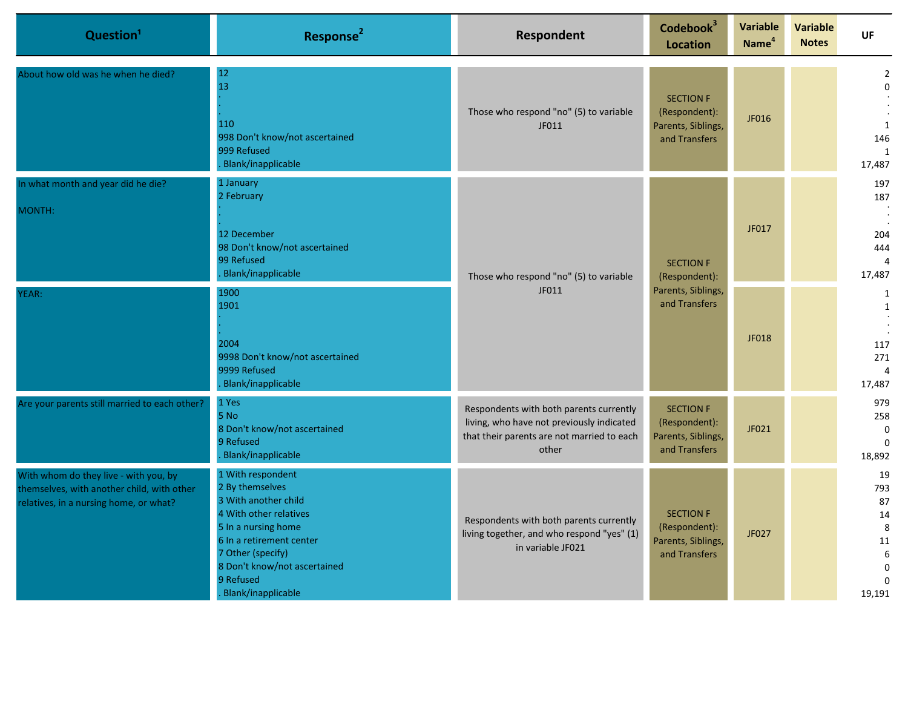| Question[1] | Response[2] | Respondent | Codebook[3] Location | Variable Name[4] | Variable Notes | UF |
|---|---|---|---|---|---|---|
| About how old was he when he died? | 12<br>13<br>.<br>.<br>110<br>998 Don't know/not ascertained<br>999 Refused<br>. Blank/inapplicable | Those who respond "no" (5) to variable JF011 | SECTION F (Respondent): Parents, Siblings, and Transfers | JF016 | | 2<br>0<br>.<br>.<br>1<br>146<br>1<br>17,487 |
| In what month and year did he die?<br><br>MONTH: | 1 January<br>2 February<br>.<br>.<br>12 December<br>98 Don't know/not ascertained<br>99 Refused<br>. Blank/inapplicable | Those who respond "no" (5) to variable JF011 | SECTION F (Respondent): Parents, Siblings, and Transfers | JF017 | | 197<br>187<br>.<br>.<br>204<br>444<br>4<br>17,487 |
| YEAR: | 1900<br>1901<br>.<br>.<br>2004<br>9998 Don't know/not ascertained<br>9999 Refused<br>. Blank/inapplicable | | | JF018 | | 1<br>1<br>.<br>.<br>117<br>271<br>4<br>17,487 |
| Are your parents still married to each other? | 1 Yes<br>5 No<br>8 Don't know/not ascertained<br>9 Refused<br>. Blank/inapplicable | Respondents with both parents currently living, who have not previously indicated that their parents are not married to each other | SECTION F (Respondent): Parents, Siblings, and Transfers | JF021 | | 979<br>258<br>0<br>0<br>18,892 |
| With whom do they live - with you, by themselves, with another child, with other relatives, in a nursing home, or what? | 1 With respondent<br>2 By themselves<br>3 With another child<br>4 With other relatives<br>5 In a nursing home<br>6 In a retirement center<br>7 Other (specify)<br>8 Don't know/not ascertained<br>9 Refused<br>. Blank/inapplicable | Respondents with both parents currently living together, and who respond "yes" (1) in variable JF021 | SECTION F (Respondent): Parents, Siblings, and Transfers | JF027 | | 19<br>793<br>87<br>14<br>8<br>11<br>6<br>0<br>0<br>19,191 |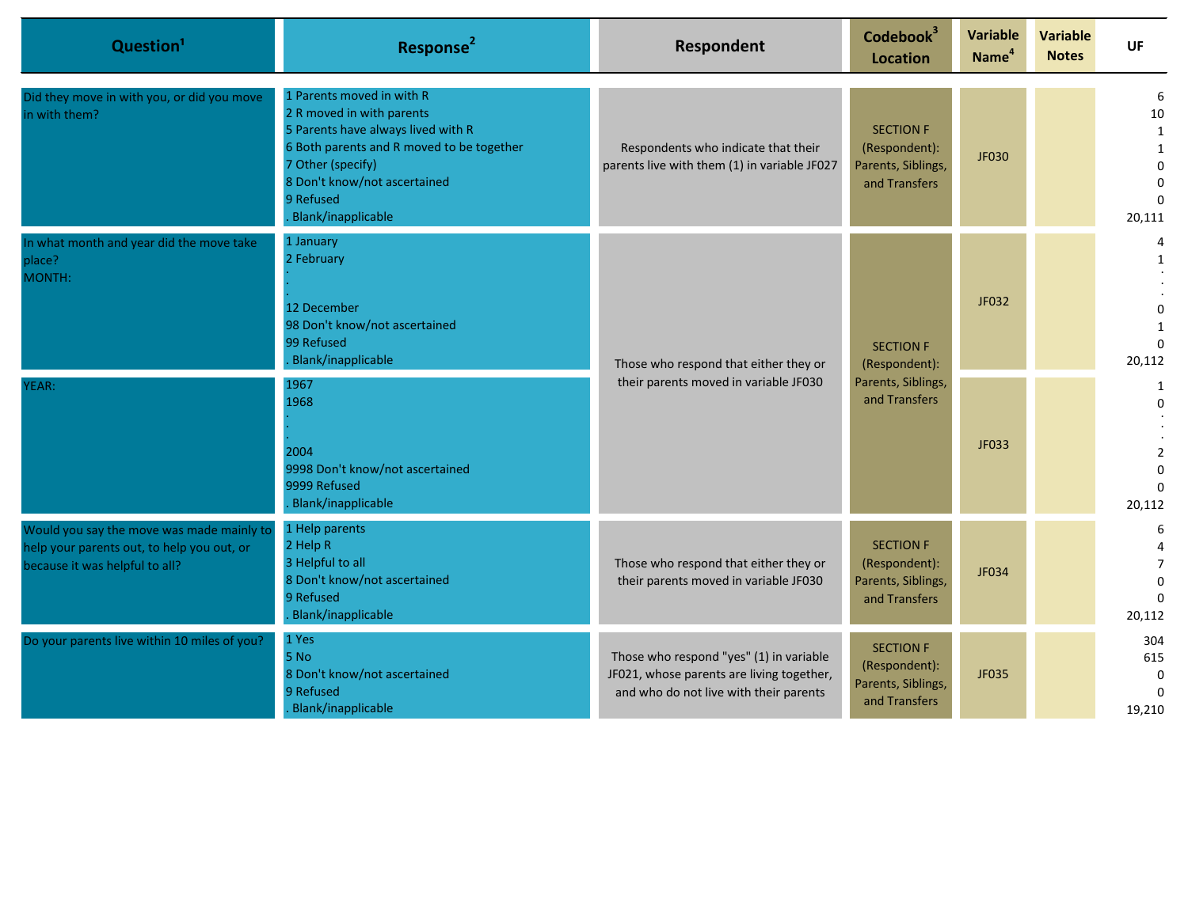| Question[1] | Response[2] | Respondent | Codebook[3] Location | Variable Name[4] | Variable Notes | UF |
|---|---|---|---|---|---|---|
| Did they move in with you, or did you move in with them? | 1 Parents moved in with R<br>2 R moved in with parents<br>5 Parents have always lived with R<br>6 Both parents and R moved to be together<br>7 Other (specify)<br>8 Don't know/not ascertained<br>9 Refused<br>. Blank/inapplicable | Respondents who indicate that their parents live with them (1) in variable JF027 | SECTION F (Respondent): Parents, Siblings, and Transfers | JF030 | | 6<br>10<br>1<br>1<br>0<br>0<br>0<br>20,111 |
| In what month and year did the move take place?<br>MONTH: | 1 January<br>2 February<br>.<br>.<br>.<br>12 December<br>98 Don't know/not ascertained<br>99 Refused<br>. Blank/inapplicable | Those who respond that either they or their parents moved in variable JF030 | SECTION F (Respondent): Parents, Siblings, and Transfers | JF032 | | 4<br>1<br>.<br>.<br>.<br>0<br>1<br>0<br>20,112 |
| YEAR: | 1967<br>1968<br>.<br>.<br>2004<br>9998 Don't know/not ascertained<br>9999 Refused<br>. Blank/inapplicable | Those who respond that either they or their parents moved in variable JF030 | SECTION F (Respondent): Parents, Siblings, and Transfers | JF033 | | 1<br>0<br>.<br>.<br>2<br>0<br>0<br>20,112 |
| Would you say the move was made mainly to help your parents out, to help you out, or because it was helpful to all? | 1 Help parents<br>2 Help R<br>3 Helpful to all<br>8 Don't know/not ascertained<br>9 Refused<br>. Blank/inapplicable | Those who respond that either they or their parents moved in variable JF030 | SECTION F (Respondent): Parents, Siblings, and Transfers | JF034 | | 6<br>4<br>7<br>0<br>0<br>20,112 |
| Do your parents live within 10 miles of you? | 1 Yes<br>5 No<br>8 Don't know/not ascertained<br>9 Refused<br>. Blank/inapplicable | Those who respond "yes" (1) in variable JF021, whose parents are living together, and who do not live with their parents | SECTION F (Respondent): Parents, Siblings, and Transfers | JF035 | | 304<br>615<br>0<br>0<br>19,210 |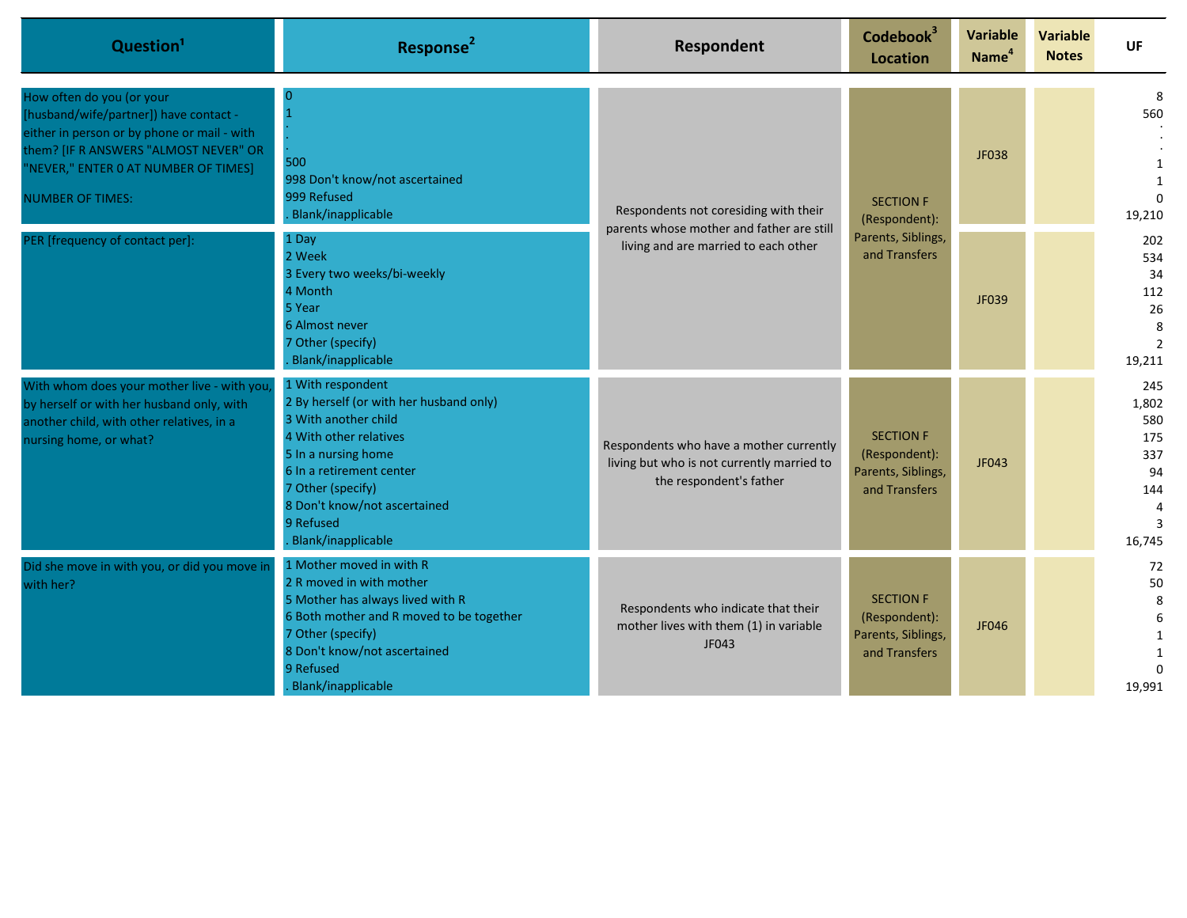| Question[1] | Response[2] | Respondent | Codebook[3] Location | Variable Name[4] | Variable Notes | UF |
|---|---|---|---|---|---|---|
| How often do you (or your [husband/wife/partner]) have contact - either in person or by phone or mail - with them? [IF R ANSWERS "ALMOST NEVER" OR "NEVER," ENTER 0 AT NUMBER OF TIMES]<br><br>NUMBER OF TIMES: | 0<br>1<br>.<br>.<br>500<br>998 Don't know/not ascertained<br>999 Refused<br>. Blank/inapplicable | Respondents not coresiding with their parents whose mother and father are still living and are married to each other | SECTION F (Respondent): Parents, Siblings, and Transfers | JF038 | | 8<br>560<br>.<br>.<br>1<br>1<br>0<br>19,210 |
| PER [frequency of contact per]: | 1 Day<br>2 Week<br>3 Every two weeks/bi-weekly<br>4 Month<br>5 Year<br>6 Almost never<br>7 Other (specify)<br>. Blank/inapplicable | | | JF039 | | 202<br>534<br>34<br>112<br>26<br>8<br>2<br>19,211 |
| With whom does your mother live - with you, by herself or with her husband only, with another child, with other relatives, in a nursing home, or what? | 1 With respondent<br>2 By herself (or with her husband only)<br>3 With another child<br>4 With other relatives<br>5 In a nursing home<br>6 In a retirement center<br>7 Other (specify)<br>8 Don't know/not ascertained<br>9 Refused<br>. Blank/inapplicable | Respondents who have a mother currently living but who is not currently married to the respondent's father | SECTION F (Respondent): Parents, Siblings, and Transfers | JF043 | | 245<br>1,802<br>580<br>175<br>337<br>94<br>144<br>4<br>3<br>16,745 |
| Did she move in with you, or did you move in with her? | 1 Mother moved in with R<br>2 R moved in with mother<br>5 Mother has always lived with R<br>6 Both mother and R moved to be together<br>7 Other (specify)<br>8 Don't know/not ascertained<br>9 Refused<br>. Blank/inapplicable | Respondents who indicate that their mother lives with them (1) in variable JF043 | SECTION F (Respondent): Parents, Siblings, and Transfers | JF046 | | 72<br>50<br>8<br>6<br>1<br>1<br>0<br>19,991 |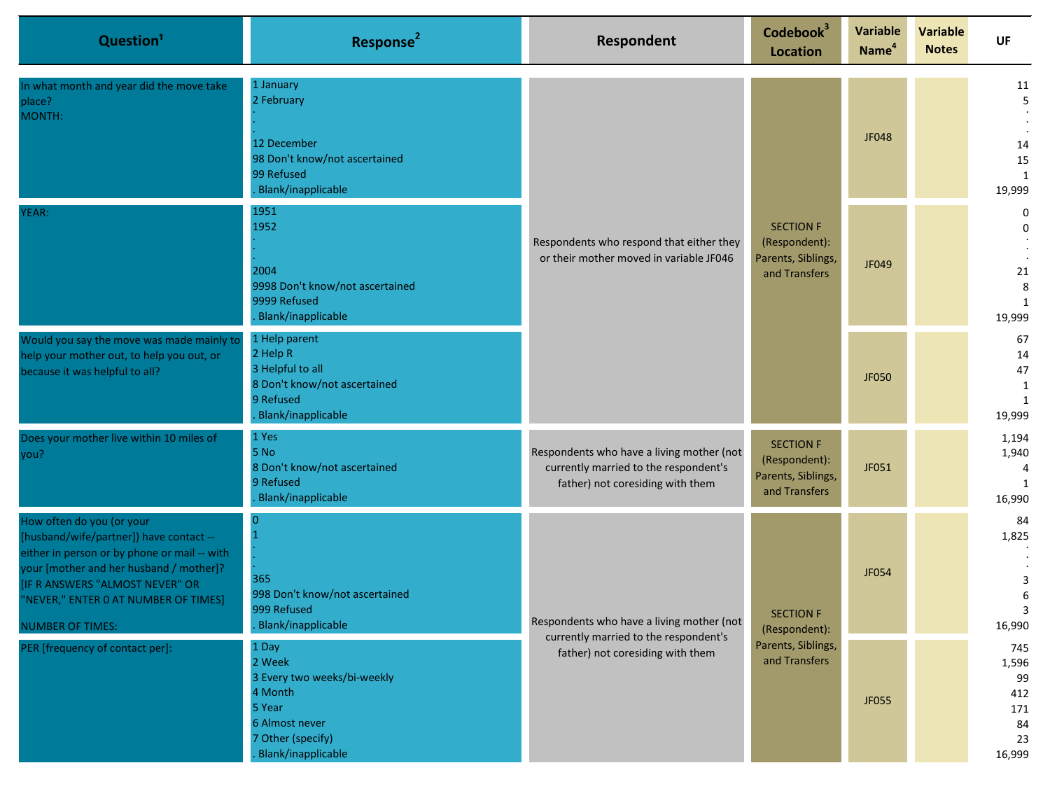| Question[1] | Response[2] | Respondent | Codebook[3] Location | Variable Name[4] | Variable Notes | UF |
|---|---|---|---|---|---|---|
| In what month and year did the move take place?<br>MONTH: | 1 January<br>2 February<br>.<br>.<br>12 December<br>98 Don't know/not ascertained<br>99 Refused<br>. Blank/inapplicable | Respondents who respond that either they or their mother moved in variable JF046 | SECTION F (Respondent): Parents, Siblings, and Transfers | JF048 | | 11<br>5<br>.<br>.<br>14<br>15<br>1<br>19,999 |
| YEAR: | 1951<br>1952<br>.<br>.<br>2004<br>9998 Don't know/not ascertained<br>9999 Refused<br>. Blank/inapplicable | | | JF049 | | 0<br>0<br>.<br>.<br>21<br>8<br>1<br>19,999 |
| Would you say the move was made mainly to help your mother out, to help you out, or because it was helpful to all? | 1 Help parent<br>2 Help R<br>3 Helpful to all<br>8 Don't know/not ascertained<br>9 Refused<br>. Blank/inapplicable | | | JF050 | | 67<br>14<br>47<br>1<br>1<br>19,999 |
| Does your mother live within 10 miles of you? | 1 Yes<br>5 No<br>8 Don't know/not ascertained<br>9 Refused<br>. Blank/inapplicable | Respondents who have a living mother (not currently married to the respondent's father) not coresiding with them | SECTION F (Respondent): Parents, Siblings, and Transfers | JF051 | | 1,194<br>1,940<br>4<br>1<br>16,990 |
| How often do you (or your [husband/wife/partner]) have contact -- either in person or by phone or mail -- with your [mother and her husband / mother]? [IF R ANSWERS "ALMOST NEVER" OR "NEVER," ENTER 0 AT NUMBER OF TIMES]<br>NUMBER OF TIMES: | 0<br>1<br>.<br>.<br>365<br>998 Don't know/not ascertained<br>999 Refused<br>. Blank/inapplicable | Respondents who have a living mother (not currently married to the respondent's father) not coresiding with them | SECTION F (Respondent): Parents, Siblings, and Transfers | JF054 | | 84<br>1,825<br>.<br>.<br>3<br>6<br>3<br>16,990 |
| PER [frequency of contact per]: | 1 Day<br>2 Week<br>3 Every two weeks/bi-weekly<br>4 Month<br>5 Year<br>6 Almost never<br>7 Other (specify)<br>. Blank/inapplicable | | | JF055 | | 745<br>1,596<br>99<br>412<br>171<br>84<br>23<br>16,999 |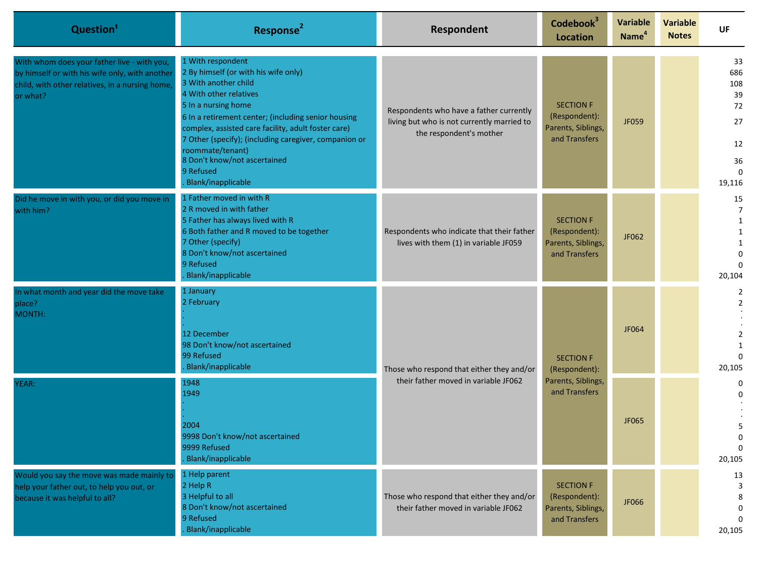| Question[1] | Response[2] | Respondent | Codebook[3] Location | Variable Name[4] | Variable Notes | UF |
|---|---|---|---|---|---|---|
| With whom does your father live - with you, by himself or with his wife only, with another child, with other relatives, in a nursing home, or what? | 1 With respondent<br>2 By himself (or with his wife only)<br>3 With another child<br>4 With other relatives<br>5 In a nursing home<br>6 In a retirement center; (including senior housing complex, assisted care facility, adult foster care)<br>7 Other (specify); (including caregiver, companion or roommate/tenant)<br>8 Don't know/not ascertained<br>9 Refused<br>. Blank/inapplicable | Respondents who have a father currently living but who is not currently married to the respondent's mother | SECTION F (Respondent): Parents, Siblings, and Transfers | JF059 | | 33<br>686<br>108<br>39<br>72<br>27<br>12<br>36<br>0<br>19,116 |
| Did he move in with you, or did you move in with him? | 1 Father moved in with R<br>2 R moved in with father<br>5 Father has always lived with R<br>6 Both father and R moved to be together<br>7 Other (specify)<br>8 Don't know/not ascertained<br>9 Refused<br>. Blank/inapplicable | Respondents who indicate that their father lives with them (1) in variable JF059 | SECTION F (Respondent): Parents, Siblings, and Transfers | JF062 | | 15<br>7<br>1<br>1<br>1<br>0<br>0<br>20,104 |
| In what month and year did the move take place?<br>MONTH: | 1 January<br>2 February<br>.<br>.<br>12 December<br>98 Don't know/not ascertained<br>99 Refused<br>. Blank/inapplicable | Those who respond that either they and/or their father moved in variable JF062 | SECTION F (Respondent): Parents, Siblings, and Transfers | JF064 | | 2<br>2<br>.<br>.<br>2<br>1<br>0<br>20,105 |
| YEAR: | 1948<br>1949<br>.<br>.<br>2004<br>9998 Don't know/not ascertained<br>9999 Refused<br>. Blank/inapplicable | Those who respond that either they and/or their father moved in variable JF062 | SECTION F (Respondent): Parents, Siblings, and Transfers | JF065 | | 0<br>0<br>.<br>.<br>5<br>0<br>0<br>20,105 |
| Would you say the move was made mainly to help your father out, to help you out, or because it was helpful to all? | 1 Help parent<br>2 Help R<br>3 Helpful to all<br>8 Don't know/not ascertained<br>9 Refused<br>. Blank/inapplicable | Those who respond that either they and/or their father moved in variable JF062 | SECTION F (Respondent): Parents, Siblings, and Transfers | JF066 | | 13<br>3<br>8<br>0<br>0<br>20,105 |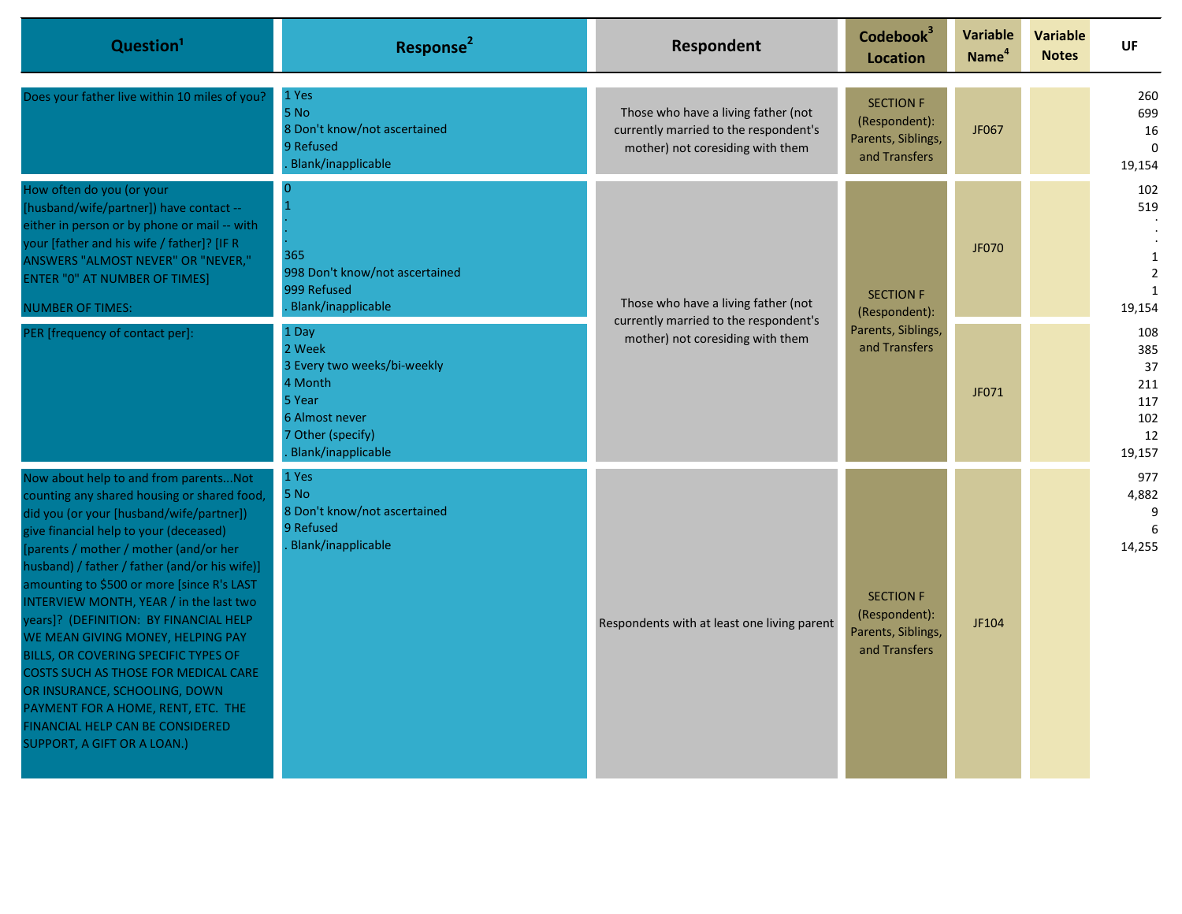| Question[1] | Response[2] | Respondent | Codebook[3] Location | Variable Name[4] | Variable Notes | UF |
|---|---|---|---|---|---|---|
| Does your father live within 10 miles of you? | 1 Yes<br>5 No<br>8 Don't know/not ascertained<br>9 Refused<br>. Blank/inapplicable | Those who have a living father (not currently married to the respondent's mother) not coresiding with them | SECTION F (Respondent): Parents, Siblings, and Transfers | JF067 | | 260<br>699<br>16<br>0<br>19,154 |
| How often do you (or your [husband/wife/partner]) have contact -- either in person or by phone or mail -- with your [father and his wife / father]? [IF R ANSWERS "ALMOST NEVER" OR "NEVER," ENTER "0" AT NUMBER OF TIMES]<br><br>NUMBER OF TIMES: | 0<br>1<br>.<br>.<br>365<br>998 Don't know/not ascertained<br>999 Refused<br>. Blank/inapplicable | Those who have a living father (not currently married to the respondent's mother) not coresiding with them | SECTION F (Respondent): Parents, Siblings, and Transfers | JF070 | | 102<br>519<br>.<br>.<br>1<br>2<br>1<br>19,154 |
| PER [frequency of contact per]: | 1 Day<br>2 Week<br>3 Every two weeks/bi-weekly<br>4 Month<br>5 Year<br>6 Almost never<br>7 Other (specify)<br>. Blank/inapplicable | | | JF071 | | 108<br>385<br>37<br>211<br>117<br>102<br>12<br>19,157 |
| Now about help to and from parents...Not counting any shared housing or shared food, did you (or your [husband/wife/partner]) give financial help to your (deceased) [parents / mother / mother (and/or her husband) / father / father (and/or his wife)] amounting to $500 or more [since R's LAST INTERVIEW MONTH, YEAR / in the last two years]? (DEFINITION: BY FINANCIAL HELP WE MEAN GIVING MONEY, HELPING PAY BILLS, OR COVERING SPECIFIC TYPES OF COSTS SUCH AS THOSE FOR MEDICAL CARE OR INSURANCE, SCHOOLING, DOWN PAYMENT FOR A HOME, RENT, ETC. THE FINANCIAL HELP CAN BE CONSIDERED SUPPORT, A GIFT OR A LOAN.) | 1 Yes<br>5 No<br>8 Don't know/not ascertained<br>9 Refused<br>. Blank/inapplicable | Respondents with at least one living parent | SECTION F (Respondent): Parents, Siblings, and Transfers | JF104 | | 977<br>4,882<br>9<br>6<br>14,255 |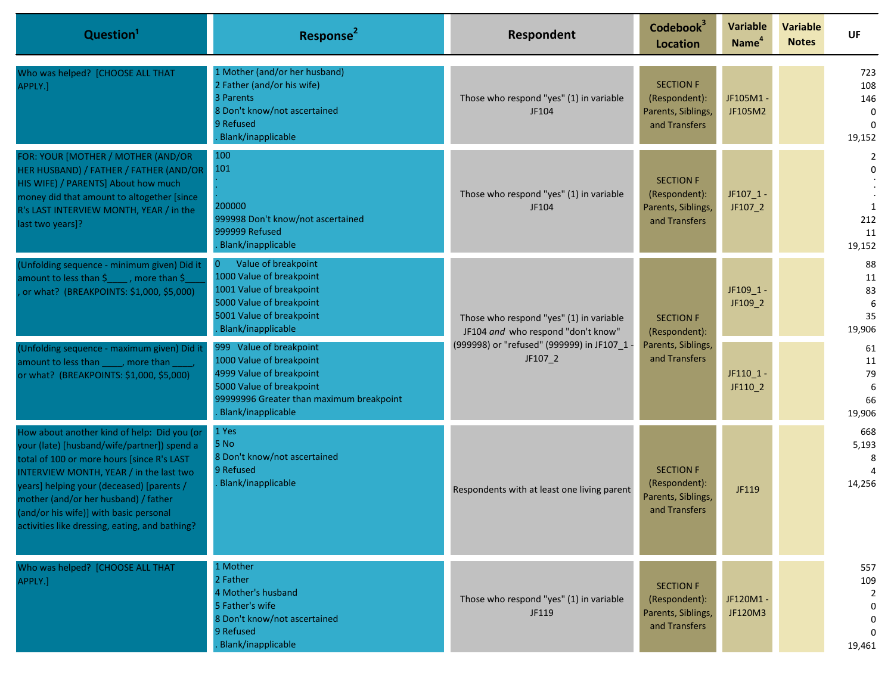| Question[1] | Response[2] | Respondent | Codebook[3] Location | Variable Name[4] | Variable Notes | UF |
|---|---|---|---|---|---|---|
| Who was helped? [CHOOSE ALL THAT APPLY.] | 1 Mother (and/or her husband)<br>2 Father (and/or his wife)<br>3 Parents<br>8 Don't know/not ascertained<br>9 Refused<br>. Blank/inapplicable | Those who respond "yes" (1) in variable JF104 | SECTION F (Respondent): Parents, Siblings, and Transfers | JF105M1 - JF105M2 | | 723<br>108<br>146<br>0<br>0<br>19,152 |
| FOR: YOUR [MOTHER / MOTHER (AND/OR HER HUSBAND) / FATHER / FATHER (AND/OR HIS WIFE) / PARENTS] About how much money did that amount to altogether [since R's LAST INTERVIEW MONTH, YEAR / in the last two years]? | 100<br>101<br>.<br>.<br>200000<br>999998 Don't know/not ascertained<br>999999 Refused<br>. Blank/inapplicable | Those who respond "yes" (1) in variable JF104 | SECTION F (Respondent): Parents, Siblings, and Transfers | JF107_1 - JF107_2 | | 2<br>0<br>.<br>.<br>1<br>212<br>11<br>19,152 |
| (Unfolding sequence - minimum given) Did it amount to less than $____ , more than $____ , or what? (BREAKPOINTS: $1,000, $5,000) | 0 Value of breakpoint<br>1000 Value of breakpoint<br>1001 Value of breakpoint<br>5000 Value of breakpoint<br>5001 Value of breakpoint<br>. Blank/inapplicable | Those who respond "yes" (1) in variable JF104 *and* who respond "don't know" (999998) or "refused" (999999) in JF107_1 - JF107_2 | SECTION F (Respondent): Parents, Siblings, and Transfers | JF109_1 - JF109_2 | | 88<br>11<br>83<br>6<br>35<br>19,906 |
| (Unfolding sequence - maximum given) Did it amount to less than ____, more than ____, or what? (BREAKPOINTS: $1,000, $5,000) | 999 Value of breakpoint<br>1000 Value of breakpoint<br>4999 Value of breakpoint<br>5000 Value of breakpoint<br>99999996 Greater than maximum breakpoint<br>. Blank/inapplicable | | | JF110_1 - JF110_2 | | 61<br>11<br>79<br>6<br>66<br>19,906 |
| How about another kind of help: Did you (or your (late) [husband/wife/partner]) spend a total of 100 or more hours [since R's LAST INTERVIEW MONTH, YEAR / in the last two years] helping your (deceased) [parents / mother (and/or her husband) / father (and/or his wife)] with basic personal activities like dressing, eating, and bathing? | 1 Yes<br>5 No<br>8 Don't know/not ascertained<br>9 Refused<br>. Blank/inapplicable | Respondents with at least one living parent | SECTION F (Respondent): Parents, Siblings, and Transfers | JF119 | | 668<br>5,193<br>8<br>4<br>14,256 |
| Who was helped? [CHOOSE ALL THAT APPLY.] | 1 Mother<br>2 Father<br>4 Mother's husband<br>5 Father's wife<br>8 Don't know/not ascertained<br>9 Refused<br>. Blank/inapplicable | Those who respond "yes" (1) in variable JF119 | SECTION F (Respondent): Parents, Siblings, and Transfers | JF120M1 - JF120M3 | | 557<br>109<br>2<br>0<br>0<br>0<br>19,461 |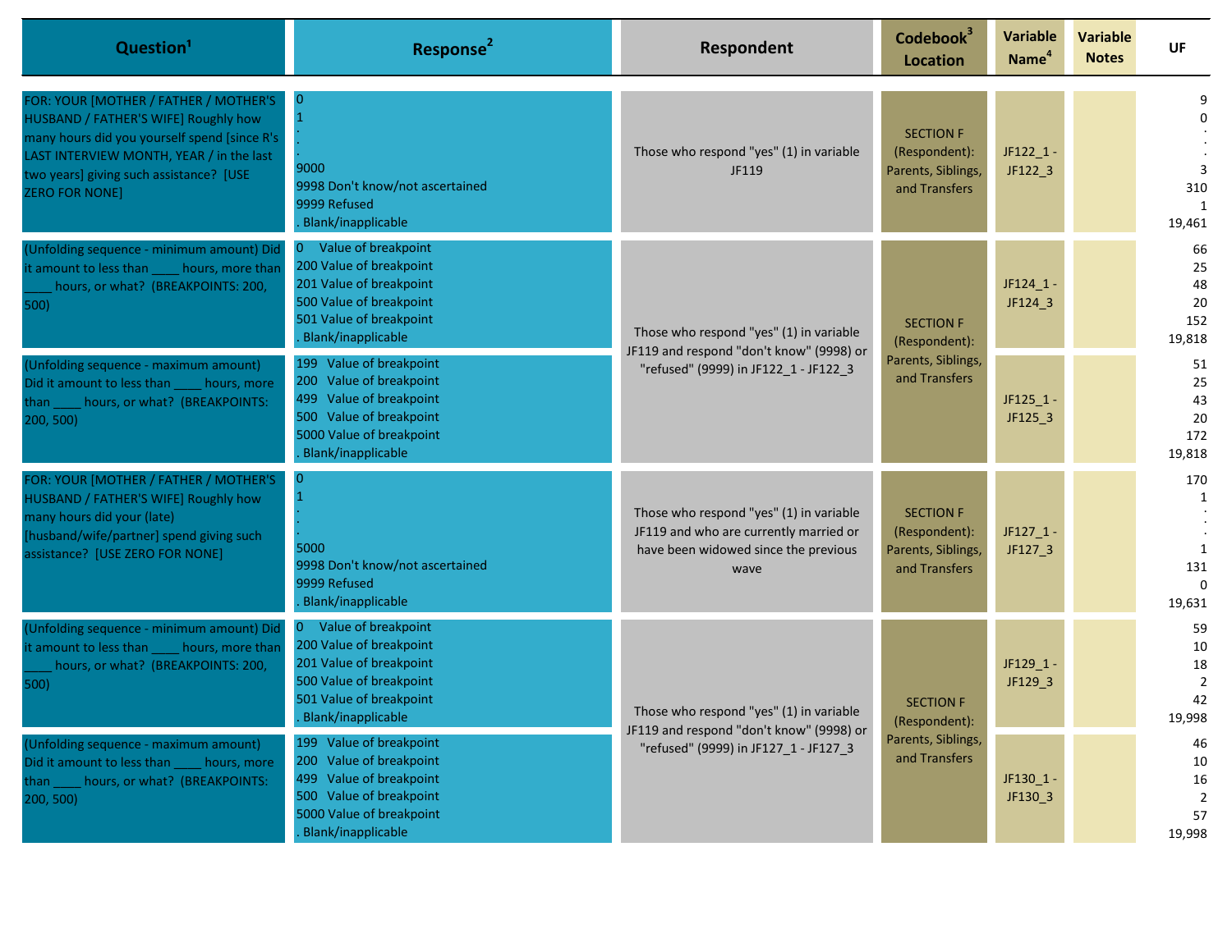| Question[1] | Response[2] | Respondent | Codebook[3] Location | Variable Name[4] | Variable Notes | UF |
|---|---|---|---|---|---|---|
| FOR: YOUR [MOTHER / FATHER / MOTHER'S HUSBAND / FATHER'S WIFE] Roughly how many hours did you yourself spend [since R's LAST INTERVIEW MONTH, YEAR / in the last two years] giving such assistance? [USE ZERO FOR NONE] | 0<br>1<br>.<br>.<br>9000<br>9998 Don't know/not ascertained<br>9999 Refused<br>. Blank/inapplicable | Those who respond "yes" (1) in variable JF119 | SECTION F (Respondent): Parents, Siblings, and Transfers | JF122_1 - JF122_3 | | 9<br>0<br>.<br>.<br>3<br>310<br>1<br>19,461 |
| (Unfolding sequence - minimum amount) Did it amount to less than ____ hours, more than ____ hours, or what? (BREAKPOINTS: 200, 500) | 0 Value of breakpoint<br>200 Value of breakpoint<br>201 Value of breakpoint<br>500 Value of breakpoint<br>501 Value of breakpoint<br>. Blank/inapplicable | Those who respond "yes" (1) in variable JF119 and respond "don't know" (9998) or "refused" (9999) in JF122_1 - JF122_3 | SECTION F (Respondent): Parents, Siblings, and Transfers | JF124_1 - JF124_3 | | 66<br>25<br>48<br>20<br>152<br>19,818 |
| (Unfolding sequence - maximum amount) Did it amount to less than ____ hours, more than ____ hours, or what? (BREAKPOINTS: 200, 500) | 199 Value of breakpoint<br>200 Value of breakpoint<br>499 Value of breakpoint<br>500 Value of breakpoint<br>5000 Value of breakpoint<br>. Blank/inapplicable | | | JF125_1 - JF125_3 | | 51<br>25<br>43<br>20<br>172<br>19,818 |
| FOR: YOUR [MOTHER / FATHER / MOTHER'S HUSBAND / FATHER'S WIFE] Roughly how many hours did your (late) [husband/wife/partner] spend giving such assistance? [USE ZERO FOR NONE] | 0<br>1<br>.<br>.<br>5000<br>9998 Don't know/not ascertained<br>9999 Refused<br>. Blank/inapplicable | Those who respond "yes" (1) in variable JF119 and who are currently married or have been widowed since the previous wave | SECTION F (Respondent): Parents, Siblings, and Transfers | JF127_1 - JF127_3 | | 170<br>1<br>.<br>.<br>1<br>131<br>0<br>19,631 |
| (Unfolding sequence - minimum amount) Did it amount to less than ____ hours, more than ____ hours, or what? (BREAKPOINTS: 200, 500) | 0 Value of breakpoint<br>200 Value of breakpoint<br>201 Value of breakpoint<br>500 Value of breakpoint<br>501 Value of breakpoint<br>. Blank/inapplicable | Those who respond "yes" (1) in variable JF119 and respond "don't know" (9998) or "refused" (9999) in JF127_1 - JF127_3 | SECTION F (Respondent): Parents, Siblings, and Transfers | JF129_1 - JF129_3 | | 59<br>10<br>18<br>2<br>42<br>19,998 |
| (Unfolding sequence - maximum amount) Did it amount to less than ____ hours, more than ____ hours, or what? (BREAKPOINTS: 200, 500) | 199 Value of breakpoint<br>200 Value of breakpoint<br>499 Value of breakpoint<br>500 Value of breakpoint<br>5000 Value of breakpoint<br>. Blank/inapplicable | | | JF130_1 - JF130_3 | | 46<br>10<br>16<br>2<br>57<br>19,998 |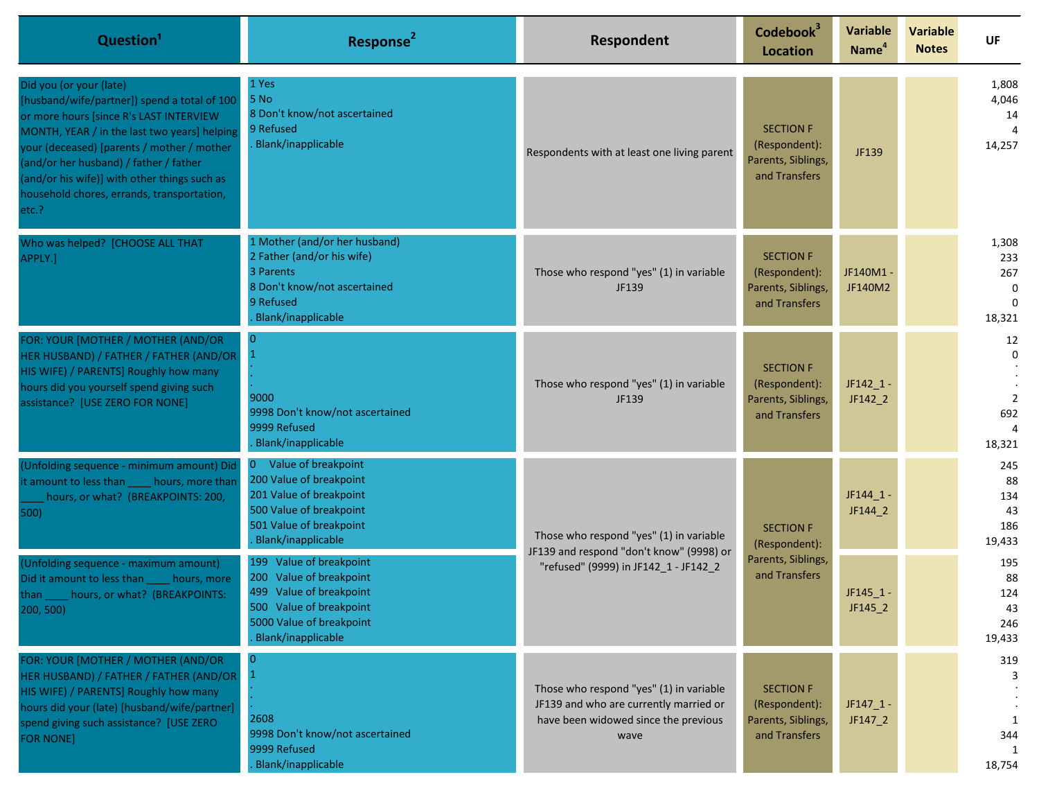| Question[1] | Response[2] | Respondent | Codebook[3] Location | Variable Name[4] | Variable Notes | UF |
|---|---|---|---|---|---|---|
| Did you (or your (late) [husband/wife/partner]) spend a total of 100 or more hours [since R's LAST INTERVIEW MONTH, YEAR / in the last two years] helping your (deceased) [parents / mother / mother (and/or her husband) / father / father (and/or his wife)] with other things such as household chores, errands, transportation, etc.? | 1 Yes<br>5 No<br>8 Don't know/not ascertained<br>9 Refused<br>. Blank/inapplicable | Respondents with at least one living parent | SECTION F (Respondent): Parents, Siblings, and Transfers | JF139 | | 1,808<br>4,046<br>14<br>4<br>14,257 |
| Who was helped? [CHOOSE ALL THAT APPLY.] | 1 Mother (and/or her husband)<br>2 Father (and/or his wife)<br>3 Parents<br>8 Don't know/not ascertained<br>9 Refused<br>. Blank/inapplicable | Those who respond "yes" (1) in variable JF139 | SECTION F (Respondent): Parents, Siblings, and Transfers | JF140M1 - JF140M2 | | 1,308<br>233<br>267<br>0<br>0<br>18,321 |
| FOR: YOUR [MOTHER / MOTHER (AND/OR HER HUSBAND) / FATHER / FATHER (AND/OR HIS WIFE) / PARENTS] Roughly how many hours did you yourself spend giving such assistance? [USE ZERO FOR NONE] | 0<br>1<br>.<br>.<br>9000<br>9998 Don't know/not ascertained<br>9999 Refused<br>. Blank/inapplicable | Those who respond "yes" (1) in variable JF139 | SECTION F (Respondent): Parents, Siblings, and Transfers | JF142_1 - JF142_2 | | 12<br>0<br>.<br>.<br>2<br>692<br>4<br>18,321 |
| (Unfolding sequence - minimum amount) Did it amount to less than ____ hours, more than ____ hours, or what? (BREAKPOINTS: 200, 500) | 0 Value of breakpoint<br>200 Value of breakpoint<br>201 Value of breakpoint<br>500 Value of breakpoint<br>501 Value of breakpoint<br>. Blank/inapplicable | Those who respond "yes" (1) in variable JF139 and respond "don't know" (9998) or "refused" (9999) in JF142_1 - JF142_2 | SECTION F (Respondent): Parents, Siblings, and Transfers | JF144_1 - JF144_2 | | 245<br>88<br>134<br>43<br>186<br>19,433 |
| (Unfolding sequence - maximum amount) Did it amount to less than ____ hours, more than ____ hours, or what? (BREAKPOINTS: 200, 500) | 199 Value of breakpoint<br>200 Value of breakpoint<br>499 Value of breakpoint<br>500 Value of breakpoint<br>5000 Value of breakpoint<br>. Blank/inapplicable | | | JF145_1 - JF145_2 | | 195<br>88<br>124<br>43<br>246<br>19,433 |
| FOR: YOUR [MOTHER / MOTHER (AND/OR HER HUSBAND) / FATHER / FATHER (AND/OR HIS WIFE) / PARENTS] Roughly how many hours did your (late) [husband/wife/partner] spend giving such assistance? [USE ZERO FOR NONE] | 0<br>1<br>.<br>.<br>2608<br>9998 Don't know/not ascertained<br>9999 Refused<br>. Blank/inapplicable | Those who respond "yes" (1) in variable JF139 and who are currently married or have been widowed since the previous wave | SECTION F (Respondent): Parents, Siblings, and Transfers | JF147_1 - JF147_2 | | 319<br>3<br>.<br>.<br>1<br>344<br>1<br>18,754 |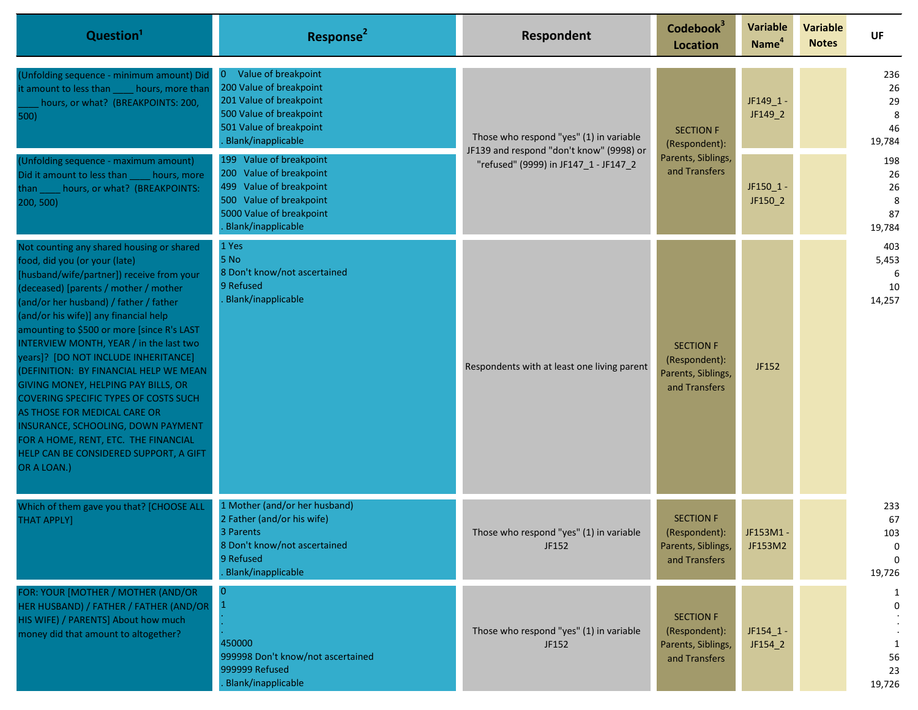| Question[1] | Response[2] | Respondent | Codebook[3] Location | Variable Name[4] | Variable Notes | UF |
|---|---|---|---|---|---|---|
| (Unfolding sequence - minimum amount) Did it amount to less than ____ hours, more than ____ hours, or what? (BREAKPOINTS: 200, 500) | 0 Value of breakpoint<br>200 Value of breakpoint<br>201 Value of breakpoint<br>500 Value of breakpoint<br>501 Value of breakpoint<br>. Blank/inapplicable | Those who respond "yes" (1) in variable JF139 and respond "don't know" (9998) or "refused" (9999) in JF147_1 - JF147_2 | SECTION F (Respondent): Parents, Siblings, and Transfers | JF149_1 - JF149_2 | | 236<br>26<br>29<br>8<br>46<br>19,784 |
| (Unfolding sequence - maximum amount) Did it amount to less than ____ hours, more than ____ hours, or what? (BREAKPOINTS: 200, 500) | 199 Value of breakpoint<br>200 Value of breakpoint<br>499 Value of breakpoint<br>500 Value of breakpoint<br>5000 Value of breakpoint<br>. Blank/inapplicable | | | JF150_1 - JF150_2 | | 198<br>26<br>26<br>8<br>87<br>19,784 |
| Not counting any shared housing or shared food, did you (or your (late) [husband/wife/partner]) receive from your (deceased) [parents / mother / mother (and/or her husband) / father / father (and/or his wife)] any financial help amounting to $500 or more [since R's LAST INTERVIEW MONTH, YEAR / in the last two years]? [DO NOT INCLUDE INHERITANCE] (DEFINITION: BY FINANCIAL HELP WE MEAN GIVING MONEY, HELPING PAY BILLS, OR COVERING SPECIFIC TYPES OF COSTS SUCH AS THOSE FOR MEDICAL CARE OR INSURANCE, SCHOOLING, DOWN PAYMENT FOR A HOME, RENT, ETC. THE FINANCIAL HELP CAN BE CONSIDERED SUPPORT, A GIFT OR A LOAN.) | 1 Yes<br>5 No<br>8 Don't know/not ascertained<br>9 Refused<br>. Blank/inapplicable | Respondents with at least one living parent | SECTION F (Respondent): Parents, Siblings, and Transfers | JF152 | | 403<br>5,453<br>6<br>10<br>14,257 |
| Which of them gave you that? [CHOOSE ALL THAT APPLY] | 1 Mother (and/or her husband)<br>2 Father (and/or his wife)<br>3 Parents<br>8 Don't know/not ascertained<br>9 Refused<br>. Blank/inapplicable | Those who respond "yes" (1) in variable JF152 | SECTION F (Respondent): Parents, Siblings, and Transfers | JF153M1 - JF153M2 | | 233<br>67<br>103<br>0<br>0<br>19,726 |
| FOR: YOUR [MOTHER / MOTHER (AND/OR HER HUSBAND) / FATHER / FATHER (AND/OR HIS WIFE) / PARENTS] About how much money did that amount to altogether? | 0<br>1<br>.<br>.<br>450000<br>999998 Don't know/not ascertained<br>999999 Refused<br>. Blank/inapplicable | Those who respond "yes" (1) in variable JF152 | SECTION F (Respondent): Parents, Siblings, and Transfers | JF154_1 - JF154_2 | | 1<br>0<br>.<br>.<br>1<br>56<br>23<br>19,726 |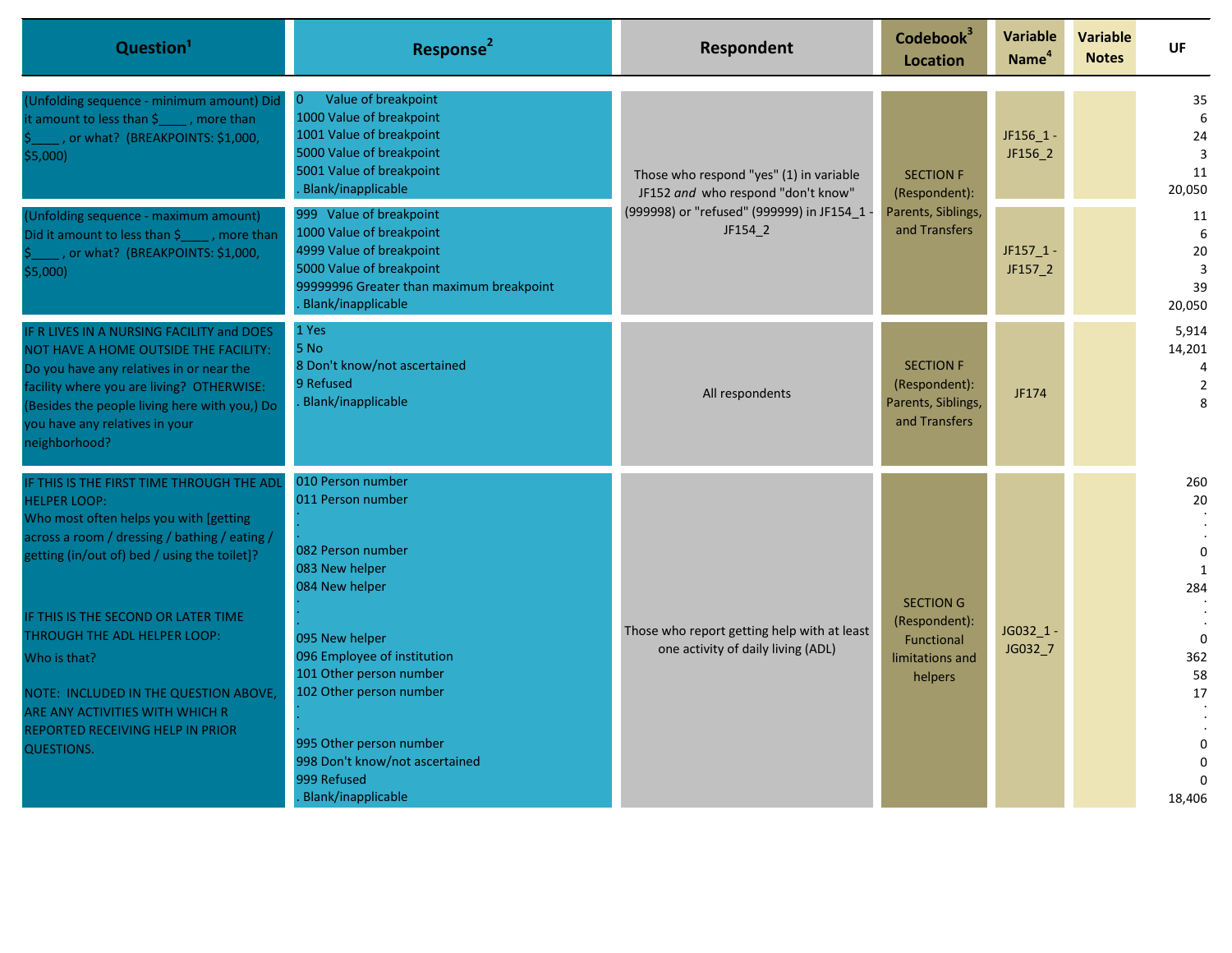| Question[1] | Response[2] | Respondent | Codebook[3] Location | Variable Name[4] | Variable Notes | UF |
|---|---|---|---|---|---|---|
| (Unfolding sequence - minimum amount) Did it amount to less than $____ , more than $____ , or what? (BREAKPOINTS: $1,000, $5,000) | 0 Value of breakpoint<br>1000 Value of breakpoint<br>1001 Value of breakpoint<br>5000 Value of breakpoint<br>5001 Value of breakpoint<br>. Blank/inapplicable | Those who respond "yes" (1) in variable JF152 *and* who respond "don't know" (999998) or "refused" (999999) in JF154_1 - JF154_2 | SECTION F (Respondent): Parents, Siblings, and Transfers | JF156_1 - JF156_2 | | 35<br>6<br>24<br>3<br>11<br>20,050 |
| (Unfolding sequence - maximum amount) Did it amount to less than $____ , more than $____ , or what? (BREAKPOINTS: $1,000, $5,000) | 999 Value of breakpoint<br>1000 Value of breakpoint<br>4999 Value of breakpoint<br>5000 Value of breakpoint<br>99999996 Greater than maximum breakpoint<br>. Blank/inapplicable | | | JF157_1 - JF157_2 | | 11<br>6<br>20<br>3<br>39<br>20,050 |
| IF R LIVES IN A NURSING FACILITY and DOES NOT HAVE A HOME OUTSIDE THE FACILITY: Do you have any relatives in or near the facility where you are living? OTHERWISE: (Besides the people living here with you,) Do you have any relatives in your neighborhood? | 1 Yes<br>5 No<br>8 Don't know/not ascertained<br>9 Refused<br>. Blank/inapplicable | All respondents | SECTION F (Respondent): Parents, Siblings, and Transfers | JF174 | | 5,914<br>14,201<br>4<br>2<br>8 |
| IF THIS IS THE FIRST TIME THROUGH THE ADL HELPER LOOP:<br>Who most often helps you with [getting across a room / dressing / bathing / eating / getting (in/out of) bed / using the toilet]?<br><br>IF THIS IS THE SECOND OR LATER TIME THROUGH THE ADL HELPER LOOP:<br>Who is that?<br><br>NOTE: INCLUDED IN THE QUESTION ABOVE, ARE ANY ACTIVITIES WITH WHICH R REPORTED RECEIVING HELP IN PRIOR QUESTIONS. | 010 Person number<br>011 Person number<br>.<br>.<br>.<br>082 Person number<br>083 New helper<br>084 New helper<br>.<br>.<br>095 New helper<br>096 Employee of institution<br>101 Other person number<br>102 Other person number<br>.<br>.<br>995 Other person number<br>998 Don't know/not ascertained<br>999 Refused<br>. Blank/inapplicable | Those who report getting help with at least one activity of daily living (ADL) | SECTION G (Respondent): Functional limitations and helpers | JG032_1 - JG032_7 | | 260<br>20<br>.<br>.<br>.<br>0<br>1<br>284<br>.<br>.<br>0<br>362<br>58<br>17<br>.<br>.<br>.<br>0<br>0<br>0<br>18,406 |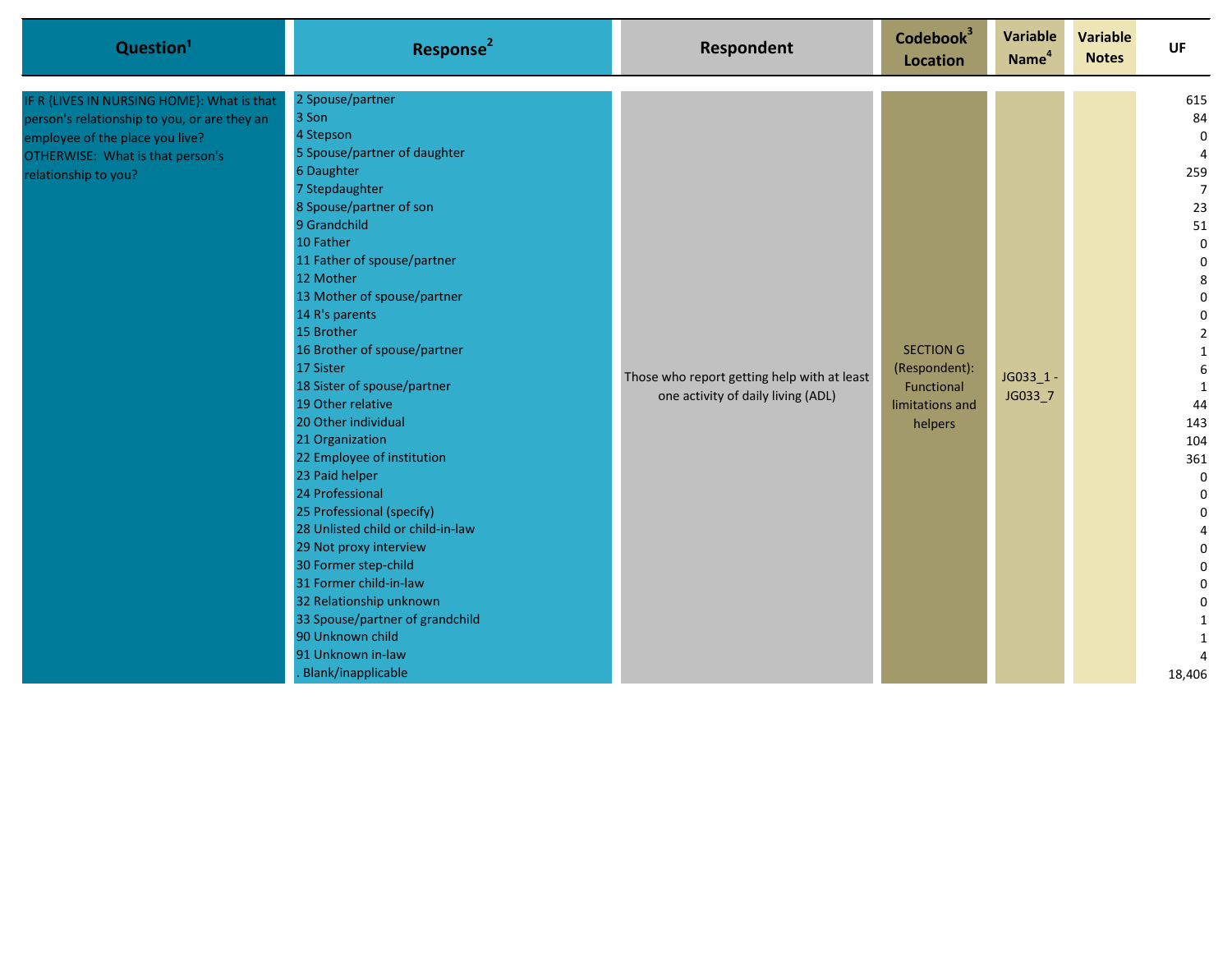| Question[1] | Response[2] | Respondent | Codebook[3] Location | Variable Name[4] | Variable Notes | UF |
|---|---|---|---|---|---|---|
| IF R {LIVES IN NURSING HOME}: What is that person's relationship to you, or are they an employee of the place you live? OTHERWISE: What is that person's relationship to you? | 2 Spouse/partner | Those who report getting help with at least one activity of daily living (ADL) | SECTION G (Respondent): Functional limitations and helpers | JG033_1 - JG033_7 | | 615 |
| | 3 Son | | | | | 84 |
| | 4 Stepson | | | | | 0 |
| | 5 Spouse/partner of daughter | | | | | 4 |
| | 6 Daughter | | | | | 259 |
| | 7 Stepdaughter | | | | | 7 |
| | 8 Spouse/partner of son | | | | | 23 |
| | 9 Grandchild | | | | | 51 |
| | 10 Father | | | | | 0 |
| | 11 Father of spouse/partner | | | | | 0 |
| | 12 Mother | | | | | 8 |
| | 13 Mother of spouse/partner | | | | | 0 |
| | 14 R's parents | | | | | 0 |
| | 15 Brother | | | | | 2 |
| | 16 Brother of spouse/partner | | | | | 1 |
| | 17 Sister | | | | | 6 |
| | 18 Sister of spouse/partner | | | | | 1 |
| | 19 Other relative | | | | | 44 |
| | 20 Other individual | | | | | 143 |
| | 21 Organization | | | | | 104 |
| | 22 Employee of institution | | | | | 361 |
| | 23 Paid helper | | | | | 0 |
| | 24 Professional | | | | | 0 |
| | 25 Professional (specify) | | | | | 0 |
| | 28 Unlisted child or child-in-law | | | | | 4 |
| | 29 Not proxy interview | | | | | 0 |
| | 30 Former step-child | | | | | 0 |
| | 31 Former child-in-law | | | | | 0 |
| | 32 Relationship unknown | | | | | 0 |
| | 33 Spouse/partner of grandchild | | | | | 1 |
| | 90 Unknown child | | | | | 1 |
| | 91 Unknown in-law | | | | | 4 |
| | . Blank/inapplicable | | | | | 18,406 |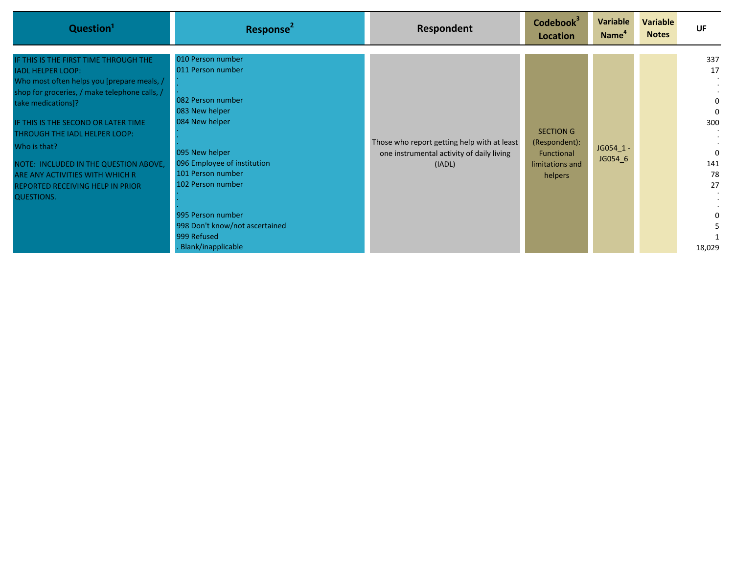| Question[1] | Response[2] | Respondent | Codebook[3] Location | Variable Name[4] | Variable Notes | UF |
|---|---|---|---|---|---|---|
| IF THIS IS THE FIRST TIME THROUGH THE IADL HELPER LOOP:<br>Who most often helps you [prepare meals, / shop for groceries, / make telephone calls, / take medications]?<br><br>IF THIS IS THE SECOND OR LATER TIME THROUGH THE IADL HELPER LOOP:<br>Who is that?<br><br>NOTE: INCLUDED IN THE QUESTION ABOVE, ARE ANY ACTIVITIES WITH WHICH R REPORTED RECEIVING HELP IN PRIOR QUESTIONS. | 010 Person number<br>011 Person number<br>.<br>.<br>082 Person number<br>083 New helper<br>084 New helper<br>.<br>.<br>095 New helper<br>096 Employee of institution<br>101 Person number<br>102 Person number<br>.<br>.<br>995 Person number<br>998 Don't know/not ascertained<br>999 Refused<br>. Blank/inapplicable | Those who report getting help with at least one instrumental activity of daily living (IADL) | SECTION G (Respondent): Functional limitations and helpers | JG054_1 - JG054_6 | | 337<br>17<br>.<br>.<br>0<br>0<br>300<br>.<br>.<br>0<br>141<br>78<br>27<br>.<br>.<br>0<br>5<br>1<br>18,029 |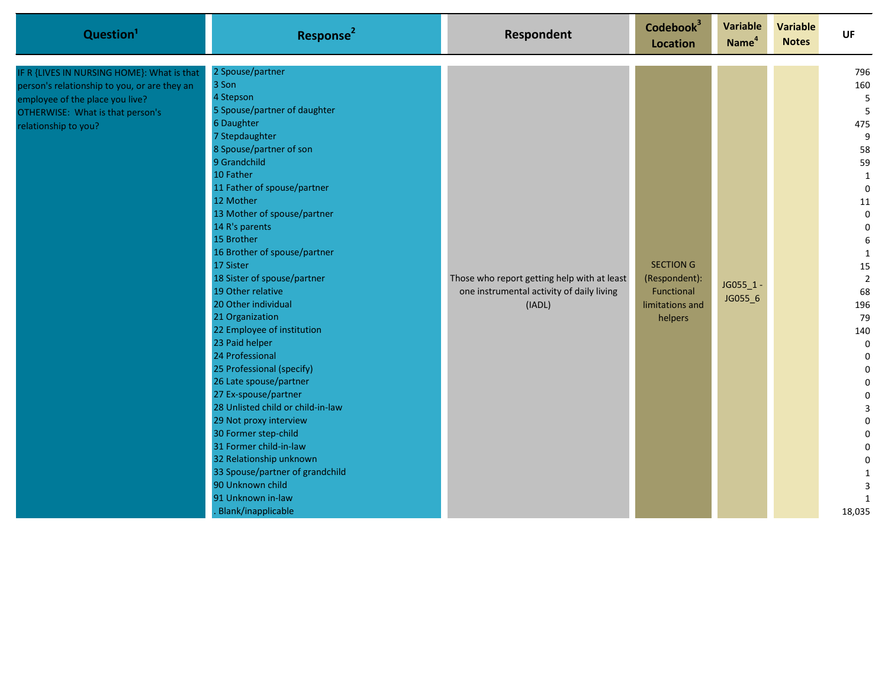| Question[1] | Response[2] | Respondent | Codebook[3] Location | Variable Name[4] | Variable Notes | UF |
|---|---|---|---|---|---|---|
| IF R {LIVES IN NURSING HOME}: What is that person's relationship to you, or are they an employee of the place you live? OTHERWISE: What is that person's relationship to you? | 2 Spouse/partner | Those who report getting help with at least one instrumental activity of daily living (IADL) | SECTION G (Respondent): Functional limitations and helpers | JG055_1 - JG055_6 | | 796 |
| | 3 Son | | | | | 160 |
| | 4 Stepson | | | | | 5 |
| | 5 Spouse/partner of daughter | | | | | 5 |
| | 6 Daughter | | | | | 475 |
| | 7 Stepdaughter | | | | | 9 |
| | 8 Spouse/partner of son | | | | | 58 |
| | 9 Grandchild | | | | | 59 |
| | 10 Father | | | | | 1 |
| | 11 Father of spouse/partner | | | | | 0 |
| | 12 Mother | | | | | 11 |
| | 13 Mother of spouse/partner | | | | | 0 |
| | 14 R's parents | | | | | 0 |
| | 15 Brother | | | | | 6 |
| | 16 Brother of spouse/partner | | | | | 1 |
| | 17 Sister | | | | | 15 |
| | 18 Sister of spouse/partner | | | | | 2 |
| | 19 Other relative | | | | | 68 |
| | 20 Other individual | | | | | 196 |
| | 21 Organization | | | | | 79 |
| | 22 Employee of institution | | | | | 140 |
| | 23 Paid helper | | | | | 0 |
| | 24 Professional | | | | | 0 |
| | 25 Professional (specify) | | | | | 0 |
| | 26 Late spouse/partner | | | | | 0 |
| | 27 Ex-spouse/partner | | | | | 0 |
| | 28 Unlisted child or child-in-law | | | | | 3 |
| | 29 Not proxy interview | | | | | 0 |
| | 30 Former step-child | | | | | 0 |
| | 31 Former child-in-law | | | | | 0 |
| | 32 Relationship unknown | | | | | 0 |
| | 33 Spouse/partner of grandchild | | | | | 1 |
| | 90 Unknown child | | | | | 3 |
| | 91 Unknown in-law | | | | | 1 |
| | . Blank/inapplicable | | | | | 18,035 |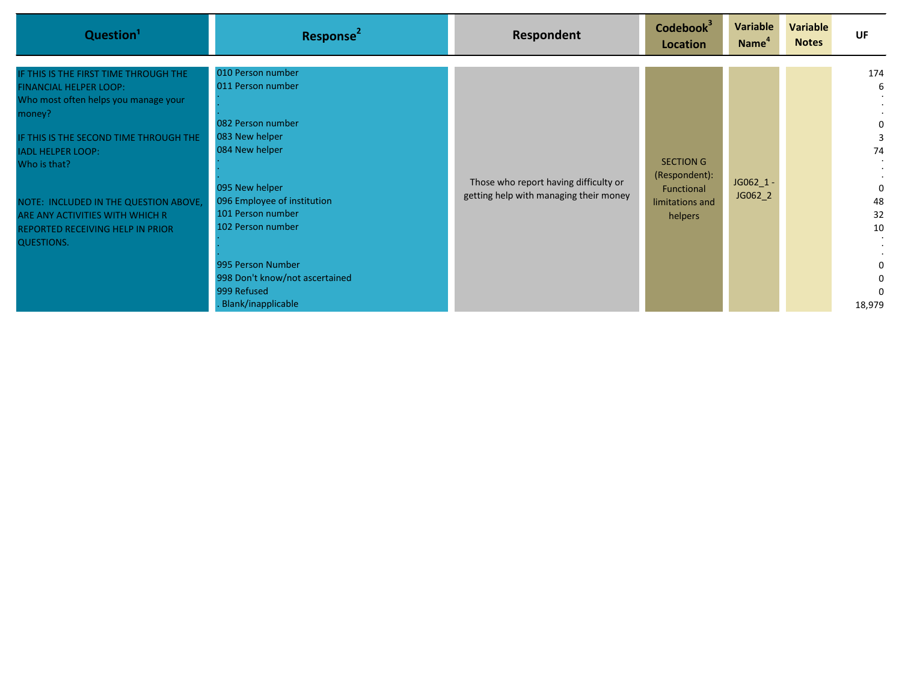| Question[1] | Response[2] | Respondent | Codebook[3] Location | Variable Name[4] | Variable Notes | UF |
|---|---|---|---|---|---|---|
| IF THIS IS THE FIRST TIME THROUGH THE FINANCIAL HELPER LOOP:<br>Who most often helps you manage your money?<br><br>IF THIS IS THE SECOND TIME THROUGH THE IADL HELPER LOOP:<br>Who is that?<br><br>NOTE: INCLUDED IN THE QUESTION ABOVE, ARE ANY ACTIVITIES WITH WHICH R REPORTED RECEIVING HELP IN PRIOR QUESTIONS. | 010 Person number<br>011 Person number<br>.<br>.<br>.<br>082 Person number<br>083 New helper<br>084 New helper<br>.<br>.<br>.<br>095 New helper<br>096 Employee of institution<br>101 Person number<br>102 Person number<br>.<br>.<br>.<br>995 Person Number<br>998 Don't know/not ascertained<br>999 Refused<br>. Blank/inapplicable | Those who report having difficulty or getting help with managing their money | SECTION G (Respondent): Functional limitations and helpers | JG062_1 - JG062_2 | | 174<br>6<br>.<br>.<br>.<br>0<br>3<br>74<br>.<br>.<br>.<br>0<br>48<br>32<br>10<br>.<br>.<br>.<br>0<br>0<br>0<br>18,979 |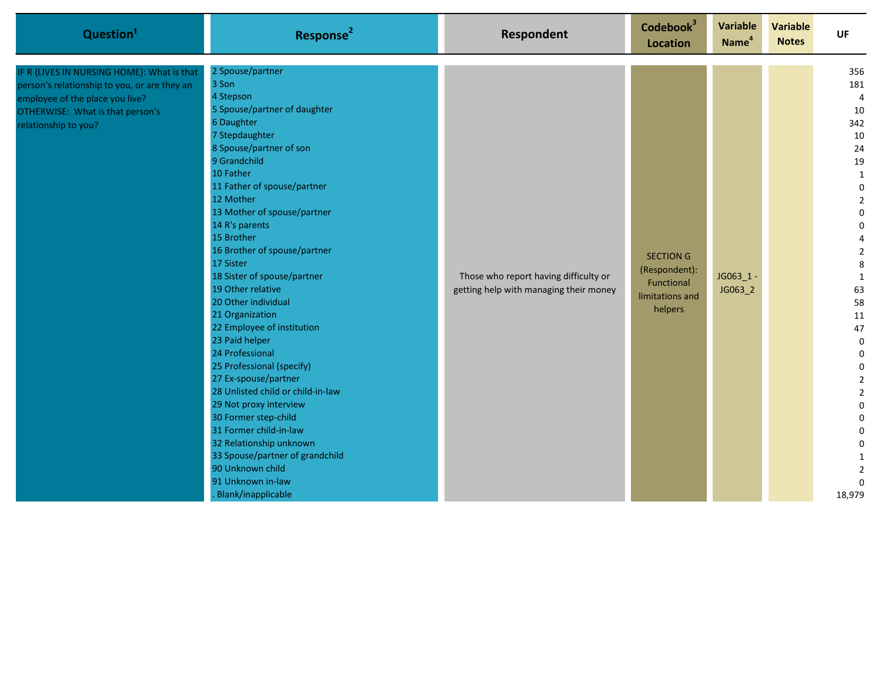| Question[1] | Response[2] | Respondent | Codebook[3] Location | Variable Name[4] | Variable Notes | UF |
|---|---|---|---|---|---|---|
| IF R {LIVES IN NURSING HOME}: What is that person's relationship to you, or are they an employee of the place you live? OTHERWISE: What is that person's relationship to you? | 2 Spouse/partner | Those who report having difficulty or getting help with managing their money | SECTION G (Respondent): Functional limitations and helpers | JG063_1 - JG063_2 | | 356 |
| | 3 Son | | | | | 181 |
| | 4 Stepson | | | | | 4 |
| | 5 Spouse/partner of daughter | | | | | 10 |
| | 6 Daughter | | | | | 342 |
| | 7 Stepdaughter | | | | | 10 |
| | 8 Spouse/partner of son | | | | | 24 |
| | 9 Grandchild | | | | | 19 |
| | 10 Father | | | | | 1 |
| | 11 Father of spouse/partner | | | | | 0 |
| | 12 Mother | | | | | 2 |
| | 13 Mother of spouse/partner | | | | | 0 |
| | 14 R's parents | | | | | 0 |
| | 15 Brother | | | | | 4 |
| | 16 Brother of spouse/partner | | | | | 2 |
| | 17 Sister | | | | | 8 |
| | 18 Sister of spouse/partner | | | | | 1 |
| | 19 Other relative | | | | | 63 |
| | 20 Other individual | | | | | 58 |
| | 21 Organization | | | | | 11 |
| | 22 Employee of institution | | | | | 47 |
| | 23 Paid helper | | | | | 0 |
| | 24 Professional | | | | | 0 |
| | 25 Professional (specify) | | | | | 0 |
| | 27 Ex-spouse/partner | | | | | 2 |
| | 28 Unlisted child or child-in-law | | | | | 2 |
| | 29 Not proxy interview | | | | | 0 |
| | 30 Former step-child | | | | | 0 |
| | 31 Former child-in-law | | | | | 0 |
| | 32 Relationship unknown | | | | | 0 |
| | 33 Spouse/partner of grandchild | | | | | 1 |
| | 90 Unknown child | | | | | 2 |
| | 91 Unknown in-law | | | | | 0 |
| | . Blank/inapplicable | | | | | 18,979 |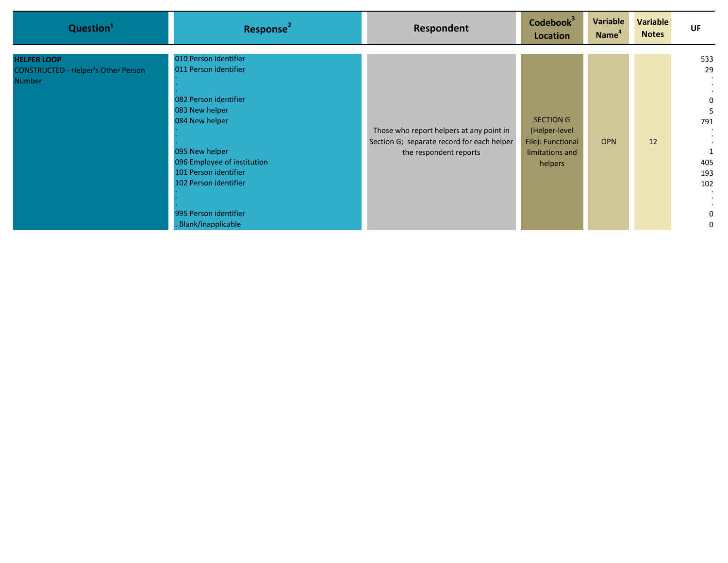| Question[1] | Response[2] | Respondent | Codebook[3] Location | Variable Name[4] | Variable Notes | UF |
|---|---|---|---|---|---|---|
| **HELPER LOOP**<br>CONSTRUCTED - Helper's Other Person Number | 010 Person identifier<br>011 Person identifier<br>.<br>.<br>.<br>082 Person identifier<br>083 New helper<br>084 New helper<br>.<br>.<br>.<br>095 New helper<br>096 Employee of institution<br>101 Person identifier<br>102 Person identifier<br>.<br>.<br>.<br>995 Person identifier<br>. Blank/inapplicable | Those who report helpers at any point in Section G; separate record for each helper the respondent reports | SECTION G (Helper-level File): Functional limitations and helpers | OPN | 12 | 533<br>29<br>.<br>.<br>.<br>0<br>5<br>791<br>.<br>.<br>.<br>1<br>405<br>193<br>102<br>.<br>.<br>.<br>0<br>0 |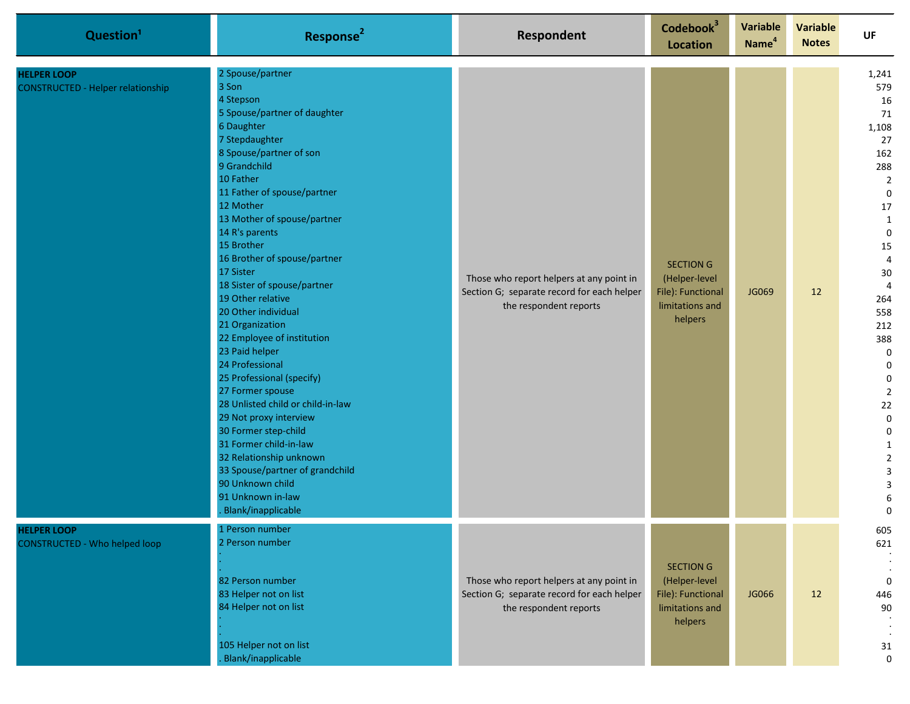| Question[1] | Response[2] | Respondent | Codebook[3] Location | Variable Name[4] | Variable Notes | UF |
|---|---|---|---|---|---|---|
| **HELPER LOOP** CONSTRUCTED - Helper relationship | 2 Spouse/partner | Those who report helpers at any point in Section G; separate record for each helper the respondent reports | SECTION G (Helper-level File): Functional limitations and helpers | JG069 | 12 | 1,241 |
| | 3 Son | | | | | 579 |
| | 4 Stepson | | | | | 16 |
| | 5 Spouse/partner of daughter | | | | | 71 |
| | 6 Daughter | | | | | 1,108 |
| | 7 Stepdaughter | | | | | 27 |
| | 8 Spouse/partner of son | | | | | 162 |
| | 9 Grandchild | | | | | 288 |
| | 10 Father | | | | | 2 |
| | 11 Father of spouse/partner | | | | | 0 |
| | 12 Mother | | | | | 17 |
| | 13 Mother of spouse/partner | | | | | 1 |
| | 14 R's parents | | | | | 0 |
| | 15 Brother | | | | | 15 |
| | 16 Brother of spouse/partner | | | | | 4 |
| | 17 Sister | | | | | 30 |
| | 18 Sister of spouse/partner | | | | | 4 |
| | 19 Other relative | | | | | 264 |
| | 20 Other individual | | | | | 558 |
| | 21 Organization | | | | | 212 |
| | 22 Employee of institution | | | | | 388 |
| | 23 Paid helper | | | | | 0 |
| | 24 Professional | | | | | 0 |
| | 25 Professional (specify) | | | | | 0 |
| | 27 Former spouse | | | | | 2 |
| | 28 Unlisted child or child-in-law | | | | | 22 |
| | 29 Not proxy interview | | | | | 0 |
| | 30 Former step-child | | | | | 0 |
| | 31 Former child-in-law | | | | | 1 |
| | 32 Relationship unknown | | | | | 2 |
| | 33 Spouse/partner of grandchild | | | | | 3 |
| | 90 Unknown child | | | | | 3 |
| | 91 Unknown in-law | | | | | 6 |
| | . Blank/inapplicable | | | | | 0 |
| **HELPER LOOP** CONSTRUCTED - Who helped loop | 1 Person number | Those who report helpers at any point in Section G; separate record for each helper the respondent reports | SECTION G (Helper-level File): Functional limitations and helpers | JG066 | 12 | 605 |
| | 2 Person number | | | | | 621 |
| | . | | | | | . |
| | . | | | | | . |
| | 82 Person number | | | | | 0 |
| | 83 Helper not on list | | | | | 446 |
| | 84 Helper not on list | | | | | 90 |
| | . | | | | | . |
| | . | | | | | . |
| | . | | | | | . |
| | 105 Helper not on list | | | | | 31 |
| | . Blank/inapplicable | | | | | 0 |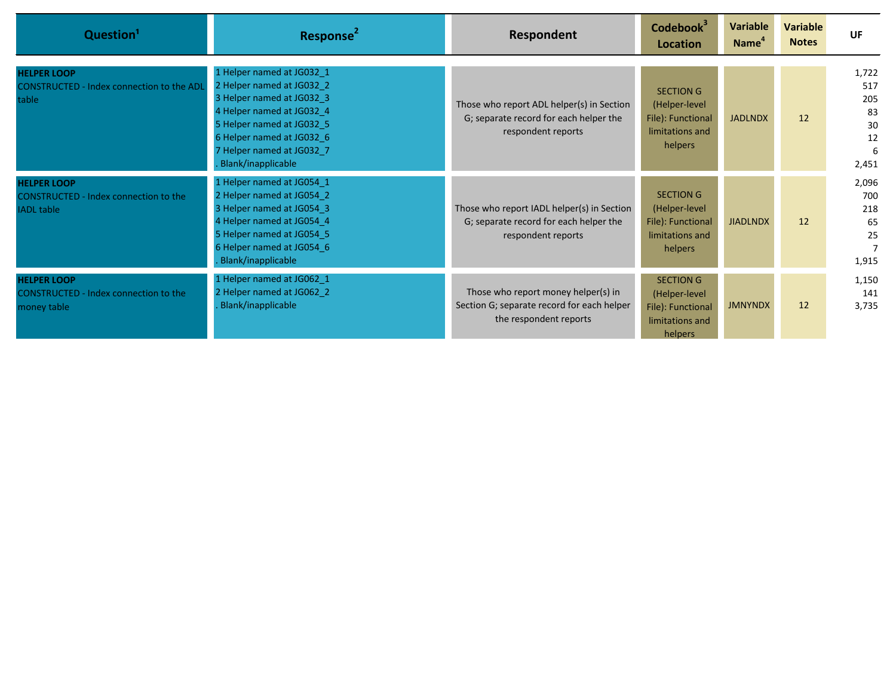| Question[1] | Response[2] | Respondent | Codebook[3] Location | Variable Name[4] | Variable Notes | UF |
|---|---|---|---|---|---|---|
| **HELPER LOOP**<br>CONSTRUCTED - Index connection to the ADL table | 1 Helper named at JG032_1<br>2 Helper named at JG032_2<br>3 Helper named at JG032_3<br>4 Helper named at JG032_4<br>5 Helper named at JG032_5<br>6 Helper named at JG032_6<br>7 Helper named at JG032_7<br>. Blank/inapplicable | Those who report ADL helper(s) in Section G; separate record for each helper the respondent reports | SECTION G (Helper-level File): Functional limitations and helpers | JADLNDX | 12 | 1,722<br>517<br>205<br>83<br>30<br>12<br>6<br>2,451 |
| **HELPER LOOP**<br>CONSTRUCTED - Index connection to the IADL table | 1 Helper named at JG054_1<br>2 Helper named at JG054_2<br>3 Helper named at JG054_3<br>4 Helper named at JG054_4<br>5 Helper named at JG054_5<br>6 Helper named at JG054_6<br>. Blank/inapplicable | Those who report IADL helper(s) in Section G; separate record for each helper the respondent reports | SECTION G (Helper-level File): Functional limitations and helpers | JIADLNDX | 12 | 2,096<br>700<br>218<br>65<br>25<br>7<br>1,915 |
| **HELPER LOOP**<br>CONSTRUCTED - Index connection to the money table | 1 Helper named at JG062_1<br>2 Helper named at JG062_2<br>. Blank/inapplicable | Those who report money helper(s) in Section G; separate record for each helper the respondent reports | SECTION G (Helper-level File): Functional limitations and helpers | JMNYNDX | 12 | 1,150<br>141<br>3,735 |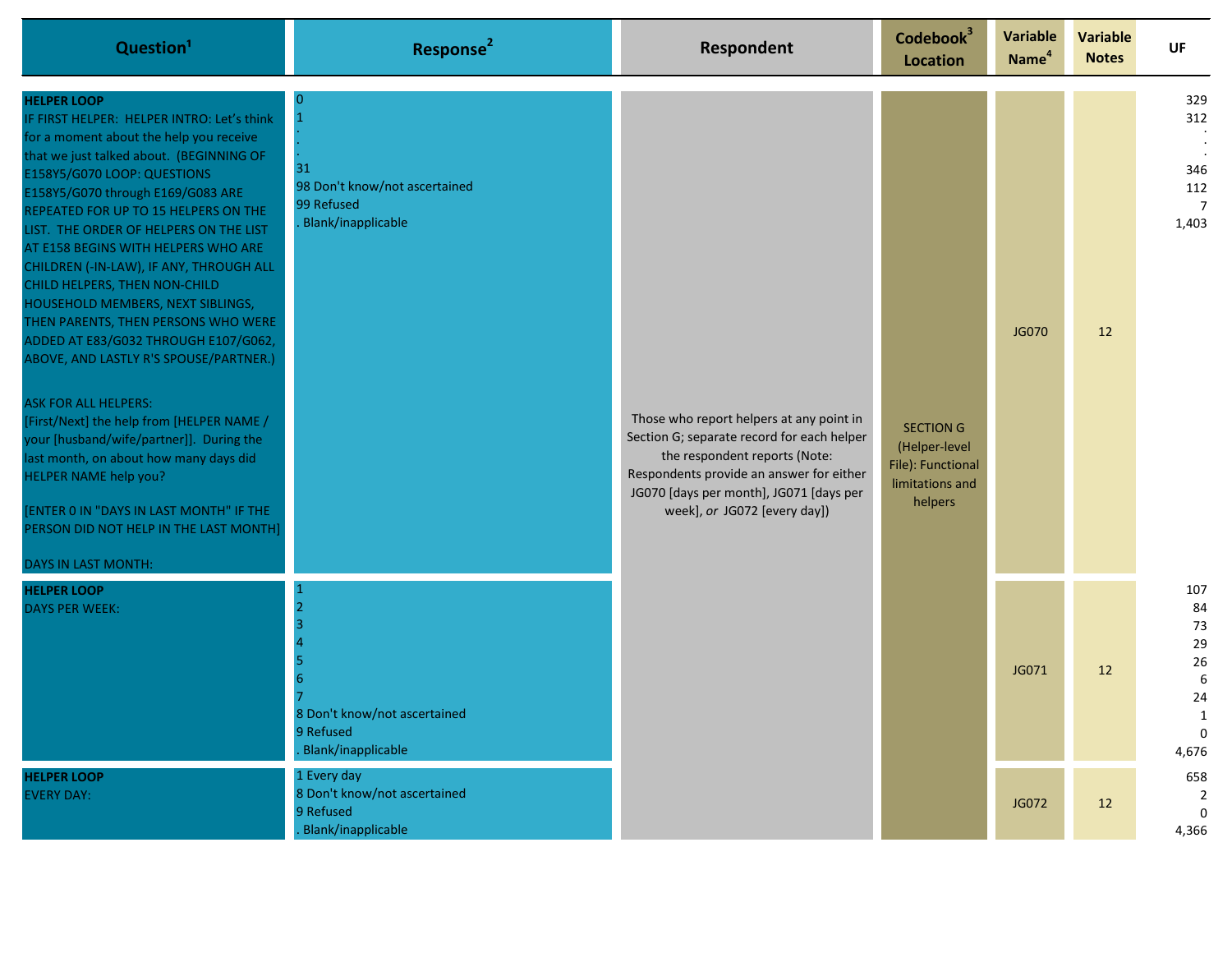| Question[1] | Response[2] | Respondent | Codebook[3] Location | Variable Name[4] | Variable Notes | UF |
|---|---|---|---|---|---|---|
| **HELPER LOOP**<br>IF FIRST HELPER: HELPER INTRO: Let's think for a moment about the help you receive that we just talked about. (BEGINNING OF E158Y5/G070 LOOP: QUESTIONS E158Y5/G070 through E169/G083 ARE REPEATED FOR UP TO 15 HELPERS ON THE LIST. THE ORDER OF HELPERS ON THE LIST AT E158 BEGINS WITH HELPERS WHO ARE CHILDREN (-IN-LAW), IF ANY, THROUGH ALL CHILD HELPERS, THEN NON-CHILD HOUSEHOLD MEMBERS, NEXT SIBLINGS, THEN PARENTS, THEN PERSONS WHO WERE ADDED AT E83/G032 THROUGH E107/G062, ABOVE, AND LASTLY R'S SPOUSE/PARTNER.)<br><br>ASK FOR ALL HELPERS:<br>[First/Next] the help from [HELPER NAME / your [husband/wife/partner]]. During the last month, on about how many days did HELPER NAME help you?<br><br>[ENTER 0 IN "DAYS IN LAST MONTH" IF THE PERSON DID NOT HELP IN THE LAST MONTH]<br><br>DAYS IN LAST MONTH: | 0<br>1<br>.<br>.<br>.<br>31<br>98 Don't know/not ascertained<br>99 Refused<br>. Blank/inapplicable | Those who report helpers at any point in Section G; separate record for each helper the respondent reports (Note: Respondents provide an answer for either JG070 [days per month], JG071 [days per week], *or* JG072 [every day]) | SECTION G (Helper-level File): Functional limitations and helpers | JG070 | 12 | 329<br>312<br>.<br>.<br>.<br>346<br>112<br>7<br>1,403 |
| **HELPER LOOP**<br>DAYS PER WEEK: | 1<br>2<br>3<br>4<br>5<br>6<br>7<br>8 Don't know/not ascertained<br>9 Refused<br>. Blank/inapplicable | | | JG071 | 12 | 107<br>84<br>73<br>29<br>26<br>6<br>24<br>1<br>0<br>4,676 |
| **HELPER LOOP**<br>EVERY DAY: | 1 Every day<br>8 Don't know/not ascertained<br>9 Refused<br>. Blank/inapplicable | | | JG072 | 12 | 658<br>2<br>0<br>4,366 |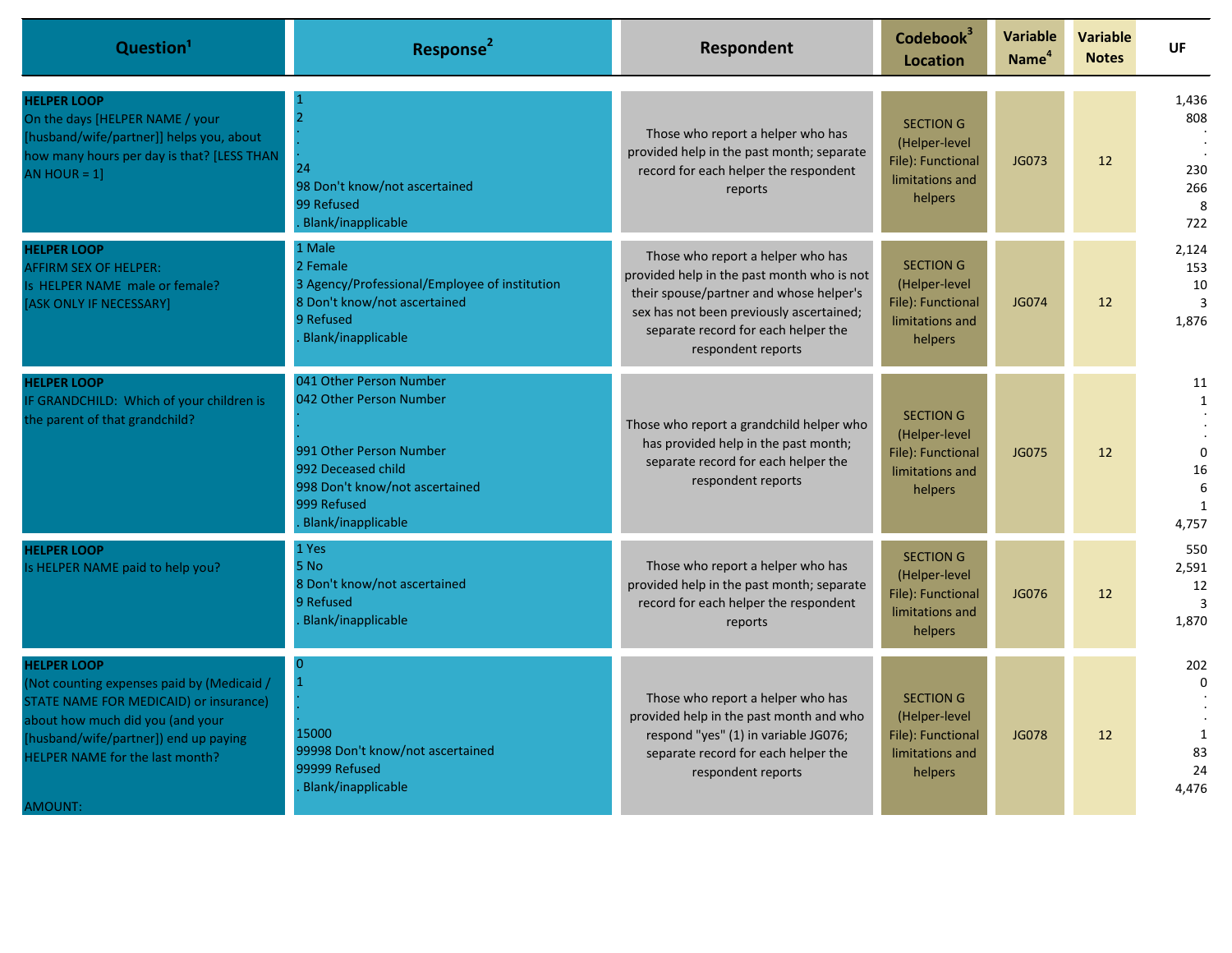| Question[1] | Response[2] | Respondent | Codebook[3] Location | Variable Name[4] | Variable Notes | UF |
|---|---|---|---|---|---|---|
| **HELPER LOOP**<br>On the days [HELPER NAME / your [husband/wife/partner]] helps you, about how many hours per day is that? [LESS THAN AN HOUR = 1] | 1<br>2<br>.<br>.<br>24<br>98 Don't know/not ascertained<br>99 Refused<br>. Blank/inapplicable | Those who report a helper who has provided help in the past month; separate record for each helper the respondent reports | SECTION G (Helper-level File): Functional limitations and helpers | JG073 | 12 | 1,436<br>808<br>.<br>.<br>230<br>266<br>8<br>722 |
| **HELPER LOOP**<br>AFFIRM SEX OF HELPER:<br>Is HELPER NAME male or female?<br>[ASK ONLY IF NECESSARY] | 1 Male<br>2 Female<br>3 Agency/Professional/Employee of institution<br>8 Don't know/not ascertained<br>9 Refused<br>. Blank/inapplicable | Those who report a helper who has provided help in the past month who is not their spouse/partner and whose helper's sex has not been previously ascertained; separate record for each helper the respondent reports | SECTION G (Helper-level File): Functional limitations and helpers | JG074 | 12 | 2,124<br>153<br>10<br>3<br>1,876 |
| **HELPER LOOP**<br>IF GRANDCHILD: Which of your children is the parent of that grandchild? | 041 Other Person Number<br>042 Other Person Number<br>.<br>.<br>991 Other Person Number<br>992 Deceased child<br>998 Don't know/not ascertained<br>999 Refused<br>. Blank/inapplicable | Those who report a grandchild helper who has provided help in the past month; separate record for each helper the respondent reports | SECTION G (Helper-level File): Functional limitations and helpers | JG075 | 12 | 11<br>1<br>.<br>.<br>0<br>16<br>6<br>1<br>4,757 |
| **HELPER LOOP**<br>Is HELPER NAME paid to help you? | 1 Yes<br>5 No<br>8 Don't know/not ascertained<br>9 Refused<br>. Blank/inapplicable | Those who report a helper who has provided help in the past month; separate record for each helper the respondent reports | SECTION G (Helper-level File): Functional limitations and helpers | JG076 | 12 | 550<br>2,591<br>12<br>3<br>1,870 |
| **HELPER LOOP**<br>(Not counting expenses paid by (Medicaid / STATE NAME FOR MEDICAID) or insurance) about how much did you (and your [husband/wife/partner]) end up paying HELPER NAME for the last month?<br><br>AMOUNT: | 0<br>1<br>.<br>.<br>15000<br>99998 Don't know/not ascertained<br>99999 Refused<br>. Blank/inapplicable | Those who report a helper who has provided help in the past month and who respond "yes" (1) in variable JG076; separate record for each helper the respondent reports | SECTION G (Helper-level File): Functional limitations and helpers | JG078 | 12 | 202<br>0<br>.<br>.<br>1<br>83<br>24<br>4,476 |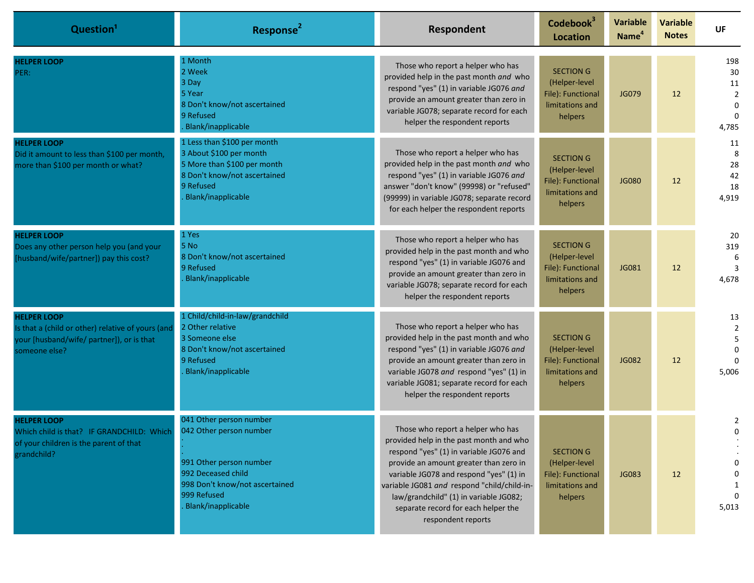| Question[1] | Response[2] | Respondent | Codebook[3] Location | Variable Name[4] | Variable Notes | UF |
|---|---|---|---|---|---|---|
| **HELPER LOOP**<br>PER: | 1 Month<br>2 Week<br>3 Day<br>5 Year<br>8 Don't know/not ascertained<br>9 Refused<br>. Blank/inapplicable | Those who report a helper who has provided help in the past month *and* who respond "yes" (1) in variable JG076 *and* provide an amount greater than zero in variable JG078; separate record for each helper the respondent reports | SECTION G (Helper-level File): Functional limitations and helpers | JG079 | 12 | 198<br>30<br>11<br>2<br>0<br>0<br>4,785 |
| **HELPER LOOP**<br>Did it amount to less than $100 per month, more than $100 per month or what? | 1 Less than $100 per month<br>3 About $100 per month<br>5 More than $100 per month<br>8 Don't know/not ascertained<br>9 Refused<br>. Blank/inapplicable | Those who report a helper who has provided help in the past month *and* who respond "yes" (1) in variable JG076 *and* answer "don't know" (99998) or "refused" (99999) in variable JG078; separate record for each helper the respondent reports | SECTION G (Helper-level File): Functional limitations and helpers | JG080 | 12 | 11<br>8<br>28<br>42<br>18<br>4,919 |
| **HELPER LOOP**<br>Does any other person help you (and your [husband/wife/partner]) pay this cost? | 1 Yes<br>5 No<br>8 Don't know/not ascertained<br>9 Refused<br>. Blank/inapplicable | Those who report a helper who has provided help in the past month and who respond "yes" (1) in variable JG076 and provide an amount greater than zero in variable JG078; separate record for each helper the respondent reports | SECTION G (Helper-level File): Functional limitations and helpers | JG081 | 12 | 20<br>319<br>6<br>3<br>4,678 |
| **HELPER LOOP**<br>Is that a (child or other) relative of yours (and your [husband/wife/ partner]), or is that someone else? | 1 Child/child-in-law/grandchild<br>2 Other relative<br>3 Someone else<br>8 Don't know/not ascertained<br>9 Refused<br>. Blank/inapplicable | Those who report a helper who has provided help in the past month and who respond "yes" (1) in variable JG076 *and* provide an amount greater than zero in variable JG078 *and* respond "yes" (1) in variable JG081; separate record for each helper the respondent reports | SECTION G (Helper-level File): Functional limitations and helpers | JG082 | 12 | 13<br>2<br>5<br>0<br>0<br>5,006 |
| **HELPER LOOP**<br>Which child is that? IF GRANDCHILD: Which of your children is the parent of that grandchild? | 041 Other person number<br>042 Other person number<br>.<br>.<br>.<br>991 Other person number<br>992 Deceased child<br>998 Don't know/not ascertained<br>999 Refused<br>. Blank/inapplicable | Those who report a helper who has provided help in the past month and who respond "yes" (1) in variable JG076 and provide an amount greater than zero in variable JG078 and respond "yes" (1) in variable JG081 *and* respond "child/child-in-law/grandchild" (1) in variable JG082; separate record for each helper the respondent reports | SECTION G (Helper-level File): Functional limitations and helpers | JG083 | 12 | 2<br>0<br>.<br>.<br>.<br>0<br>0<br>1<br>0<br>5,013 |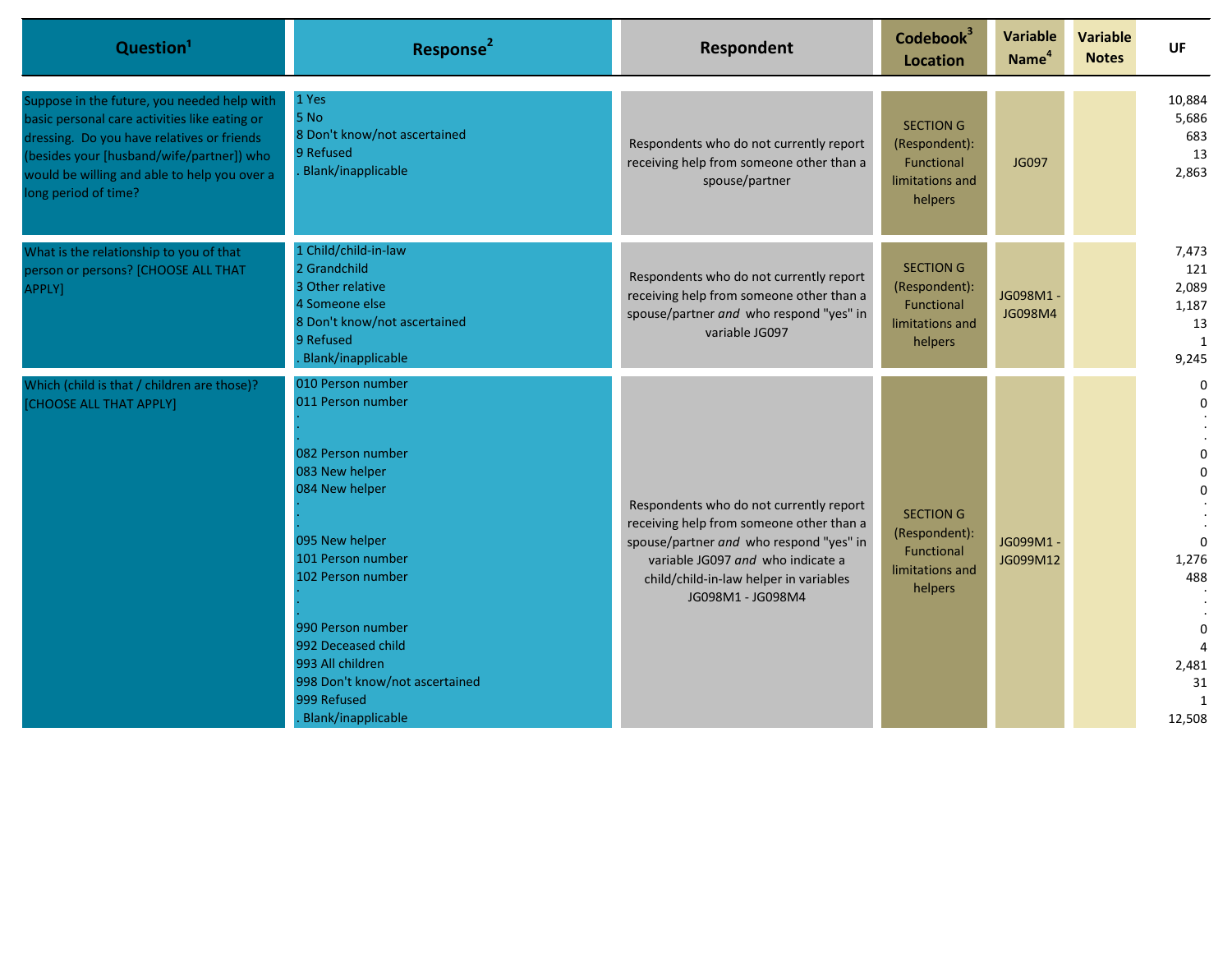| Question[1] | Response[2] | Respondent | Codebook[3] Location | Variable Name[4] | Variable Notes | UF |
|---|---|---|---|---|---|---|
| Suppose in the future, you needed help with basic personal care activities like eating or dressing. Do you have relatives or friends (besides your [husband/wife/partner]) who would be willing and able to help you over a long period of time? | 1 Yes<br>5 No<br>8 Don't know/not ascertained<br>9 Refused<br>. Blank/inapplicable | Respondents who do not currently report receiving help from someone other than a spouse/partner | SECTION G (Respondent): Functional limitations and helpers | JG097 | | 10,884<br>5,686<br>683<br>13<br>2,863 |
| What is the relationship to you of that person or persons? [CHOOSE ALL THAT APPLY] | 1 Child/child-in-law<br>2 Grandchild<br>3 Other relative<br>4 Someone else<br>8 Don't know/not ascertained<br>9 Refused<br>. Blank/inapplicable | Respondents who do not currently report receiving help from someone other than a spouse/partner *and* who respond "yes" in variable JG097 | SECTION G (Respondent): Functional limitations and helpers | JG098M1 - JG098M4 | | 7,473<br>121<br>2,089<br>1,187<br>13<br>1<br>9,245 |
| Which (child is that / children are those)? [CHOOSE ALL THAT APPLY] | 010 Person number<br>011 Person number<br>.<br>.<br>.<br>082 Person number<br>083 New helper<br>084 New helper<br>.<br>.<br>.<br>095 New helper<br>101 Person number<br>102 Person number<br>.<br>.<br>.<br>990 Person number<br>992 Deceased child<br>993 All children<br>998 Don't know/not ascertained<br>999 Refused<br>. Blank/inapplicable | Respondents who do not currently report receiving help from someone other than a spouse/partner *and* who respond "yes" in variable JG097 *and* who indicate a child/child-in-law helper in variables JG098M1 - JG098M4 | SECTION G (Respondent): Functional limitations and helpers | JG099M1 - JG099M12 | | 0<br>0<br>.<br>.<br>.<br>0<br>0<br>0<br>.<br>.<br>.<br>0<br>1,276<br>488<br>.<br>.<br>.<br>0<br>4<br>2,481<br>31<br>1<br>12,508 |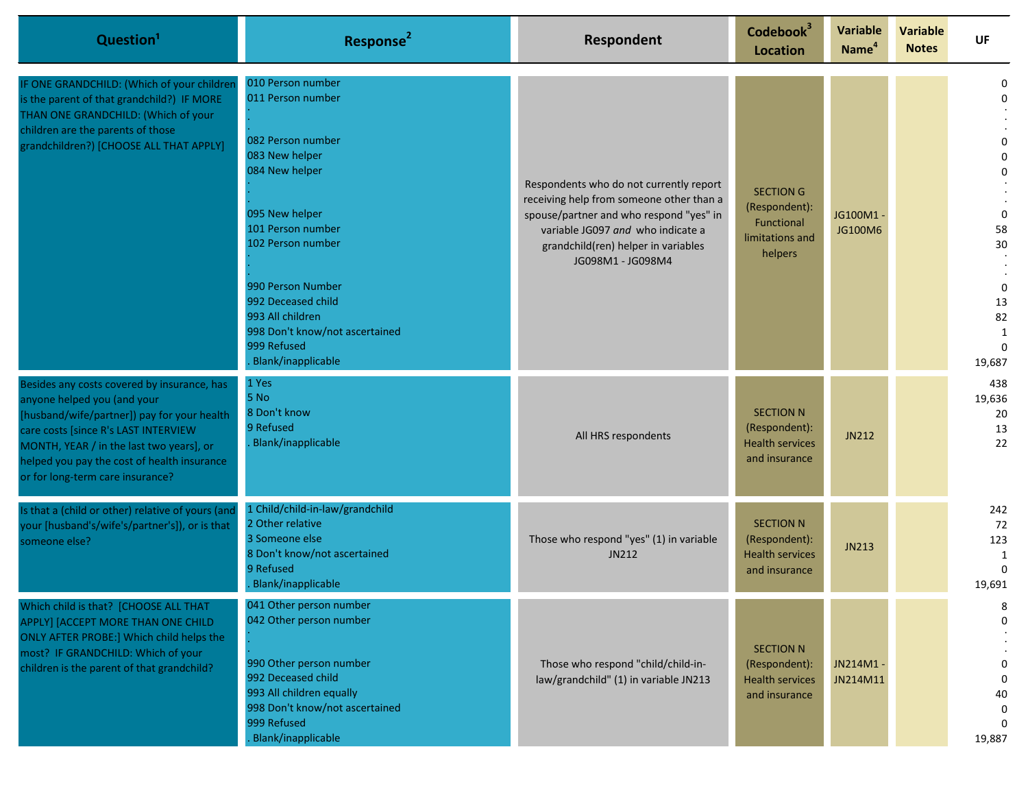| Question[1] | Response[2] | Respondent | Codebook[3] Location | Variable Name[4] | Variable Notes | UF |
|---|---|---|---|---|---|---|
| IF ONE GRANDCHILD: (Which of your children is the parent of that grandchild?) IF MORE THAN ONE GRANDCHILD: (Which of your children are the parents of those grandchildren?) [CHOOSE ALL THAT APPLY] | 010 Person number<br>011 Person number<br>.<br>.<br>082 Person number<br>083 New helper<br>084 New helper<br>.<br>.<br>095 New helper<br>101 Person number<br>102 Person number<br>.<br>.<br>990 Person Number<br>992 Deceased child<br>993 All children<br>998 Don't know/not ascertained<br>999 Refused<br>. Blank/inapplicable | Respondents who do not currently report receiving help from someone other than a spouse/partner and who respond "yes" in variable JG097 *and* who indicate a grandchild(ren) helper in variables JG098M1 - JG098M4 | SECTION G (Respondent): Functional limitations and helpers | JG100M1 - JG100M6 | | 0<br>0<br>.<br>.<br>0<br>0<br>0<br>.<br>.<br>0<br>58<br>30<br>.<br>.<br>0<br>13<br>82<br>1<br>0<br>19,687 |
| Besides any costs covered by insurance, has anyone helped you (and your [husband/wife/partner]) pay for your health care costs [since R's LAST INTERVIEW MONTH, YEAR / in the last two years], or helped you pay the cost of health insurance or for long-term care insurance? | 1 Yes<br>5 No<br>8 Don't know<br>9 Refused<br>. Blank/inapplicable | All HRS respondents | SECTION N (Respondent): Health services and insurance | JN212 | | 438<br>19,636<br>20<br>13<br>22 |
| Is that a (child or other) relative of yours (and your [husband's/wife's/partner's]), or is that someone else? | 1 Child/child-in-law/grandchild<br>2 Other relative<br>3 Someone else<br>8 Don't know/not ascertained<br>9 Refused<br>. Blank/inapplicable | Those who respond "yes" (1) in variable JN212 | SECTION N (Respondent): Health services and insurance | JN213 | | 242<br>72<br>123<br>1<br>0<br>19,691 |
| Which child is that? [CHOOSE ALL THAT APPLY] [ACCEPT MORE THAN ONE CHILD ONLY AFTER PROBE:] Which child helps the most? IF GRANDCHILD: Which of your children is the parent of that grandchild? | 041 Other person number<br>042 Other person number<br>.<br>.<br>990 Other person number<br>992 Deceased child<br>993 All children equally<br>998 Don't know/not ascertained<br>999 Refused<br>. Blank/inapplicable | Those who respond "child/child-in-law/grandchild" (1) in variable JN213 | SECTION N (Respondent): Health services and insurance | JN214M1 - JN214M11 | | 8<br>0<br>.<br>.<br>0<br>0<br>40<br>0<br>0<br>19,887 |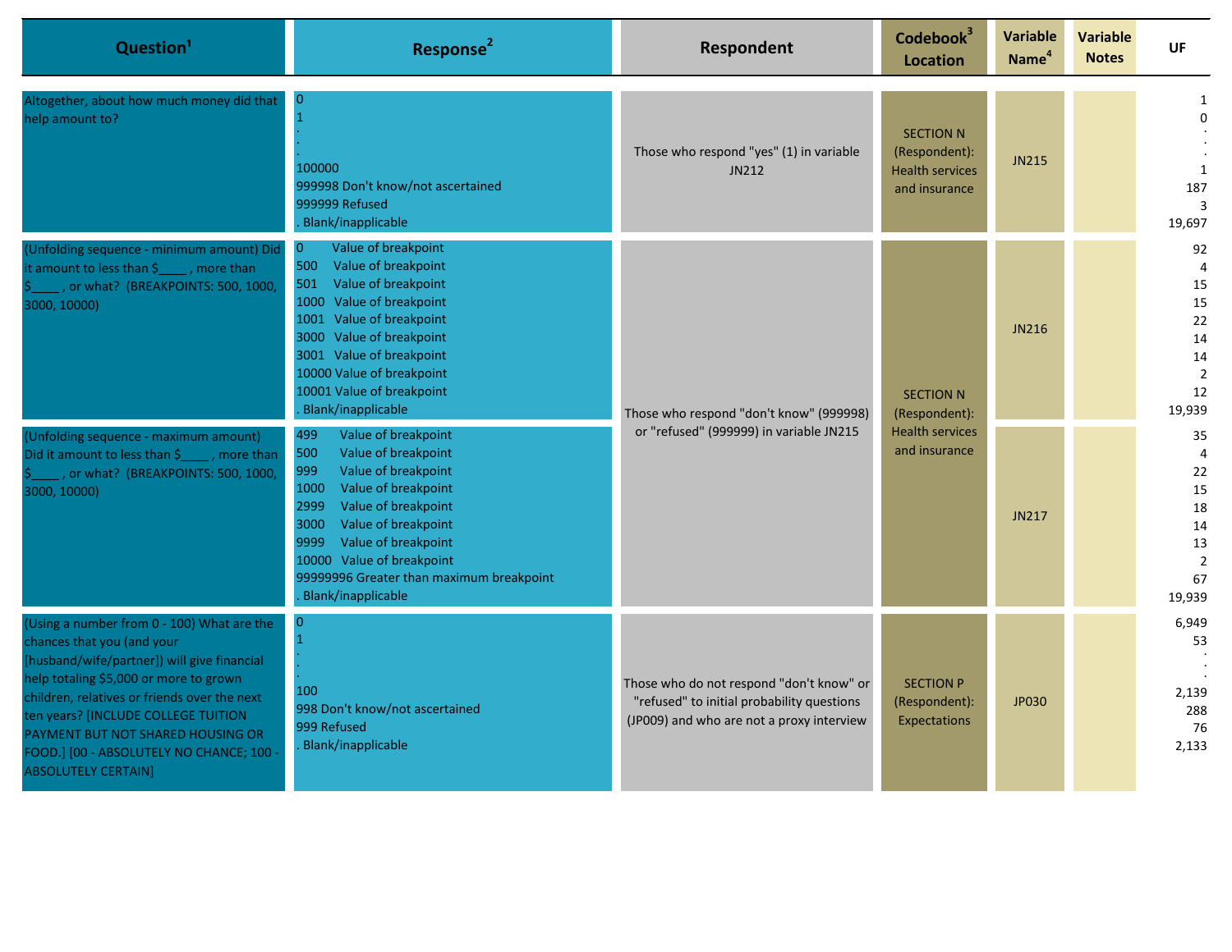| Question[1] | Response[2] | Respondent | Codebook[3] Location | Variable Name[4] | Variable Notes | UF |
|---|---|---|---|---|---|---|
| Altogether, about how much money did that help amount to? | 0<br>1<br>.<br>.<br>100000<br>999998 Don't know/not ascertained<br>999999 Refused<br>. Blank/inapplicable | Those who respond "yes" (1) in variable JN212 | SECTION N (Respondent): Health services and insurance | JN215 | | 1<br>0<br>.<br>.<br>1<br>187<br>3<br>19,697 |
| (Unfolding sequence - minimum amount) Did it amount to less than $____ , more than $____ , or what? (BREAKPOINTS: 500, 1000, 3000, 10000) | 0 Value of breakpoint<br>500 Value of breakpoint<br>501 Value of breakpoint<br>1000 Value of breakpoint<br>1001 Value of breakpoint<br>3000 Value of breakpoint<br>3001 Value of breakpoint<br>10000 Value of breakpoint<br>10001 Value of breakpoint<br>. Blank/inapplicable | Those who respond "don't know" (999998) or "refused" (999999) in variable JN215 | SECTION N (Respondent): Health services and insurance | JN216 | | 92<br>4<br>15<br>15<br>22<br>14<br>14<br>2<br>12<br>19,939 |
| (Unfolding sequence - maximum amount) Did it amount to less than $____ , more than $____ , or what? (BREAKPOINTS: 500, 1000, 3000, 10000) | 499 Value of breakpoint<br>500 Value of breakpoint<br>999 Value of breakpoint<br>1000 Value of breakpoint<br>2999 Value of breakpoint<br>3000 Value of breakpoint<br>9999 Value of breakpoint<br>10000 Value of breakpoint<br>99999996 Greater than maximum breakpoint<br>. Blank/inapplicable | Those who respond "don't know" (999998) or "refused" (999999) in variable JN215 | SECTION N (Respondent): Health services and insurance | JN217 | | 35<br>4<br>22<br>15<br>18<br>14<br>13<br>2<br>67<br>19,939 |
| (Using a number from 0 - 100) What are the chances that you (and your [husband/wife/partner]) will give financial help totaling $5,000 or more to grown children, relatives or friends over the next ten years? [INCLUDE COLLEGE TUITION PAYMENT BUT NOT SHARED HOUSING OR FOOD.] [00 - ABSOLUTELY NO CHANCE; 100 - ABSOLUTELY CERTAIN] | 0<br>1<br>.<br>.<br>100<br>998 Don't know/not ascertained<br>999 Refused<br>. Blank/inapplicable | Those who do not respond "don't know" or "refused" to initial probability questions (JP009) and who are not a proxy interview | SECTION P (Respondent): Expectations | JP030 | | 6,949<br>53<br>.<br>.<br>2,139<br>288<br>76<br>2,133 |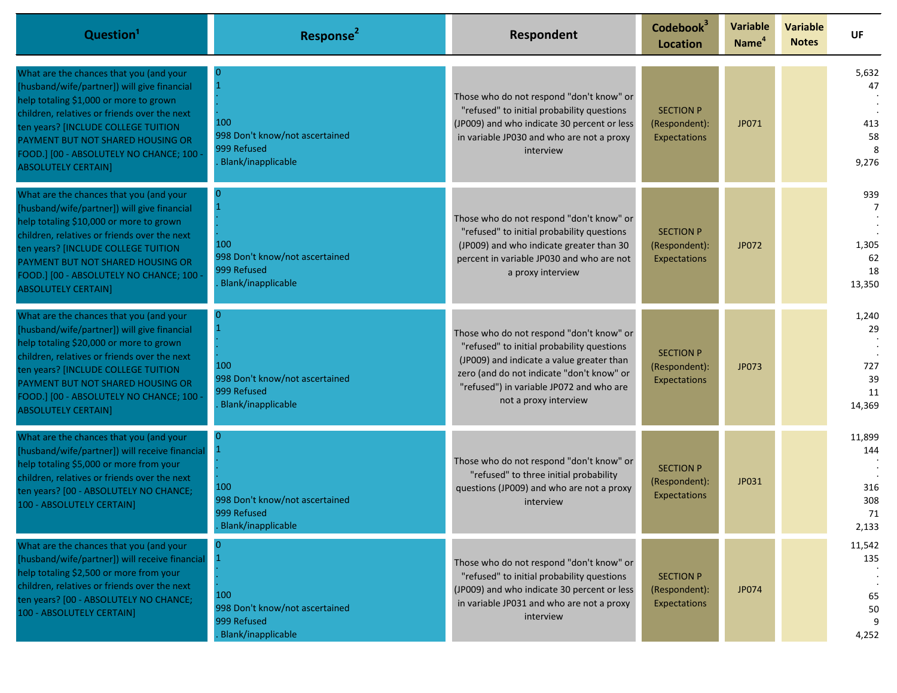| Question[1] | Response[2] | Respondent | Codebook[3] Location | Variable Name[4] | Variable Notes | UF |
|---|---|---|---|---|---|---|
| What are the chances that you (and your [husband/wife/partner]) will give financial help totaling $1,000 or more to grown children, relatives or friends over the next ten years? [INCLUDE COLLEGE TUITION PAYMENT BUT NOT SHARED HOUSING OR FOOD.] [00 - ABSOLUTELY NO CHANCE; 100 - ABSOLUTELY CERTAIN] | 0<br>1<br>.<br>.<br>100<br>998 Don't know/not ascertained<br>999 Refused<br>. Blank/inapplicable | Those who do not respond "don't know" or "refused" to initial probability questions (JP009) and who indicate 30 percent or less in variable JP030 and who are not a proxy interview | SECTION P (Respondent): Expectations | JP071 | | 5,632<br>47<br>.<br>.<br>413<br>58<br>8<br>9,276 |
| What are the chances that you (and your [husband/wife/partner]) will give financial help totaling $10,000 or more to grown children, relatives or friends over the next ten years? [INCLUDE COLLEGE TUITION PAYMENT BUT NOT SHARED HOUSING OR FOOD.] [00 - ABSOLUTELY NO CHANCE; 100 - ABSOLUTELY CERTAIN] | 0<br>1<br>.<br>.<br>100<br>998 Don't know/not ascertained<br>999 Refused<br>. Blank/inapplicable | Those who do not respond "don't know" or "refused" to initial probability questions (JP009) and who indicate greater than 30 percent in variable JP030 and who are not a proxy interview | SECTION P (Respondent): Expectations | JP072 | | 939<br>7<br>.<br>.<br>1,305<br>62<br>18<br>13,350 |
| What are the chances that you (and your [husband/wife/partner]) will give financial help totaling $20,000 or more to grown children, relatives or friends over the next ten years? [INCLUDE COLLEGE TUITION PAYMENT BUT NOT SHARED HOUSING OR FOOD.] [00 - ABSOLUTELY NO CHANCE; 100 - ABSOLUTELY CERTAIN] | 0<br>1<br>.<br>.<br>100<br>998 Don't know/not ascertained<br>999 Refused<br>. Blank/inapplicable | Those who do not respond "don't know" or "refused" to initial probability questions (JP009) and indicate a value greater than zero (and do not indicate "don't know" or "refused") in variable JP072 and who are not a proxy interview | SECTION P (Respondent): Expectations | JP073 | | 1,240<br>29<br>.<br>.<br>727<br>39<br>11<br>14,369 |
| What are the chances that you (and your [husband/wife/partner]) will receive financial help totaling $5,000 or more from your children, relatives or friends over the next ten years? [00 - ABSOLUTELY NO CHANCE; 100 - ABSOLUTELY CERTAIN] | 0<br>1<br>.<br>.<br>100<br>998 Don't know/not ascertained<br>999 Refused<br>. Blank/inapplicable | Those who do not respond "don't know" or "refused" to three initial probability questions (JP009) and who are not a proxy interview | SECTION P (Respondent): Expectations | JP031 | | 11,899<br>144<br>.<br>.<br>316<br>308<br>71<br>2,133 |
| What are the chances that you (and your [husband/wife/partner]) will receive financial help totaling $2,500 or more from your children, relatives or friends over the next ten years? [00 - ABSOLUTELY NO CHANCE; 100 - ABSOLUTELY CERTAIN] | 0<br>1<br>.<br>.<br>100<br>998 Don't know/not ascertained<br>999 Refused<br>. Blank/inapplicable | Those who do not respond "don't know" or "refused" to initial probability questions (JP009) and who indicate 30 percent or less in variable JP031 and who are not a proxy interview | SECTION P (Respondent): Expectations | JP074 | | 11,542<br>135<br>.<br>.<br>65<br>50<br>9<br>4,252 |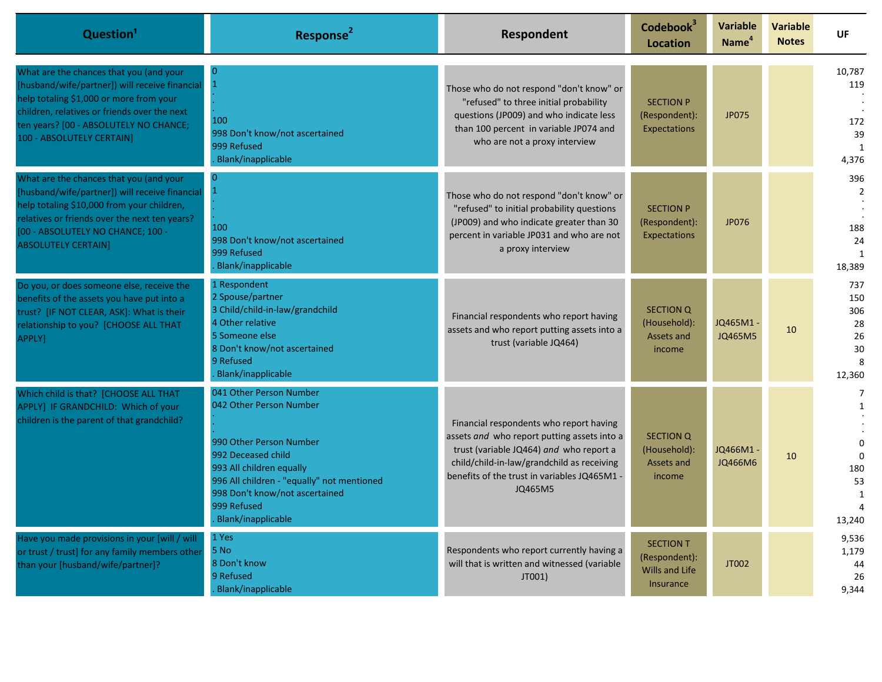| Question[1] | Response[2] | Respondent | Codebook[3] Location | Variable Name[4] | Variable Notes | UF |
|---|---|---|---|---|---|---|
| What are the chances that you (and your [husband/wife/partner]) will receive financial help totaling $1,000 or more from your children, relatives or friends over the next ten years? [00 - ABSOLUTELY NO CHANCE; 100 - ABSOLUTELY CERTAIN] | 0<br>1<br>.<br>.<br>100<br>998 Don't know/not ascertained<br>999 Refused<br>. Blank/inapplicable | Those who do not respond "don't know" or "refused" to three initial probability questions (JP009) and who indicate less than 100 percent in variable JP074 and who are not a proxy interview | SECTION P (Respondent): Expectations | JP075 | | 10,787<br>119<br>.<br>.<br>172<br>39<br>1<br>4,376 |
| What are the chances that you (and your [husband/wife/partner]) will receive financial help totaling $10,000 from your children, relatives or friends over the next ten years? [00 - ABSOLUTELY NO CHANCE; 100 - ABSOLUTELY CERTAIN] | 0<br>1<br>.<br>.<br>100<br>998 Don't know/not ascertained<br>999 Refused<br>. Blank/inapplicable | Those who do not respond "don't know" or "refused" to initial probability questions (JP009) and who indicate greater than 30 percent in variable JP031 and who are not a proxy interview | SECTION P (Respondent): Expectations | JP076 | | 396<br>2<br>.<br>.<br>188<br>24<br>1<br>18,389 |
| Do you, or does someone else, receive the benefits of the assets you have put into a trust? [IF NOT CLEAR, ASK]: What is their relationship to you? [CHOOSE ALL THAT APPLY] | 1 Respondent<br>2 Spouse/partner<br>3 Child/child-in-law/grandchild<br>4 Other relative<br>5 Someone else<br>8 Don't know/not ascertained<br>9 Refused<br>. Blank/inapplicable | Financial respondents who report having assets and who report putting assets into a trust (variable JQ464) | SECTION Q (Household): Assets and income | JQ465M1 - JQ465M5 | 10 | 737<br>150<br>306<br>28<br>26<br>30<br>8<br>12,360 |
| Which child is that? [CHOOSE ALL THAT APPLY] IF GRANDCHILD: Which of your children is the parent of that grandchild? | 041 Other Person Number<br>042 Other Person Number<br>.<br>.<br>990 Other Person Number<br>992 Deceased child<br>993 All children equally<br>996 All children - "equally" not mentioned<br>998 Don't know/not ascertained<br>999 Refused<br>. Blank/inapplicable | Financial respondents who report having assets *and* who report putting assets into a trust (variable JQ464) *and* who report a child/child-in-law/grandchild as receiving benefits of the trust in variables JQ465M1 - JQ465M5 | SECTION Q (Household): Assets and income | JQ466M1 - JQ466M6 | 10 | 7<br>1<br>.<br>.<br>0<br>0<br>180<br>53<br>1<br>4<br>13,240 |
| Have you made provisions in your [will / will or trust / trust] for any family members other than your [husband/wife/partner]? | 1 Yes<br>5 No<br>8 Don't know<br>9 Refused<br>. Blank/inapplicable | Respondents who report currently having a will that is written and witnessed (variable JT001) | SECTION T (Respondent): Wills and Life Insurance | JT002 | | 9,536<br>1,179<br>44<br>26<br>9,344 |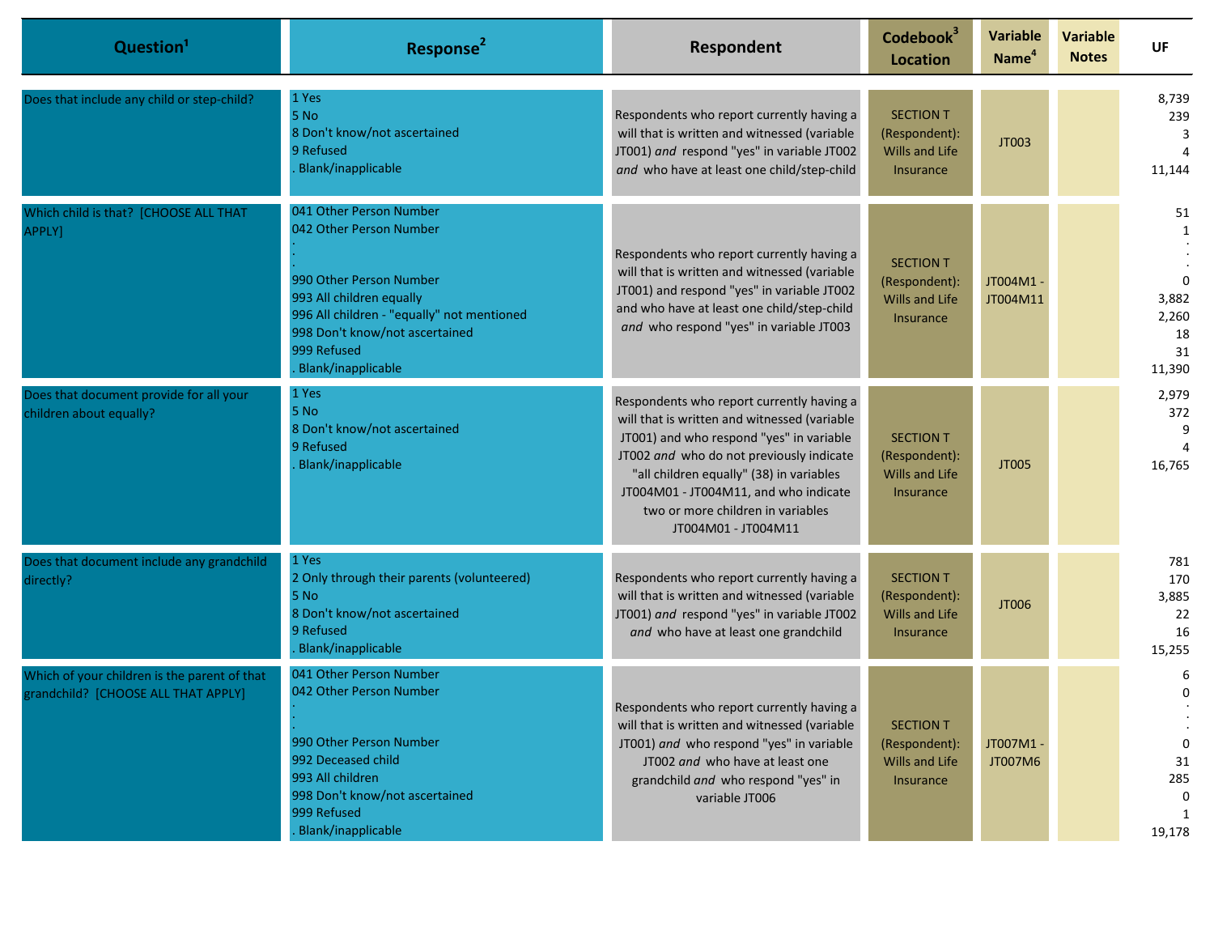| Question[1] | Response[2] | Respondent | Codebook[3] Location | Variable Name[4] | Variable Notes | UF |
|---|---|---|---|---|---|---|
| Does that include any child or step-child? | 1 Yes<br>5 No<br>8 Don't know/not ascertained<br>9 Refused<br>. Blank/inapplicable | Respondents who report currently having a will that is written and witnessed (variable JT001) *and* respond "yes" in variable JT002 *and* who have at least one child/step-child | SECTION T (Respondent): Wills and Life Insurance | JT003 | | 8,739<br>239<br>3<br>4<br>11,144 |
| Which child is that? [CHOOSE ALL THAT APPLY] | 041 Other Person Number<br>042 Other Person Number<br>.<br>.<br>990 Other Person Number<br>993 All children equally<br>996 All children - "equally" not mentioned<br>998 Don't know/not ascertained<br>999 Refused<br>. Blank/inapplicable | Respondents who report currently having a will that is written and witnessed (variable JT001) and respond "yes" in variable JT002 and who have at least one child/step-child *and* who respond "yes" in variable JT003 | SECTION T (Respondent): Wills and Life Insurance | JT004M1 - JT004M11 | | 51<br>1<br>.<br>.<br>0<br>3,882<br>2,260<br>18<br>31<br>11,390 |
| Does that document provide for all your children about equally? | 1 Yes<br>5 No<br>8 Don't know/not ascertained<br>9 Refused<br>. Blank/inapplicable | Respondents who report currently having a will that is written and witnessed (variable JT001) and who respond "yes" in variable JT002 *and* who do not previously indicate "all children equally" (38) in variables JT004M01 - JT004M11, and who indicate two or more children in variables JT004M01 - JT004M11 | SECTION T (Respondent): Wills and Life Insurance | JT005 | | 2,979<br>372<br>9<br>4<br>16,765 |
| Does that document include any grandchild directly? | 1 Yes<br>2 Only through their parents (volunteered)<br>5 No<br>8 Don't know/not ascertained<br>9 Refused<br>. Blank/inapplicable | Respondents who report currently having a will that is written and witnessed (variable JT001) *and* respond "yes" in variable JT002 *and* who have at least one grandchild | SECTION T (Respondent): Wills and Life Insurance | JT006 | | 781<br>170<br>3,885<br>22<br>16<br>15,255 |
| Which of your children is the parent of that grandchild? [CHOOSE ALL THAT APPLY] | 041 Other Person Number<br>042 Other Person Number<br>.<br>.<br>990 Other Person Number<br>992 Deceased child<br>993 All children<br>998 Don't know/not ascertained<br>999 Refused<br>. Blank/inapplicable | Respondents who report currently having a will that is written and witnessed (variable JT001) *and* who respond "yes" in variable JT002 *and* who have at least one grandchild *and* who respond "yes" in variable JT006 | SECTION T (Respondent): Wills and Life Insurance | JT007M1 - JT007M6 | | 6<br>0<br>.<br>.<br>0<br>31<br>285<br>0<br>1<br>19,178 |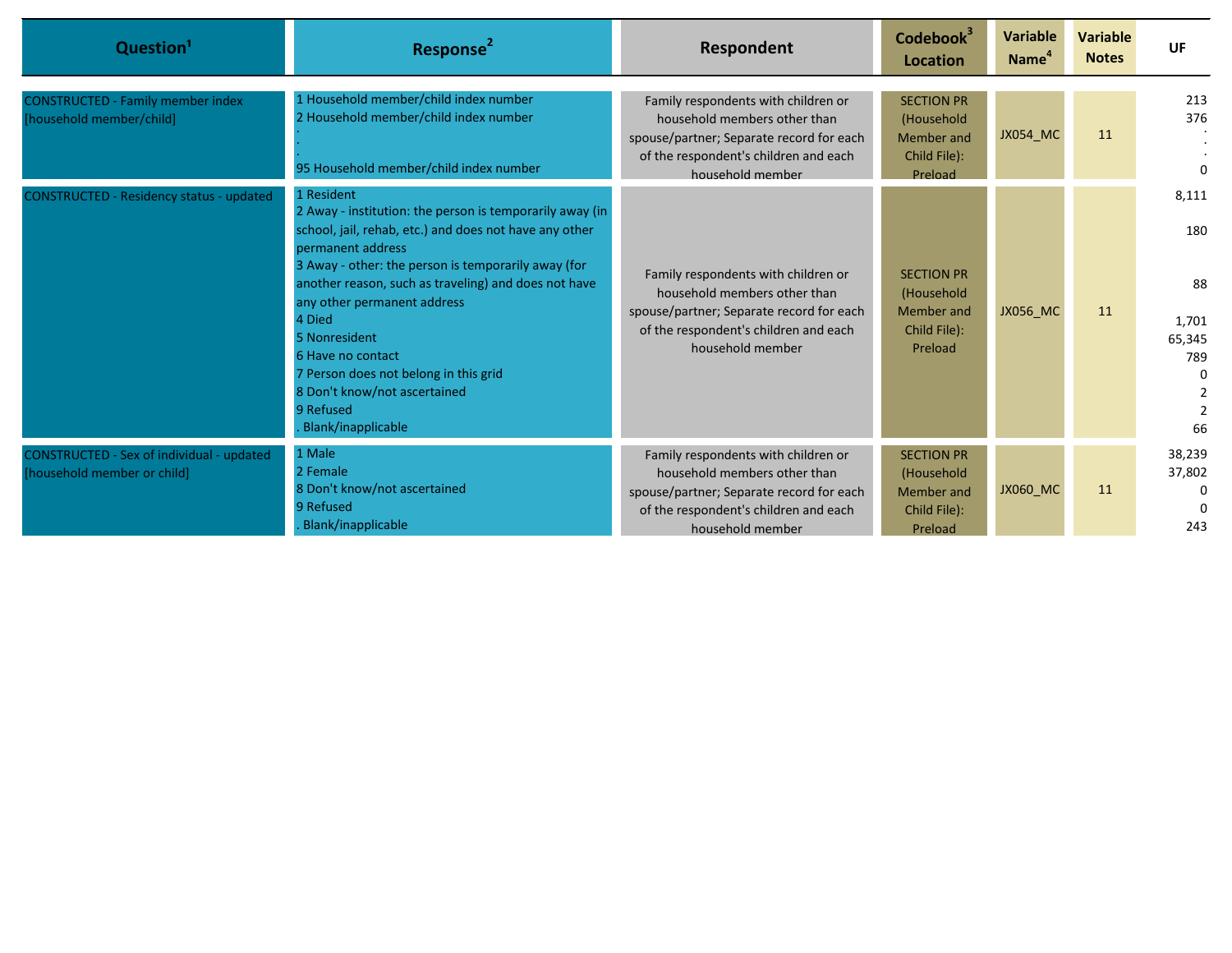| Question[1] | Response[2] | Respondent | Codebook[3] Location | Variable Name[4] | Variable Notes | UF |
|---|---|---|---|---|---|---|
| CONSTRUCTED - Family member index [household member/child] | 1 Household member/child index number<br>2 Household member/child index number<br>.<br>.<br>95 Household member/child index number | Family respondents with children or household members other than spouse/partner; Separate record for each of the respondent's children and each household member | SECTION PR (Household Member and Child File): Preload | JX054_MC | 11 | 213<br>376<br>.<br>.<br>0 |
| CONSTRUCTED - Residency status - updated | 1 Resident<br>2 Away - institution: the person is temporarily away (in school, jail, rehab, etc.) and does not have any other permanent address<br>3 Away - other: the person is temporarily away (for another reason, such as traveling) and does not have any other permanent address<br>4 Died<br>5 Nonresident<br>6 Have no contact<br>7 Person does not belong in this grid<br>8 Don't know/not ascertained<br>9 Refused<br>. Blank/inapplicable | Family respondents with children or household members other than spouse/partner; Separate record for each of the respondent's children and each household member | SECTION PR (Household Member and Child File): Preload | JX056_MC | 11 | 8,111<br>180<br>88<br>1,701<br>65,345<br>789<br>0<br>2<br>2<br>66 |
| CONSTRUCTED - Sex of individual - updated [household member or child] | 1 Male<br>2 Female<br>8 Don't know/not ascertained<br>9 Refused<br>. Blank/inapplicable | Family respondents with children or household members other than spouse/partner; Separate record for each of the respondent's children and each household member | SECTION PR (Household Member and Child File): Preload | JX060_MC | 11 | 38,239<br>37,802<br>0<br>0<br>243 |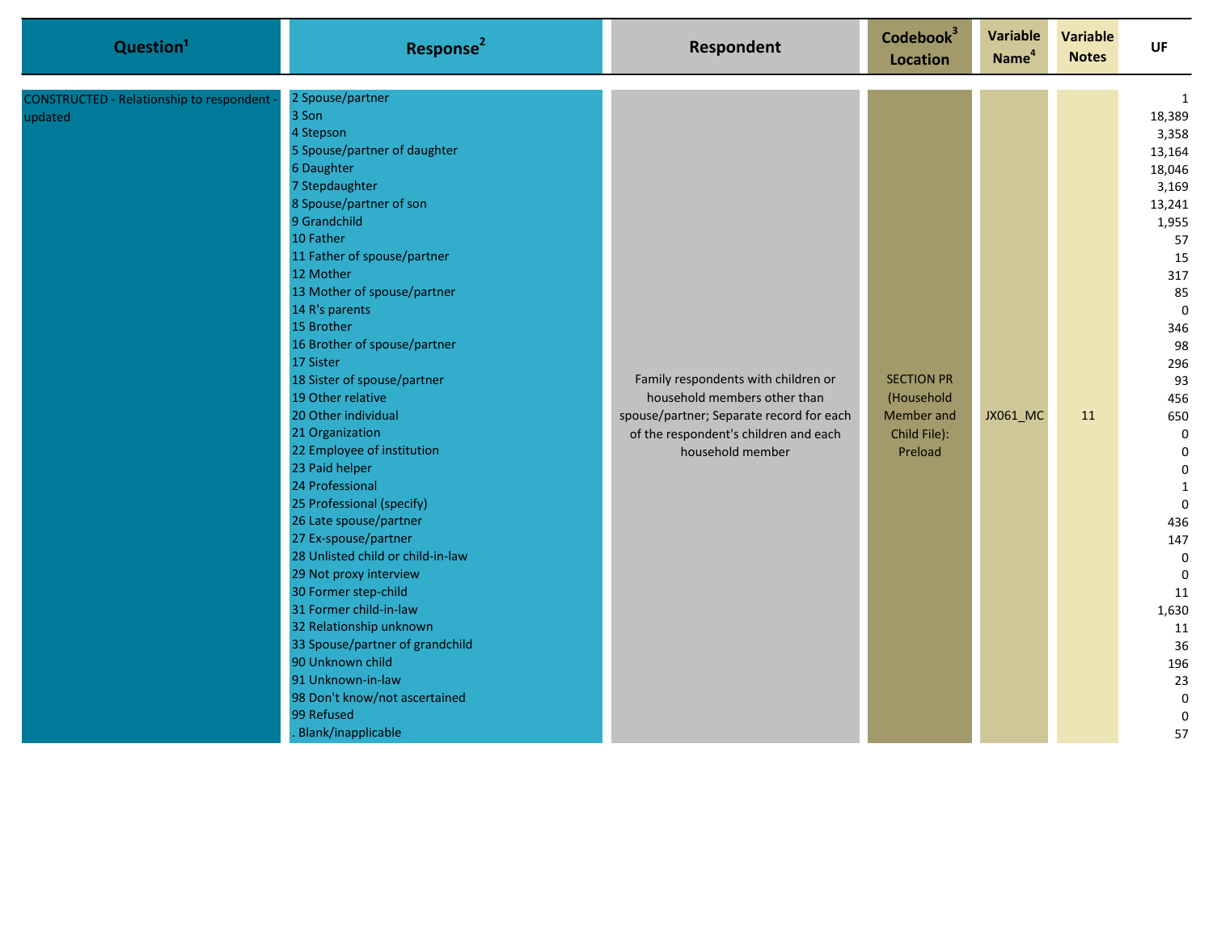| Question[1] | Response[2] | Respondent | Codebook[3] Location | Variable Name[4] | Variable Notes | UF |
|---|---|---|---|---|---|---|
| CONSTRUCTED - Relationship to respondent - updated | 2 Spouse/partner | Family respondents with children or household members other than spouse/partner; Separate record for each of the respondent's children and each household member | SECTION PR (Household Member and Child File): Preload | JX061_MC | 11 | 1 |
| | 3 Son | | | | | 18,389 |
| | 4 Stepson | | | | | 3,358 |
| | 5 Spouse/partner of daughter | | | | | 13,164 |
| | 6 Daughter | | | | | 18,046 |
| | 7 Stepdaughter | | | | | 3,169 |
| | 8 Spouse/partner of son | | | | | 13,241 |
| | 9 Grandchild | | | | | 1,955 |
| | 10 Father | | | | | 57 |
| | 11 Father of spouse/partner | | | | | 15 |
| | 12 Mother | | | | | 317 |
| | 13 Mother of spouse/partner | | | | | 85 |
| | 14 R's parents | | | | | 0 |
| | 15 Brother | | | | | 346 |
| | 16 Brother of spouse/partner | | | | | 98 |
| | 17 Sister | | | | | 296 |
| | 18 Sister of spouse/partner | | | | | 93 |
| | 19 Other relative | | | | | 456 |
| | 20 Other individual | | | | | 650 |
| | 21 Organization | | | | | 0 |
| | 22 Employee of institution | | | | | 0 |
| | 23 Paid helper | | | | | 0 |
| | 24 Professional | | | | | 1 |
| | 25 Professional (specify) | | | | | 0 |
| | 26 Late spouse/partner | | | | | 436 |
| | 27 Ex-spouse/partner | | | | | 147 |
| | 28 Unlisted child or child-in-law | | | | | 0 |
| | 29 Not proxy interview | | | | | 0 |
| | 30 Former step-child | | | | | 11 |
| | 31 Former child-in-law | | | | | 1,630 |
| | 32 Relationship unknown | | | | | 11 |
| | 33 Spouse/partner of grandchild | | | | | 36 |
| | 90 Unknown child | | | | | 196 |
| | 91 Unknown-in-law | | | | | 23 |
| | 98 Don't know/not ascertained | | | | | 0 |
| | 99 Refused | | | | | 0 |
| | . Blank/inapplicable | | | | | 57 |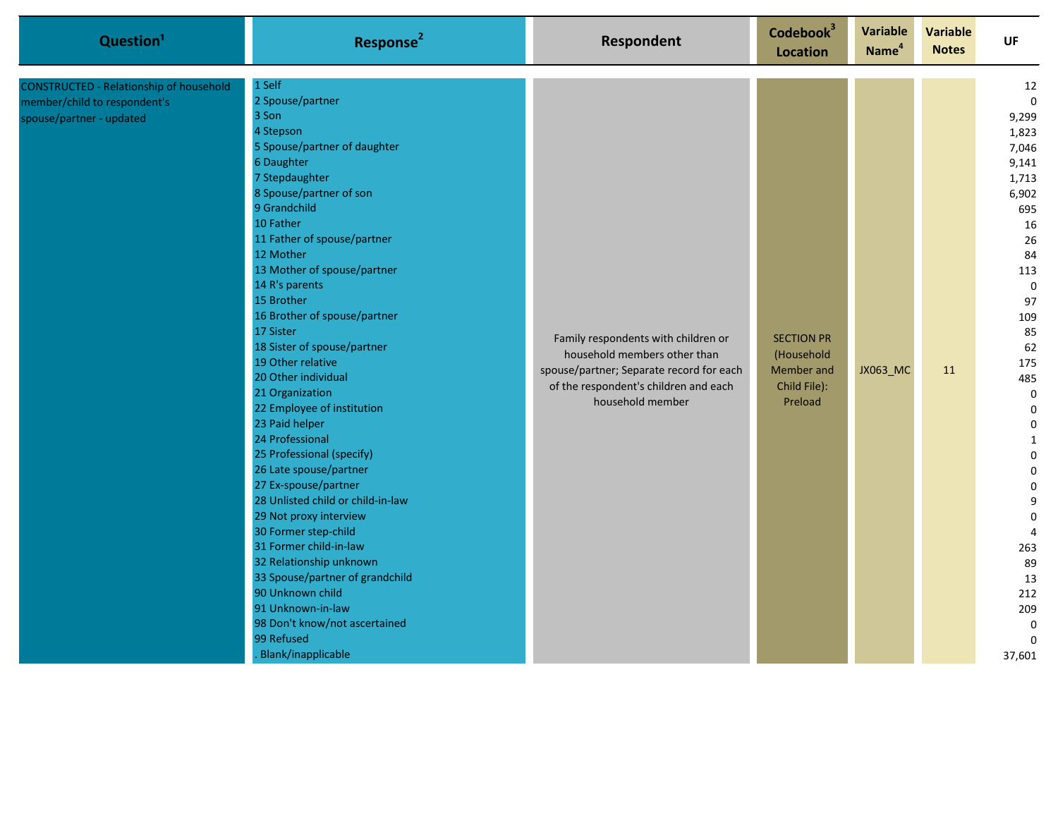| Question[1] | Response[2] | Respondent | Codebook[3] Location | Variable Name[4] | Variable Notes | UF |
|---|---|---|---|---|---|---|
| CONSTRUCTED - Relationship of household member/child to respondent's spouse/partner - updated | 1 Self | Family respondents with children or household members other than spouse/partner; Separate record for each of the respondent's children and each household member | SECTION PR (Household Member and Child File): Preload | JX063_MC | 11 | 12 |
| | 2 Spouse/partner | | | | | 0 |
| | 3 Son | | | | | 9,299 |
| | 4 Stepson | | | | | 1,823 |
| | 5 Spouse/partner of daughter | | | | | 7,046 |
| | 6 Daughter | | | | | 9,141 |
| | 7 Stepdaughter | | | | | 1,713 |
| | 8 Spouse/partner of son | | | | | 6,902 |
| | 9 Grandchild | | | | | 695 |
| | 10 Father | | | | | 16 |
| | 11 Father of spouse/partner | | | | | 26 |
| | 12 Mother | | | | | 84 |
| | 13 Mother of spouse/partner | | | | | 113 |
| | 14 R's parents | | | | | 0 |
| | 15 Brother | | | | | 97 |
| | 16 Brother of spouse/partner | | | | | 109 |
| | 17 Sister | | | | | 85 |
| | 18 Sister of spouse/partner | | | | | 62 |
| | 19 Other relative | | | | | 175 |
| | 20 Other individual | | | | | 485 |
| | 21 Organization | | | | | 0 |
| | 22 Employee of institution | | | | | 0 |
| | 23 Paid helper | | | | | 0 |
| | 24 Professional | | | | | 1 |
| | 25 Professional (specify) | | | | | 0 |
| | 26 Late spouse/partner | | | | | 0 |
| | 27 Ex-spouse/partner | | | | | 0 |
| | 28 Unlisted child or child-in-law | | | | | 9 |
| | 29 Not proxy interview | | | | | 0 |
| | 30 Former step-child | | | | | 4 |
| | 31 Former child-in-law | | | | | 263 |
| | 32 Relationship unknown | | | | | 89 |
| | 33 Spouse/partner of grandchild | | | | | 13 |
| | 90 Unknown child | | | | | 212 |
| | 91 Unknown-in-law | | | | | 209 |
| | 98 Don't know/not ascertained | | | | | 0 |
| | 99 Refused | | | | | 0 |
| | . Blank/inapplicable | | | | | 37,601 |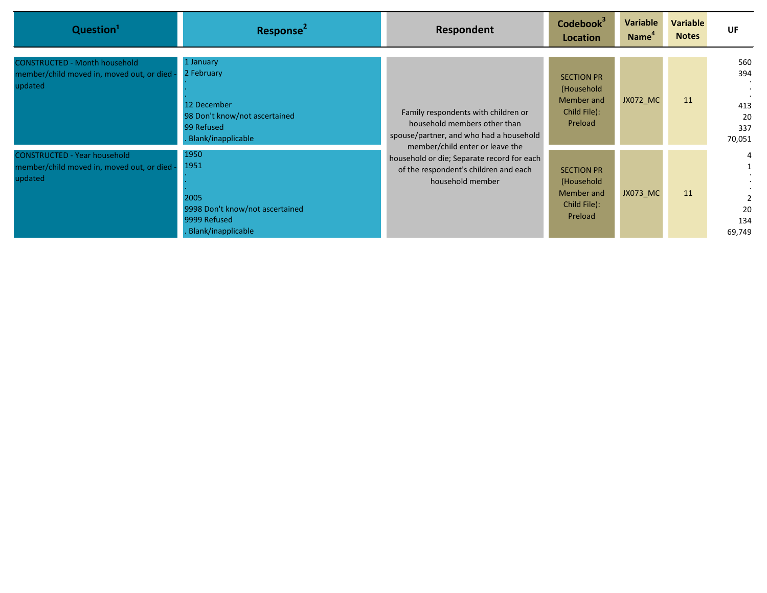| Question[1] | Response[2] | Respondent | Codebook[3] Location | Variable Name[4] | Variable Notes | UF |
|---|---|---|---|---|---|---|
| CONSTRUCTED - Month household member/child moved in, moved out, or died - updated | 1 January<br>2 February<br>.<br>.<br>12 December<br>98 Don't know/not ascertained<br>99 Refused<br>. Blank/inapplicable | Family respondents with children or household members other than spouse/partner, and who had a household member/child enter or leave the household or die; Separate record for each of the respondent's children and each household member | SECTION PR (Household Member and Child File): Preload | JX072_MC | 11 | 560<br>394<br>.<br>.<br>413<br>20<br>337<br>70,051 |
| CONSTRUCTED - Year household member/child moved in, moved out, or died - updated | 1950<br>1951<br>.<br>.<br>2005<br>9998 Don't know/not ascertained<br>9999 Refused<br>. Blank/inapplicable | | SECTION PR (Household Member and Child File): Preload | JX073_MC | 11 | 4<br>1<br>.<br>.<br>2<br>20<br>134<br>69,749 |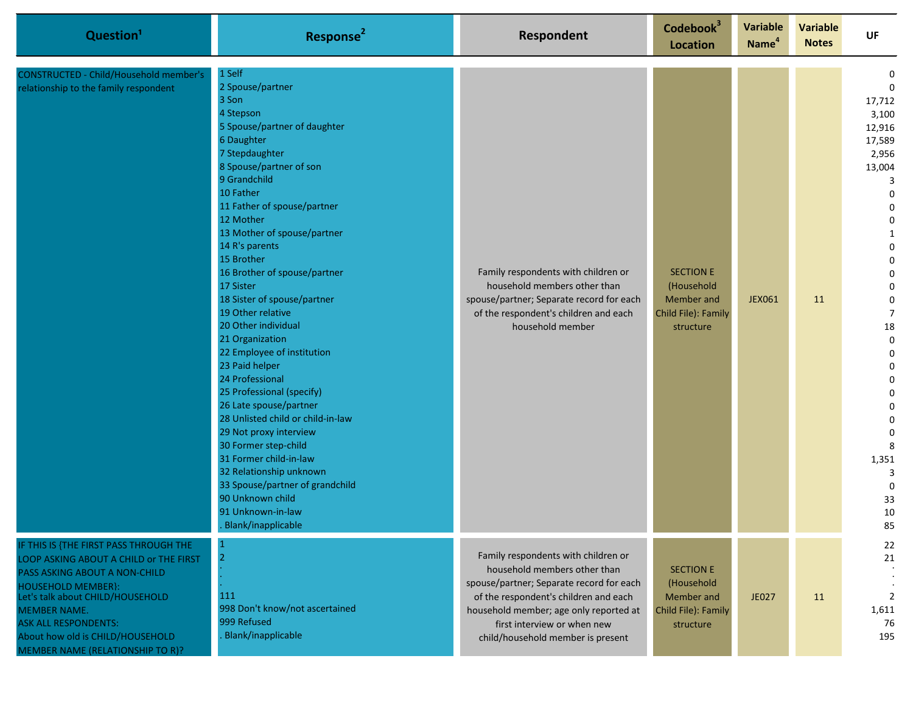| Question[1] | Response[2] | Respondent | Codebook[3] Location | Variable Name[4] | Variable Notes | UF |
|---|---|---|---|---|---|---|
| CONSTRUCTED - Child/Household member's relationship to the family respondent | 1 Self | Family respondents with children or household members other than spouse/partner; Separate record for each of the respondent's children and each household member | SECTION E (Household Member and Child File): Family structure | JEX061 | 11 | 0 |
| | 2 Spouse/partner | | | | | 0 |
| | 3 Son | | | | | 17,712 |
| | 4 Stepson | | | | | 3,100 |
| | 5 Spouse/partner of daughter | | | | | 12,916 |
| | 6 Daughter | | | | | 17,589 |
| | 7 Stepdaughter | | | | | 2,956 |
| | 8 Spouse/partner of son | | | | | 13,004 |
| | 9 Grandchild | | | | | 3 |
| | 10 Father | | | | | 0 |
| | 11 Father of spouse/partner | | | | | 0 |
| | 12 Mother | | | | | 0 |
| | 13 Mother of spouse/partner | | | | | 1 |
| | 14 R's parents | | | | | 0 |
| | 15 Brother | | | | | 0 |
| | 16 Brother of spouse/partner | | | | | 0 |
| | 17 Sister | | | | | 0 |
| | 18 Sister of spouse/partner | | | | | 0 |
| | 19 Other relative | | | | | 7 |
| | 20 Other individual | | | | | 18 |
| | 21 Organization | | | | | 0 |
| | 22 Employee of institution | | | | | 0 |
| | 23 Paid helper | | | | | 0 |
| | 24 Professional | | | | | 0 |
| | 25 Professional (specify) | | | | | 0 |
| | 26 Late spouse/partner | | | | | 0 |
| | 28 Unlisted child or child-in-law | | | | | 0 |
| | 29 Not proxy interview | | | | | 0 |
| | 30 Former step-child | | | | | 8 |
| | 31 Former child-in-law | | | | | 1,351 |
| | 32 Relationship unknown | | | | | 3 |
| | 33 Spouse/partner of grandchild | | | | | 0 |
| | 90 Unknown child | | | | | 33 |
| | 91 Unknown-in-law | | | | | 10 |
| | . Blank/inapplicable | | | | | 85 |
| IF THIS IS {THE FIRST PASS THROUGH THE LOOP ASKING ABOUT A CHILD or THE FIRST PASS ASKING ABOUT A NON-CHILD HOUSEHOLD MEMBER}: Let's talk about CHILD/HOUSEHOLD MEMBER NAME. ASK ALL RESPONDENTS: About how old is CHILD/HOUSEHOLD MEMBER NAME (RELATIONSHIP TO R)? | 1 | Family respondents with children or household members other than spouse/partner; Separate record for each of the respondent's children and each household member; age only reported at first interview or when new child/household member is present | SECTION E (Household Member and Child File): Family structure | JE027 | 11 | 22 |
| | 2 | | | | | 21 |
| | . | | | | | . |
| | . | | | | | . |
| | . | | | | | . |
| | 111 | | | | | 2 |
| | 998 Don't know/not ascertained | | | | | 1,611 |
| | 999 Refused | | | | | 76 |
| | . Blank/inapplicable | | | | | 195 |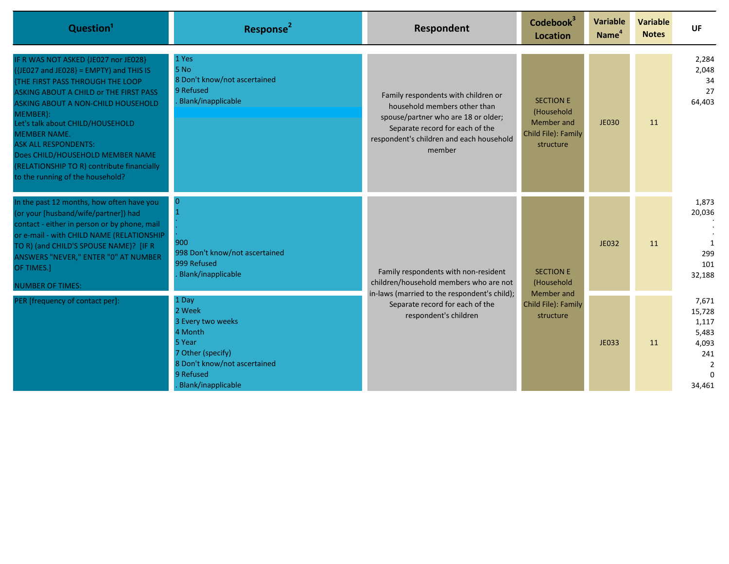| Question[1] | Response[2] | Respondent | Codebook[3] Location | Variable Name[4] | Variable Notes | UF |
|---|---|---|---|---|---|---|
| IF R WAS NOT ASKED {JE027 nor JE028} ({JE027 and JE028} = EMPTY) and THIS IS {THE FIRST PASS THROUGH THE LOOP ASKING ABOUT A CHILD or THE FIRST PASS ASKING ABOUT A NON-CHILD HOUSEHOLD MEMBER}:<br>Let's talk about CHILD/HOUSEHOLD MEMBER NAME.<br>ASK ALL RESPONDENTS:<br>Does CHILD/HOUSEHOLD MEMBER NAME (RELATIONSHIP TO R) contribute financially to the running of the household? | 1 Yes<br>5 No<br>8 Don't know/not ascertained<br>9 Refused<br>. Blank/inapplicable | Family respondents with children or household members other than spouse/partner who are 18 or older; Separate record for each of the respondent's children and each household member | SECTION E (Household Member and Child File): Family structure | JE030 | 11 | 2,284<br>2,048<br>34<br>27<br>64,403 |
| In the past 12 months, how often have you (or your [husband/wife/partner]) had contact - either in person or by phone, mail or e-mail - with CHILD NAME (RELATIONSHIP TO R) (and CHILD'S SPOUSE NAME)? [IF R ANSWERS "NEVER," ENTER "0" AT NUMBER OF TIMES.]<br>NUMBER OF TIMES: | 0<br>1<br>.<br>.<br>.<br>900<br>998 Don't know/not ascertained<br>999 Refused<br>. Blank/inapplicable | Family respondents with non-resident children/household members who are not in-laws (married to the respondent's child); Separate record for each of the respondent's children | SECTION E (Household Member and Child File): Family structure | JE032 | 11 | 1,873<br>20,036<br>.<br>.<br>.<br>1<br>299<br>101<br>32,188 |
| PER [frequency of contact per]: | 1 Day<br>2 Week<br>3 Every two weeks<br>4 Month<br>5 Year<br>7 Other (specify)<br>8 Don't know/not ascertained<br>9 Refused<br>. Blank/inapplicable | | | JE033 | 11 | 7,671<br>15,728<br>1,117<br>5,483<br>4,093<br>241<br>2<br>0<br>34,461 |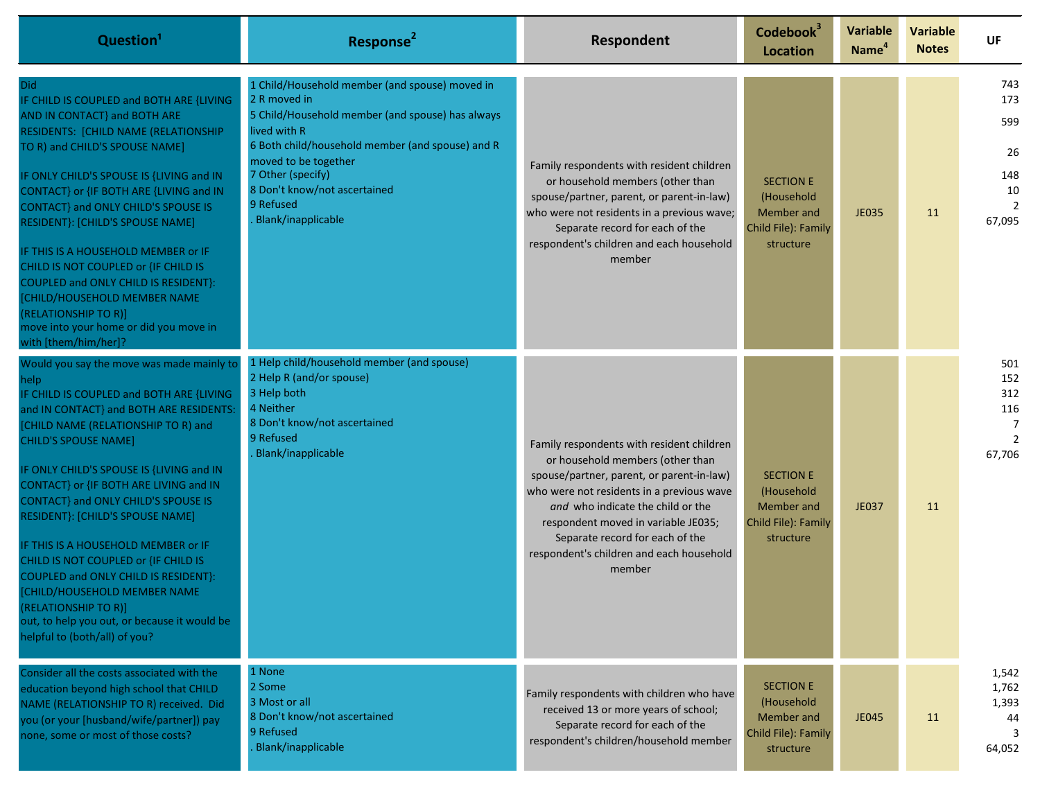| Question[1] | Response[2] | Respondent | Codebook[3] Location | Variable Name[4] | Variable Notes | UF |
|---|---|---|---|---|---|---|
| Did<br>IF CHILD IS COUPLED and BOTH ARE {LIVING AND IN CONTACT} and BOTH ARE RESIDENTS: [CHILD NAME (RELATIONSHIP TO R) and CHILD'S SPOUSE NAME]<br><br>IF ONLY CHILD'S SPOUSE IS {LIVING and IN CONTACT} or {IF BOTH ARE {LIVING and IN CONTACT} and ONLY CHILD'S SPOUSE IS RESIDENT}: [CHILD'S SPOUSE NAME]<br><br>IF THIS IS A HOUSEHOLD MEMBER or IF CHILD IS NOT COUPLED or {IF CHILD IS COUPLED and ONLY CHILD IS RESIDENT}: [CHILD/HOUSEHOLD MEMBER NAME (RELATIONSHIP TO R)]<br>move into your home or did you move in with [them/him/her]? | 1 Child/Household member (and spouse) moved in<br>2 R moved in<br>5 Child/Household member (and spouse) has always lived with R<br>6 Both child/household member (and spouse) and R moved to be together<br>7 Other (specify)<br>8 Don't know/not ascertained<br>9 Refused<br>. Blank/inapplicable | Family respondents with resident children or household members (other than spouse/partner, parent, or parent-in-law) who were not residents in a previous wave; Separate record for each of the respondent's children and each household member | SECTION E (Household Member and Child File): Family structure | JE035 | 11 | 743<br>173<br>599<br>26<br>148<br>10<br>2<br>67,095 |
| Would you say the move was made mainly to help<br>IF CHILD IS COUPLED and BOTH ARE {LIVING and IN CONTACT} and BOTH ARE RESIDENTS: [CHILD NAME (RELATIONSHIP TO R) and CHILD'S SPOUSE NAME]<br><br>IF ONLY CHILD'S SPOUSE IS {LIVING and IN CONTACT} or {IF BOTH ARE LIVING and IN CONTACT} and ONLY CHILD'S SPOUSE IS RESIDENT}: [CHILD'S SPOUSE NAME]<br><br>IF THIS IS A HOUSEHOLD MEMBER or IF CHILD IS NOT COUPLED or {IF CHILD IS COUPLED and ONLY CHILD IS RESIDENT}: [CHILD/HOUSEHOLD MEMBER NAME (RELATIONSHIP TO R)]<br>out, to help you out, or because it would be helpful to (both/all) of you? | 1 Help child/household member (and spouse)<br>2 Help R (and/or spouse)<br>3 Help both<br>4 Neither<br>8 Don't know/not ascertained<br>9 Refused<br>. Blank/inapplicable | Family respondents with resident children or household members (other than spouse/partner, parent, or parent-in-law) who were not residents in a previous wave *and* who indicate the child or the respondent moved in variable JE035; Separate record for each of the respondent's children and each household member | SECTION E (Household Member and Child File): Family structure | JE037 | 11 | 501<br>152<br>312<br>116<br>7<br>2<br>67,706 |
| Consider all the costs associated with the education beyond high school that CHILD NAME (RELATIONSHIP TO R) received. Did you (or your [husband/wife/partner]) pay none, some or most of those costs? | 1 None<br>2 Some<br>3 Most or all<br>8 Don't know/not ascertained<br>9 Refused<br>. Blank/inapplicable | Family respondents with children who have received 13 or more years of school; Separate record for each of the respondent's children/household member | SECTION E (Household Member and Child File): Family structure | JE045 | 11 | 1,542<br>1,762<br>1,393<br>44<br>3<br>64,052 |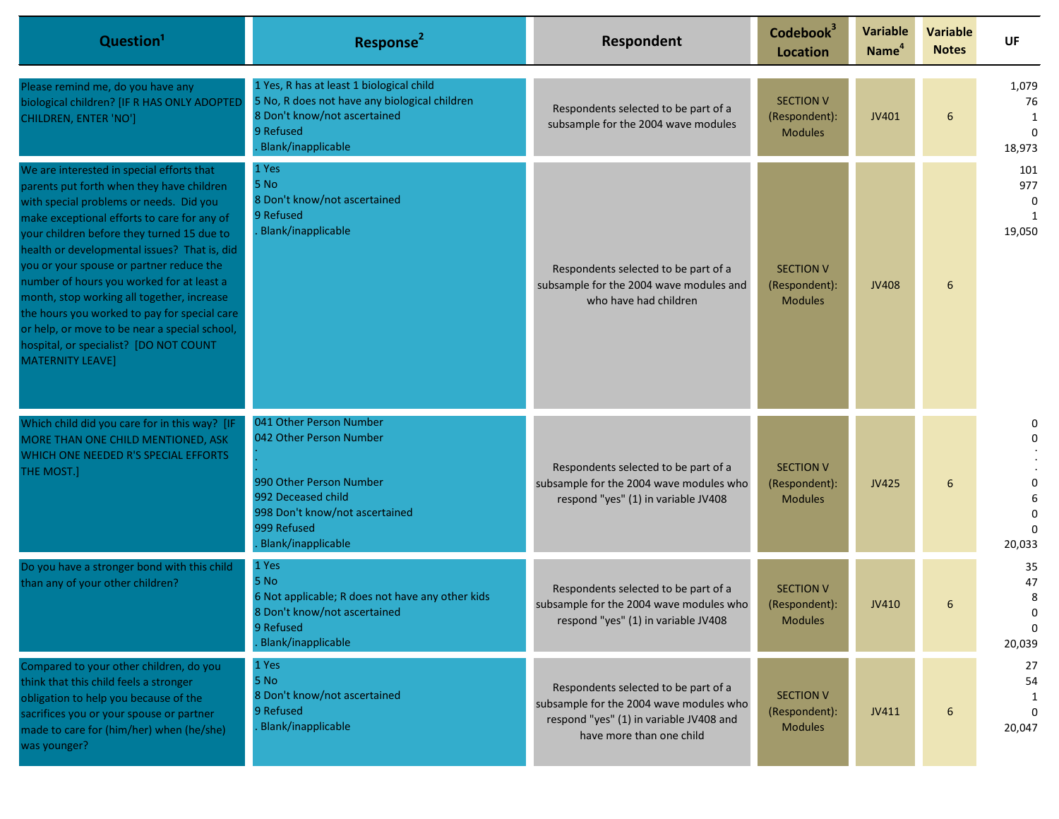| Question[1] | Response[2] | Respondent | Codebook[3] Location | Variable Name[4] | Variable Notes | UF |
|---|---|---|---|---|---|---|
| Please remind me, do you have any biological children? [IF R HAS ONLY ADOPTED CHILDREN, ENTER 'NO'] | 1 Yes, R has at least 1 biological child<br>5 No, R does not have any biological children<br>8 Don't know/not ascertained<br>9 Refused<br>. Blank/inapplicable | Respondents selected to be part of a subsample for the 2004 wave modules | SECTION V (Respondent): Modules | JV401 | 6 | 1,079<br>76<br>1<br>0<br>18,973 |
| We are interested in special efforts that parents put forth when they have children with special problems or needs. Did you make exceptional efforts to care for any of your children before they turned 15 due to health or developmental issues? That is, did you or your spouse or partner reduce the number of hours you worked for at least a month, stop working all together, increase the hours you worked to pay for special care or help, or move to be near a special school, hospital, or specialist? [DO NOT COUNT MATERNITY LEAVE] | 1 Yes<br>5 No<br>8 Don't know/not ascertained<br>9 Refused<br>. Blank/inapplicable | Respondents selected to be part of a subsample for the 2004 wave modules and who have had children | SECTION V (Respondent): Modules | JV408 | 6 | 101<br>977<br>0<br>1<br>19,050 |
| Which child did you care for in this way? [IF MORE THAN ONE CHILD MENTIONED, ASK WHICH ONE NEEDED R'S SPECIAL EFFORTS THE MOST.] | 041 Other Person Number<br>042 Other Person Number<br>.<br>.<br>990 Other Person Number<br>992 Deceased child<br>998 Don't know/not ascertained<br>999 Refused<br>. Blank/inapplicable | Respondents selected to be part of a subsample for the 2004 wave modules who respond "yes" (1) in variable JV408 | SECTION V (Respondent): Modules | JV425 | 6 | 0<br>0<br>.<br>.<br>0<br>6<br>0<br>0<br>20,033 |
| Do you have a stronger bond with this child than any of your other children? | 1 Yes<br>5 No<br>6 Not applicable; R does not have any other kids<br>8 Don't know/not ascertained<br>9 Refused<br>. Blank/inapplicable | Respondents selected to be part of a subsample for the 2004 wave modules who respond "yes" (1) in variable JV408 | SECTION V (Respondent): Modules | JV410 | 6 | 35<br>47<br>8<br>0<br>0<br>20,039 |
| Compared to your other children, do you think that this child feels a stronger obligation to help you because of the sacrifices you or your spouse or partner made to care for (him/her) when (he/she) was younger? | 1 Yes<br>5 No<br>8 Don't know/not ascertained<br>9 Refused<br>. Blank/inapplicable | Respondents selected to be part of a subsample for the 2004 wave modules who respond "yes" (1) in variable JV408 and have more than one child | SECTION V (Respondent): Modules | JV411 | 6 | 27<br>54<br>1<br>0<br>20,047 |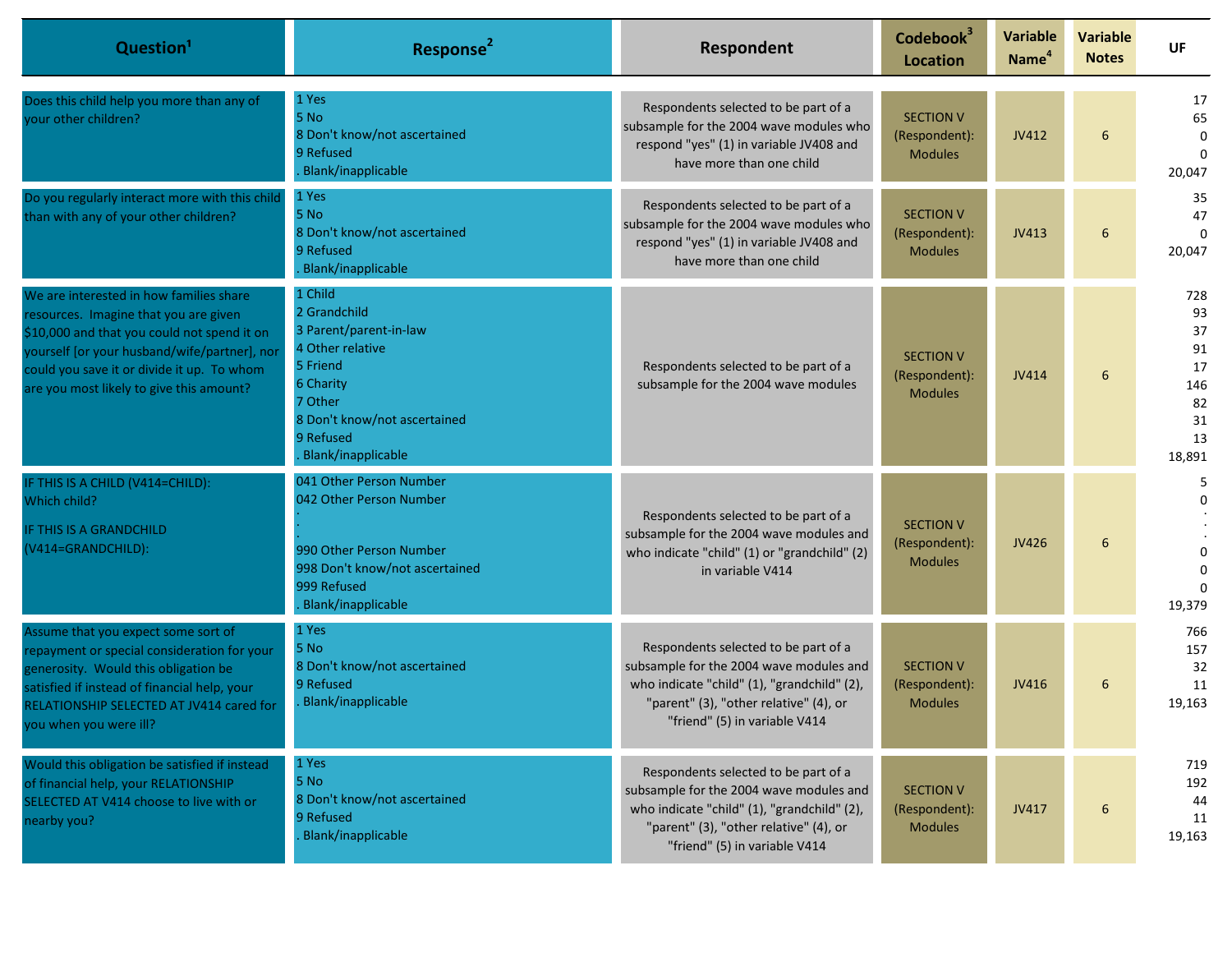| Question[1] | Response[2] | Respondent | Codebook[3] Location | Variable Name[4] | Variable Notes | UF |
|---|---|---|---|---|---|---|
| Does this child help you more than any of your other children? | 1 Yes<br>5 No<br>8 Don't know/not ascertained<br>9 Refused<br>. Blank/inapplicable | Respondents selected to be part of a subsample for the 2004 wave modules who respond "yes" (1) in variable JV408 and have more than one child | SECTION V (Respondent): Modules | JV412 | 6 | 17<br>65<br>0<br>0<br>20,047 |
| Do you regularly interact more with this child than with any of your other children? | 1 Yes<br>5 No<br>8 Don't know/not ascertained<br>9 Refused<br>. Blank/inapplicable | Respondents selected to be part of a subsample for the 2004 wave modules who respond "yes" (1) in variable JV408 and have more than one child | SECTION V (Respondent): Modules | JV413 | 6 | 35<br>47<br>0<br>20,047 |
| We are interested in how families share resources. Imagine that you are given $10,000 and that you could not spend it on yourself [or your husband/wife/partner], nor could you save it or divide it up. To whom are you most likely to give this amount? | 1 Child<br>2 Grandchild<br>3 Parent/parent-in-law<br>4 Other relative<br>5 Friend<br>6 Charity<br>7 Other<br>8 Don't know/not ascertained<br>9 Refused<br>. Blank/inapplicable | Respondents selected to be part of a subsample for the 2004 wave modules | SECTION V (Respondent): Modules | JV414 | 6 | 728<br>93<br>37<br>91<br>17<br>146<br>82<br>31<br>13<br>18,891 |
| IF THIS IS A CHILD (V414=CHILD):<br>Which child?<br>IF THIS IS A GRANDCHILD (V414=GRANDCHILD): | 041 Other Person Number<br>042 Other Person Number<br>.<br>.<br>.<br>990 Other Person Number<br>998 Don't know/not ascertained<br>999 Refused<br>. Blank/inapplicable | Respondents selected to be part of a subsample for the 2004 wave modules and who indicate "child" (1) or "grandchild" (2) in variable V414 | SECTION V (Respondent): Modules | JV426 | 6 | 5<br>0<br>.<br>.<br>.<br>0<br>0<br>0<br>19,379 |
| Assume that you expect some sort of repayment or special consideration for your generosity. Would this obligation be satisfied if instead of financial help, your RELATIONSHIP SELECTED AT JV414 cared for you when you were ill? | 1 Yes<br>5 No<br>8 Don't know/not ascertained<br>9 Refused<br>. Blank/inapplicable | Respondents selected to be part of a subsample for the 2004 wave modules and who indicate "child" (1), "grandchild" (2), "parent" (3), "other relative" (4), or "friend" (5) in variable V414 | SECTION V (Respondent): Modules | JV416 | 6 | 766<br>157<br>32<br>11<br>19,163 |
| Would this obligation be satisfied if instead of financial help, your RELATIONSHIP SELECTED AT V414 choose to live with or nearby you? | 1 Yes<br>5 No<br>8 Don't know/not ascertained<br>9 Refused<br>. Blank/inapplicable | Respondents selected to be part of a subsample for the 2004 wave modules and who indicate "child" (1), "grandchild" (2), "parent" (3), "other relative" (4), or "friend" (5) in variable V414 | SECTION V (Respondent): Modules | JV417 | 6 | 719<br>192<br>44<br>11<br>19,163 |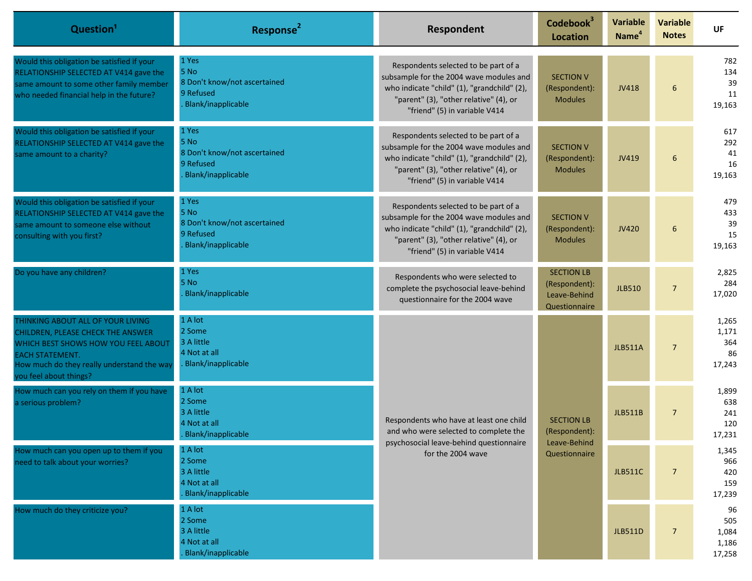| Question[1] | Response[2] | Respondent | Codebook[3] Location | Variable Name[4] | Variable Notes | UF |
|---|---|---|---|---|---|---|
| Would this obligation be satisfied if your RELATIONSHIP SELECTED AT V414 gave the same amount to some other family member who needed financial help in the future? | 1 Yes<br>5 No<br>8 Don't know/not ascertained<br>9 Refused<br>. Blank/inapplicable | Respondents selected to be part of a subsample for the 2004 wave modules and who indicate "child" (1), "grandchild" (2), "parent" (3), "other relative" (4), or "friend" (5) in variable V414 | SECTION V (Respondent): Modules | JV418 | 6 | 782<br>134<br>39<br>11<br>19,163 |
| Would this obligation be satisfied if your RELATIONSHIP SELECTED AT V414 gave the same amount to a charity? | 1 Yes<br>5 No<br>8 Don't know/not ascertained<br>9 Refused<br>. Blank/inapplicable | Respondents selected to be part of a subsample for the 2004 wave modules and who indicate "child" (1), "grandchild" (2), "parent" (3), "other relative" (4), or "friend" (5) in variable V414 | SECTION V (Respondent): Modules | JV419 | 6 | 617<br>292<br>41<br>16<br>19,163 |
| Would this obligation be satisfied if your RELATIONSHIP SELECTED AT V414 gave the same amount to someone else without consulting with you first? | 1 Yes<br>5 No<br>8 Don't know/not ascertained<br>9 Refused<br>. Blank/inapplicable | Respondents selected to be part of a subsample for the 2004 wave modules and who indicate "child" (1), "grandchild" (2), "parent" (3), "other relative" (4), or "friend" (5) in variable V414 | SECTION V (Respondent): Modules | JV420 | 6 | 479<br>433<br>39<br>15<br>19,163 |
| Do you have any children? | 1 Yes<br>5 No<br>. Blank/inapplicable | Respondents who were selected to complete the psychosocial leave-behind questionnaire for the 2004 wave | SECTION LB (Respondent): Leave-Behind Questionnaire | JLB510 | 7 | 2,825<br>284<br>17,020 |
| THINKING ABOUT ALL OF YOUR LIVING CHILDREN, PLEASE CHECK THE ANSWER WHICH BEST SHOWS HOW YOU FEEL ABOUT EACH STATEMENT.<br>How much do they really understand the way you feel about things? | 1 A lot<br>2 Some<br>3 A little<br>4 Not at all<br>. Blank/inapplicable | Respondents who have at least one child and who were selected to complete the psychosocial leave-behind questionnaire for the 2004 wave | SECTION LB (Respondent): Leave-Behind Questionnaire | JLB511A | 7 | 1,265<br>1,171<br>364<br>86<br>17,243 |
| How much can you rely on them if you have a serious problem? | 1 A lot<br>2 Some<br>3 A little<br>4 Not at all<br>. Blank/inapplicable | | | JLB511B | 7 | 1,899<br>638<br>241<br>120<br>17,231 |
| How much can you open up to them if you need to talk about your worries? | 1 A lot<br>2 Some<br>3 A little<br>4 Not at all<br>. Blank/inapplicable | | | JLB511C | 7 | 1,345<br>966<br>420<br>159<br>17,239 |
| How much do they criticize you? | 1 A lot<br>2 Some<br>3 A little<br>4 Not at all<br>. Blank/inapplicable | | | JLB511D | 7 | 96<br>505<br>1,084<br>1,186<br>17,258 |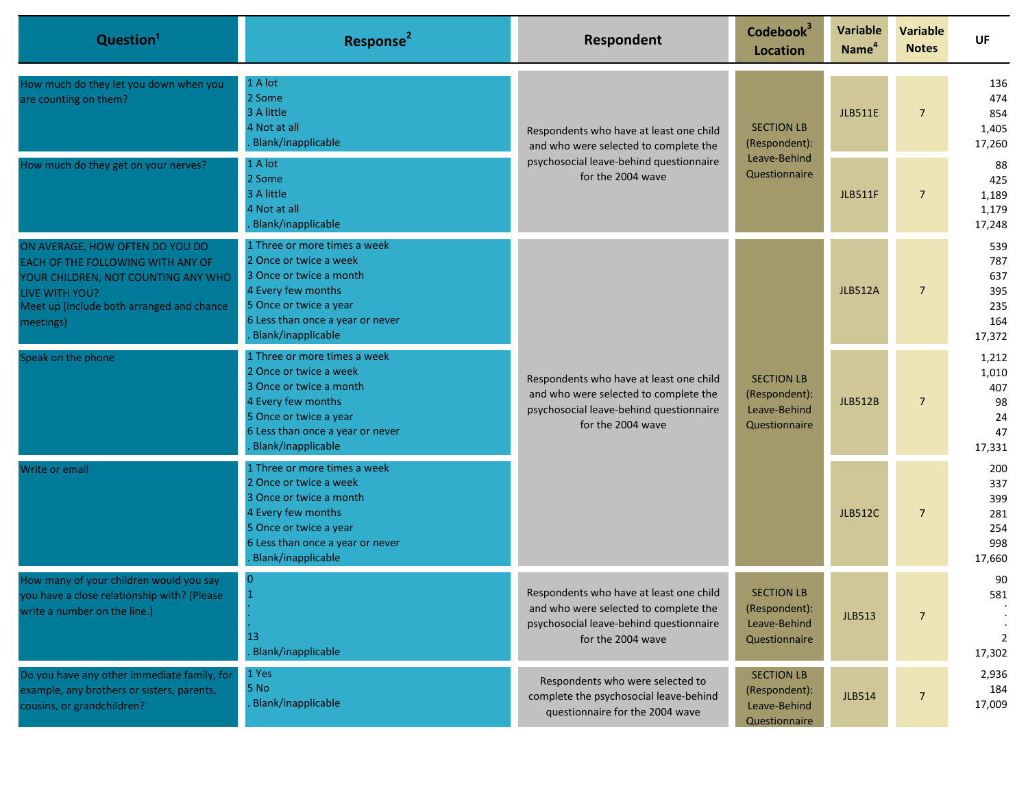| Question[1] | Response[2] | Respondent | Codebook[3] Location | Variable Name[4] | Variable Notes | UF |
|---|---|---|---|---|---|---|
| How much do they let you down when you are counting on them? | 1 A lot<br>2 Some<br>3 A little<br>4 Not at all<br>. Blank/inapplicable | Respondents who have at least one child and who were selected to complete the psychosocial leave-behind questionnaire for the 2004 wave | SECTION LB (Respondent): Leave-Behind Questionnaire | JLB511E | 7 | 136<br>474<br>854<br>1,405<br>17,260 |
| How much do they get on your nerves? | 1 A lot<br>2 Some<br>3 A little<br>4 Not at all<br>. Blank/inapplicable | | | JLB511F | 7 | 88<br>425<br>1,189<br>1,179<br>17,248 |
| ON AVERAGE, HOW OFTEN DO YOU DO EACH OF THE FOLLOWING WITH ANY OF YOUR CHILDREN, NOT COUNTING ANY WHO LIVE WITH YOU?<br>Meet up (include both arranged and chance meetings) | 1 Three or more times a week<br>2 Once or twice a week<br>3 Once or twice a month<br>4 Every few months<br>5 Once or twice a year<br>6 Less than once a year or never<br>. Blank/inapplicable | Respondents who have at least one child and who were selected to complete the psychosocial leave-behind questionnaire for the 2004 wave | SECTION LB (Respondent): Leave-Behind Questionnaire | JLB512A | 7 | 539<br>787<br>637<br>395<br>235<br>164<br>17,372 |
| Speak on the phone | 1 Three or more times a week<br>2 Once or twice a week<br>3 Once or twice a month<br>4 Every few months<br>5 Once or twice a year<br>6 Less than once a year or never<br>. Blank/inapplicable | | | JLB512B | 7 | 1,212<br>1,010<br>407<br>98<br>24<br>47<br>17,331 |
| Write or email | 1 Three or more times a week<br>2 Once or twice a week<br>3 Once or twice a month<br>4 Every few months<br>5 Once or twice a year<br>6 Less than once a year or never<br>. Blank/inapplicable | | | JLB512C | 7 | 200<br>337<br>399<br>281<br>254<br>998<br>17,660 |
| How many of your children would you say you have a close relationship with? (Please write a number on the line.) | 0<br>1<br>.<br>.<br>13<br>. Blank/inapplicable | Respondents who have at least one child and who were selected to complete the psychosocial leave-behind questionnaire for the 2004 wave | SECTION LB (Respondent): Leave-Behind Questionnaire | JLB513 | 7 | 90<br>581<br>.<br>.<br>2<br>17,302 |
| Do you have any other immediate family, for example, any brothers or sisters, parents, cousins, or grandchildren? | 1 Yes<br>5 No<br>. Blank/inapplicable | Respondents who were selected to complete the psychosocial leave-behind questionnaire for the 2004 wave | SECTION LB (Respondent): Leave-Behind Questionnaire | JLB514 | 7 | 2,936<br>184<br>17,009 |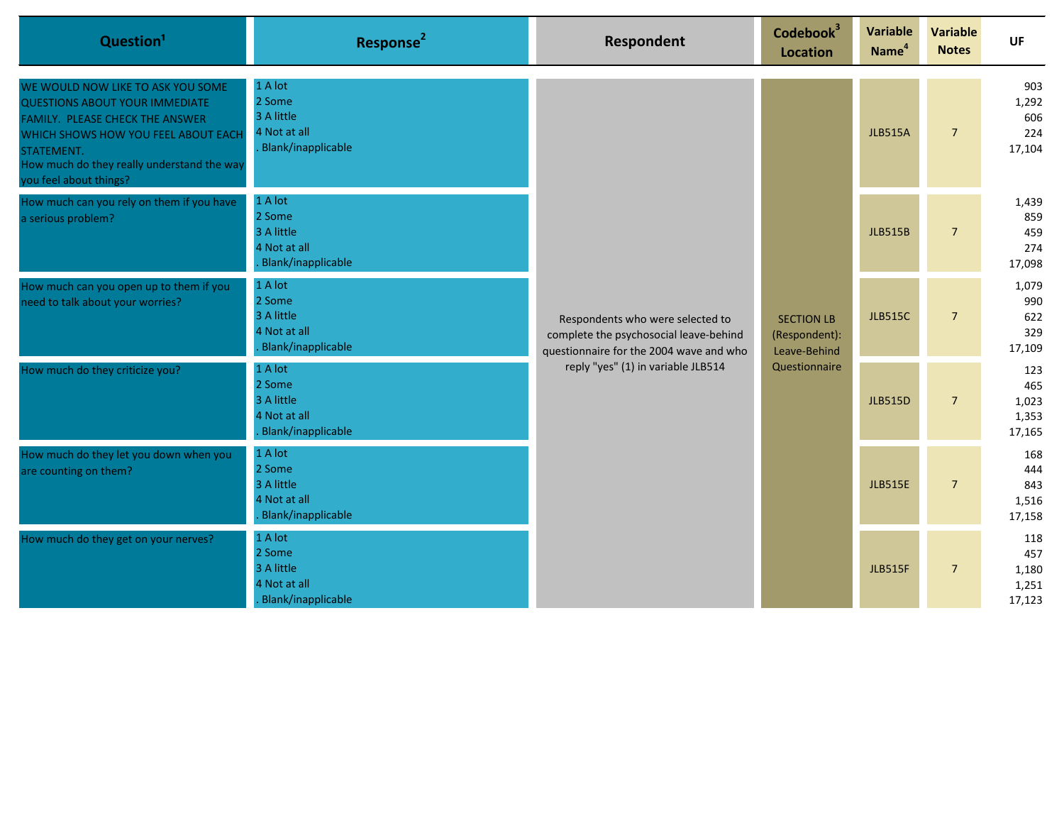| Question[1] | Response[2] | Respondent | Codebook[3] Location | Variable Name[4] | Variable Notes | UF |
|---|---|---|---|---|---|---|
| WE WOULD NOW LIKE TO ASK YOU SOME QUESTIONS ABOUT YOUR IMMEDIATE FAMILY. PLEASE CHECK THE ANSWER WHICH SHOWS HOW YOU FEEL ABOUT EACH STATEMENT. How much do they really understand the way you feel about things? | 1 A lot<br>2 Some<br>3 A little<br>4 Not at all<br>. Blank/inapplicable | Respondents who were selected to complete the psychosocial leave-behind questionnaire for the 2004 wave and who reply "yes" (1) in variable JLB514 | SECTION LB (Respondent): Leave-Behind Questionnaire | JLB515A | 7 | 903<br>1,292<br>606<br>224<br>17,104 |
| How much can you rely on them if you have a serious problem? | 1 A lot<br>2 Some<br>3 A little<br>4 Not at all<br>. Blank/inapplicable | | | JLB515B | 7 | 1,439<br>859<br>459<br>274<br>17,098 |
| How much can you open up to them if you need to talk about your worries? | 1 A lot<br>2 Some<br>3 A little<br>4 Not at all<br>. Blank/inapplicable | | | JLB515C | 7 | 1,079<br>990<br>622<br>329<br>17,109 |
| How much do they criticize you? | 1 A lot<br>2 Some<br>3 A little<br>4 Not at all<br>. Blank/inapplicable | | | JLB515D | 7 | 123<br>465<br>1,023<br>1,353<br>17,165 |
| How much do they let you down when you are counting on them? | 1 A lot<br>2 Some<br>3 A little<br>4 Not at all<br>. Blank/inapplicable | | | JLB515E | 7 | 168<br>444<br>843<br>1,516<br>17,158 |
| How much do they get on your nerves? | 1 A lot<br>2 Some<br>3 A little<br>4 Not at all<br>. Blank/inapplicable | | | JLB515F | 7 | 118<br>457<br>1,180<br>1,251<br>17,123 |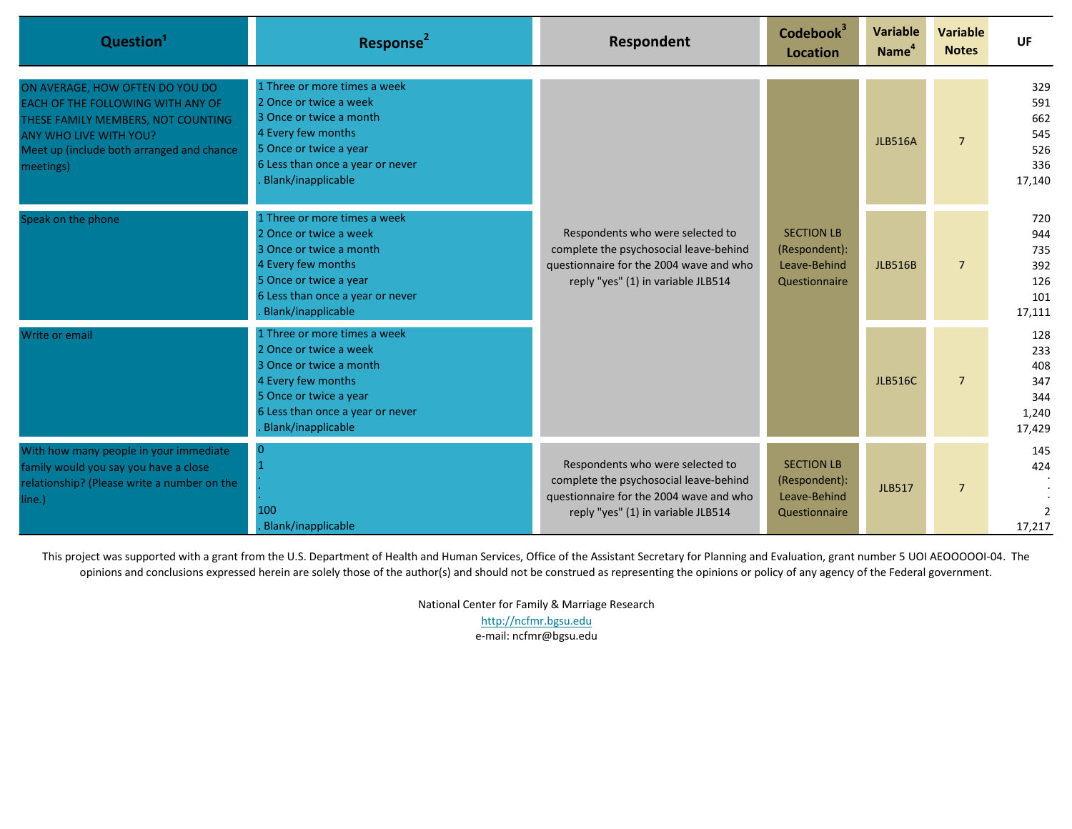| Question[1] | Response[2] | Respondent | Codebook[3] Location | Variable Name[4] | Variable Notes | UF |
|---|---|---|---|---|---|---|
| ON AVERAGE, HOW OFTEN DO YOU DO EACH OF THE FOLLOWING WITH ANY OF THESE FAMILY MEMBERS, NOT COUNTING ANY WHO LIVE WITH YOU?<br>Meet up (include both arranged and chance meetings) | 1 Three or more times a week<br>2 Once or twice a week<br>3 Once or twice a month<br>4 Every few months<br>5 Once or twice a year<br>6 Less than once a year or never<br>. Blank/inapplicable | Respondents who were selected to complete the psychosocial leave-behind questionnaire for the 2004 wave and who reply "yes" (1) in variable JLB514 | SECTION LB (Respondent): Leave-Behind Questionnaire | JLB516A | 7 | 329<br>591<br>662<br>545<br>526<br>336<br>17,140 |
| Speak on the phone | 1 Three or more times a week<br>2 Once or twice a week<br>3 Once or twice a month<br>4 Every few months<br>5 Once or twice a year<br>6 Less than once a year or never<br>. Blank/inapplicable | | | JLB516B | 7 | 720<br>944<br>735<br>392<br>126<br>101<br>17,111 |
| Write or email | 1 Three or more times a week<br>2 Once or twice a week<br>3 Once or twice a month<br>4 Every few months<br>5 Once or twice a year<br>6 Less than once a year or never<br>. Blank/inapplicable | | | JLB516C | 7 | 128<br>233<br>408<br>347<br>344<br>1,240<br>17,429 |
| With how many people in your immediate family would you say you have a close relationship? (Please write a number on the line.) | 0<br>1<br>.<br>.<br>.<br>100<br>. Blank/inapplicable | Respondents who were selected to complete the psychosocial leave-behind questionnaire for the 2004 wave and who reply "yes" (1) in variable JLB514 | SECTION LB (Respondent): Leave-Behind Questionnaire | JLB517 | 7 | 145<br>424<br>.<br>.<br>.<br>2<br>17,217 |

This project was supported with a grant from the U.S. Department of Health and Human Services, Office of the Assistant Secretary for Planning and Evaluation, grant number 5 UOI AEOOOOOI-04. The opinions and conclusions expressed herein are solely those of the author(s) and should not be construed as representing the opinions or policy of any agency of the Federal government.

National Center for Family & Marriage Research
http://ncfmr.bgsu.edu
e-mail: ncfmr@bgsu.edu